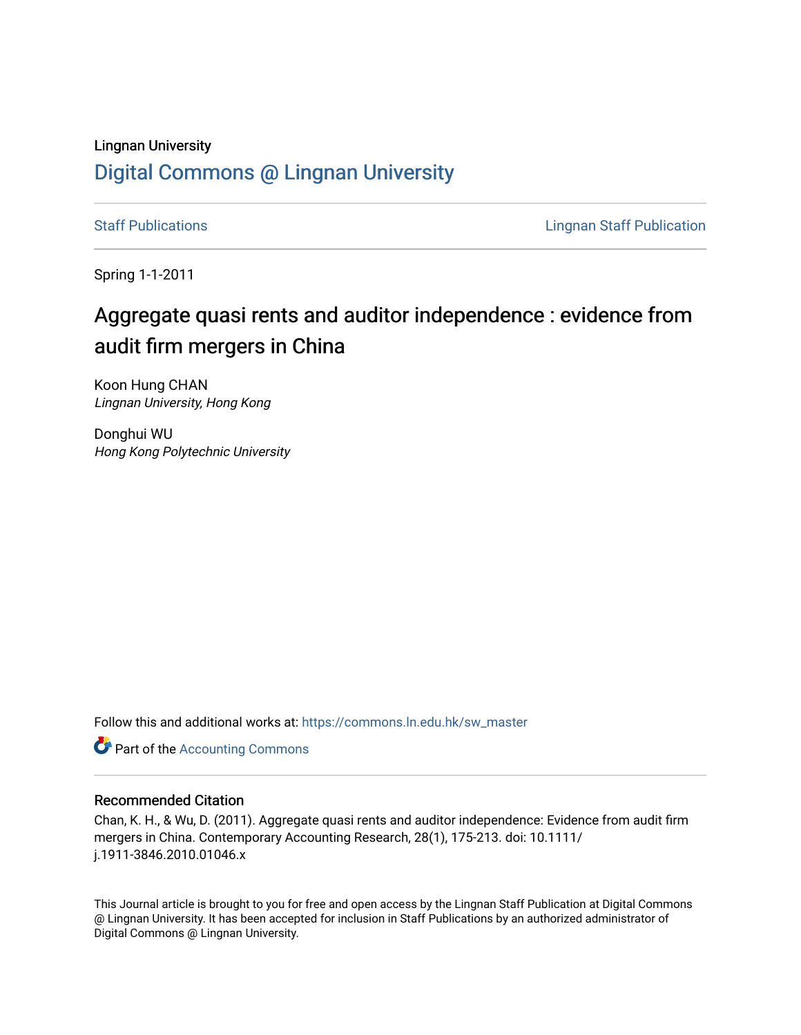Lingnan University

# Digital Commons @ Lingnan University

Staff Publications | Lingnan Staff Publication

Spring 1-1-2011

# Aggregate quasi rents and auditor independence : evidence from audit firm mergers in China

Koon Hung CHAN
*Lingnan University, Hong Kong*

Donghui WU
*Hong Kong Polytechnic University*

Follow this and additional works at: https://commons.ln.edu.hk/sw_master

Part of the Accounting Commons

## Recommended Citation

Chan, K. H., & Wu, D. (2011). Aggregate quasi rents and auditor independence: Evidence from audit firm mergers in China. Contemporary Accounting Research, 28(1), 175-213. doi: 10.1111/j.1911-3846.2010.01046.x

This Journal article is brought to you for free and open access by the Lingnan Staff Publication at Digital Commons @ Lingnan University. It has been accepted for inclusion in Staff Publications by an authorized administrator of Digital Commons @ Lingnan University.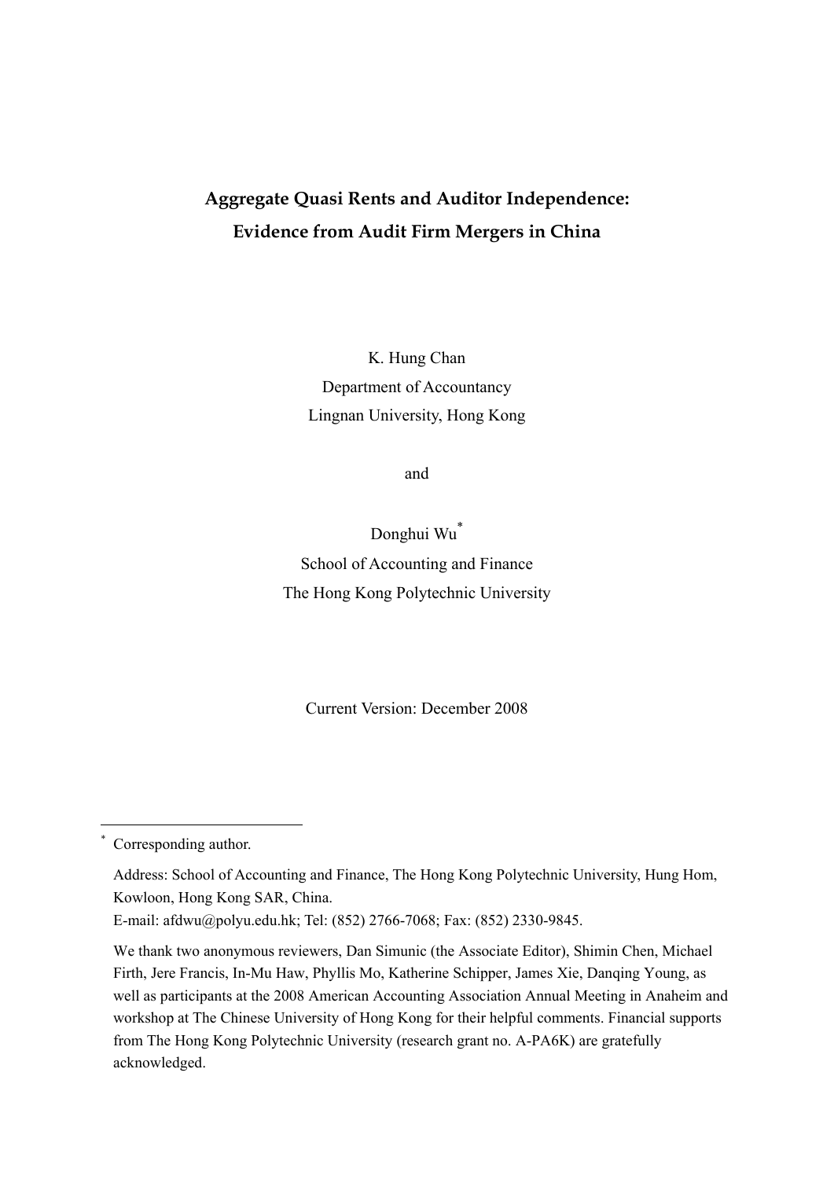# Aggregate Quasi Rents and Auditor Independence: Evidence from Audit Firm Mergers in China

K. Hung Chan
Department of Accountancy
Lingnan University, Hong Kong

and

Donghui Wu[*]
School of Accounting and Finance
The Hong Kong Polytechnic University

Current Version: December 2008

---

[*] Corresponding author.

Address: School of Accounting and Finance, The Hong Kong Polytechnic University, Hung Hom, Kowloon, Hong Kong SAR, China.
E-mail: afdwu@polyu.edu.hk; Tel: (852) 2766-7068; Fax: (852) 2330-9845.

We thank two anonymous reviewers, Dan Simunic (the Associate Editor), Shimin Chen, Michael Firth, Jere Francis, In-Mu Haw, Phyllis Mo, Katherine Schipper, James Xie, Danqing Young, as well as participants at the 2008 American Accounting Association Annual Meeting in Anaheim and workshop at The Chinese University of Hong Kong for their helpful comments. Financial supports from The Hong Kong Polytechnic University (research grant no. A-PA6K) are gratefully acknowledged.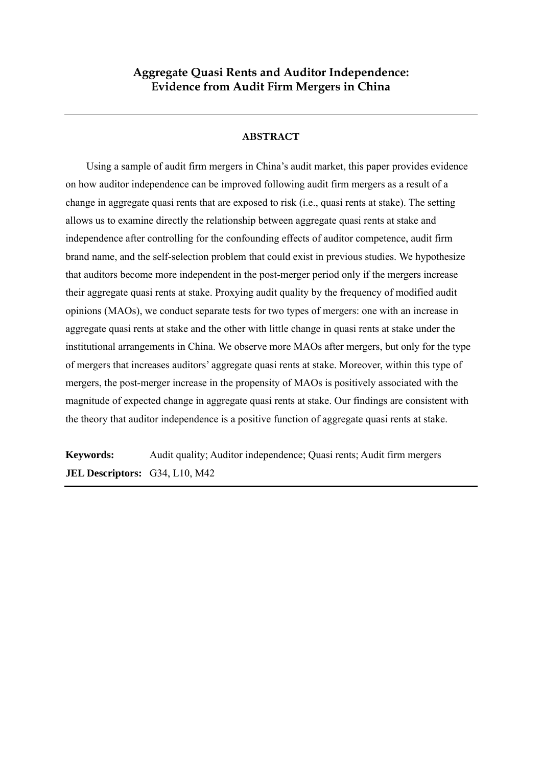# Aggregate Quasi Rents and Auditor Independence: Evidence from Audit Firm Mergers in China

## ABSTRACT

Using a sample of audit firm mergers in China's audit market, this paper provides evidence on how auditor independence can be improved following audit firm mergers as a result of a change in aggregate quasi rents that are exposed to risk (i.e., quasi rents at stake). The setting allows us to examine directly the relationship between aggregate quasi rents at stake and independence after controlling for the confounding effects of auditor competence, audit firm brand name, and the self-selection problem that could exist in previous studies. We hypothesize that auditors become more independent in the post-merger period only if the mergers increase their aggregate quasi rents at stake. Proxying audit quality by the frequency of modified audit opinions (MAOs), we conduct separate tests for two types of mergers: one with an increase in aggregate quasi rents at stake and the other with little change in quasi rents at stake under the institutional arrangements in China. We observe more MAOs after mergers, but only for the type of mergers that increases auditors' aggregate quasi rents at stake. Moreover, within this type of mergers, the post-merger increase in the propensity of MAOs is positively associated with the magnitude of expected change in aggregate quasi rents at stake. Our findings are consistent with the theory that auditor independence is a positive function of aggregate quasi rents at stake.

**Keywords:** Audit quality; Auditor independence; Quasi rents; Audit firm mergers

**JEL Descriptors:** G34, L10, M42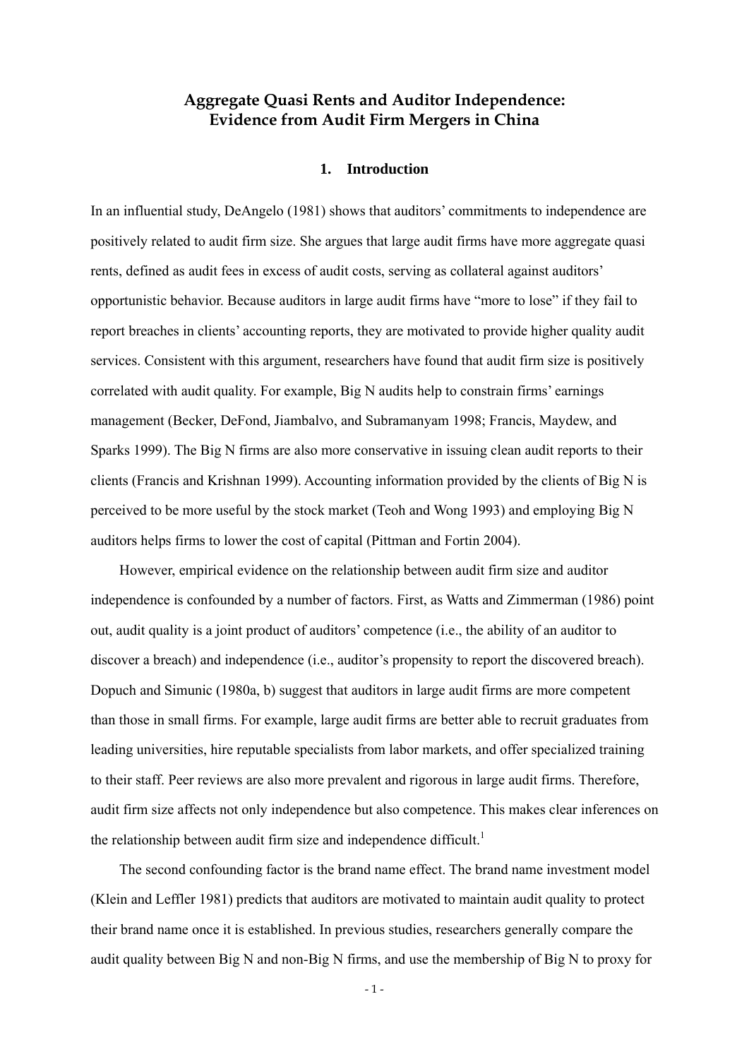# Aggregate Quasi Rents and Auditor Independence: Evidence from Audit Firm Mergers in China

## 1. Introduction

In an influential study, DeAngelo (1981) shows that auditors' commitments to independence are positively related to audit firm size. She argues that large audit firms have more aggregate quasi rents, defined as audit fees in excess of audit costs, serving as collateral against auditors' opportunistic behavior. Because auditors in large audit firms have "more to lose" if they fail to report breaches in clients' accounting reports, they are motivated to provide higher quality audit services. Consistent with this argument, researchers have found that audit firm size is positively correlated with audit quality. For example, Big N audits help to constrain firms' earnings management (Becker, DeFond, Jiambalvo, and Subramanyam 1998; Francis, Maydew, and Sparks 1999). The Big N firms are also more conservative in issuing clean audit reports to their clients (Francis and Krishnan 1999). Accounting information provided by the clients of Big N is perceived to be more useful by the stock market (Teoh and Wong 1993) and employing Big N auditors helps firms to lower the cost of capital (Pittman and Fortin 2004).

However, empirical evidence on the relationship between audit firm size and auditor independence is confounded by a number of factors. First, as Watts and Zimmerman (1986) point out, audit quality is a joint product of auditors' competence (i.e., the ability of an auditor to discover a breach) and independence (i.e., auditor's propensity to report the discovered breach). Dopuch and Simunic (1980a, b) suggest that auditors in large audit firms are more competent than those in small firms. For example, large audit firms are better able to recruit graduates from leading universities, hire reputable specialists from labor markets, and offer specialized training to their staff. Peer reviews are also more prevalent and rigorous in large audit firms. Therefore, audit firm size affects not only independence but also competence. This makes clear inferences on the relationship between audit firm size and independence difficult.[1]

The second confounding factor is the brand name effect. The brand name investment model (Klein and Leffler 1981) predicts that auditors are motivated to maintain audit quality to protect their brand name once it is established. In previous studies, researchers generally compare the audit quality between Big N and non-Big N firms, and use the membership of Big N to proxy for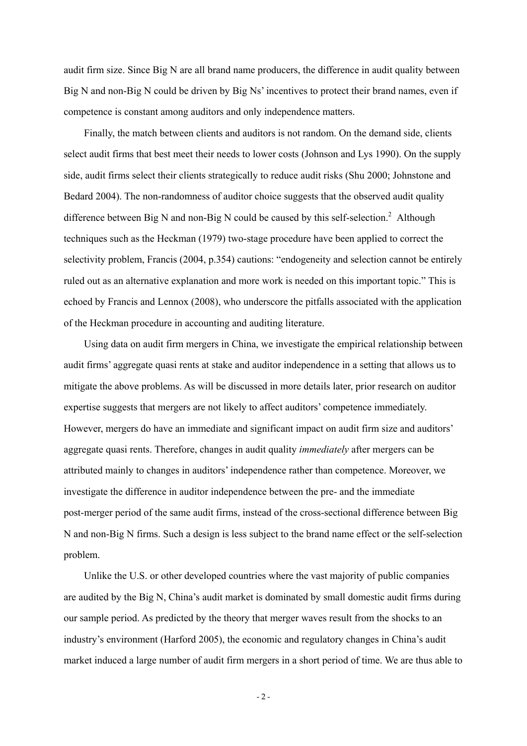audit firm size. Since Big N are all brand name producers, the difference in audit quality between Big N and non-Big N could be driven by Big Ns' incentives to protect their brand names, even if competence is constant among auditors and only independence matters.

Finally, the match between clients and auditors is not random. On the demand side, clients select audit firms that best meet their needs to lower costs (Johnson and Lys 1990). On the supply side, audit firms select their clients strategically to reduce audit risks (Shu 2000; Johnstone and Bedard 2004). The non-randomness of auditor choice suggests that the observed audit quality difference between Big N and non-Big N could be caused by this self-selection.[2] Although techniques such as the Heckman (1979) two-stage procedure have been applied to correct the selectivity problem, Francis (2004, p.354) cautions: "endogeneity and selection cannot be entirely ruled out as an alternative explanation and more work is needed on this important topic." This is echoed by Francis and Lennox (2008), who underscore the pitfalls associated with the application of the Heckman procedure in accounting and auditing literature.

Using data on audit firm mergers in China, we investigate the empirical relationship between audit firms' aggregate quasi rents at stake and auditor independence in a setting that allows us to mitigate the above problems. As will be discussed in more details later, prior research on auditor expertise suggests that mergers are not likely to affect auditors' competence immediately. However, mergers do have an immediate and significant impact on audit firm size and auditors' aggregate quasi rents. Therefore, changes in audit quality *immediately* after mergers can be attributed mainly to changes in auditors' independence rather than competence. Moreover, we investigate the difference in auditor independence between the pre- and the immediate post-merger period of the same audit firms, instead of the cross-sectional difference between Big N and non-Big N firms. Such a design is less subject to the brand name effect or the self-selection problem.

Unlike the U.S. or other developed countries where the vast majority of public companies are audited by the Big N, China's audit market is dominated by small domestic audit firms during our sample period. As predicted by the theory that merger waves result from the shocks to an industry's environment (Harford 2005), the economic and regulatory changes in China's audit market induced a large number of audit firm mergers in a short period of time. We are thus able to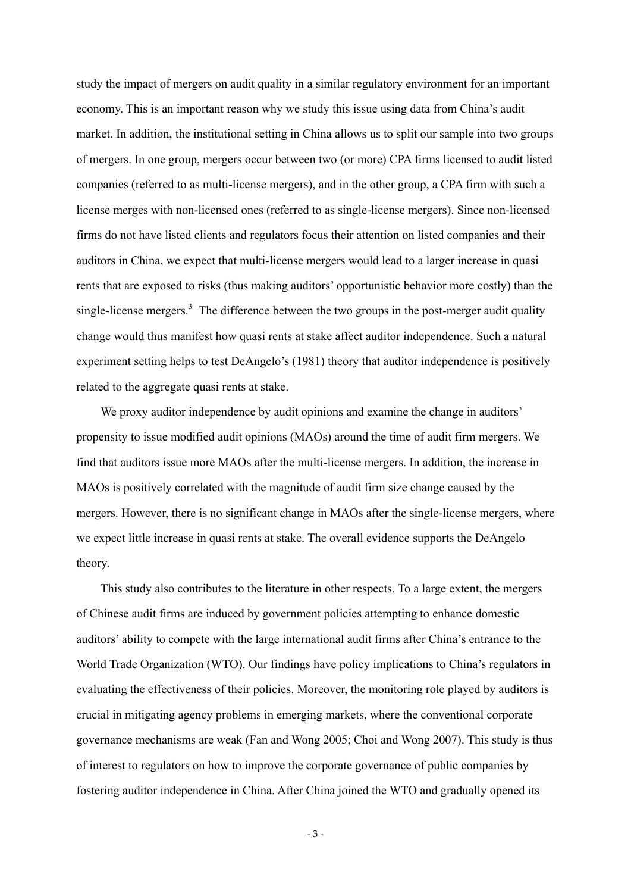study the impact of mergers on audit quality in a similar regulatory environment for an important economy. This is an important reason why we study this issue using data from China's audit market. In addition, the institutional setting in China allows us to split our sample into two groups of mergers. In one group, mergers occur between two (or more) CPA firms licensed to audit listed companies (referred to as multi-license mergers), and in the other group, a CPA firm with such a license merges with non-licensed ones (referred to as single-license mergers). Since non-licensed firms do not have listed clients and regulators focus their attention on listed companies and their auditors in China, we expect that multi-license mergers would lead to a larger increase in quasi rents that are exposed to risks (thus making auditors' opportunistic behavior more costly) than the single-license mergers.[3] The difference between the two groups in the post-merger audit quality change would thus manifest how quasi rents at stake affect auditor independence. Such a natural experiment setting helps to test DeAngelo's (1981) theory that auditor independence is positively related to the aggregate quasi rents at stake.

We proxy auditor independence by audit opinions and examine the change in auditors' propensity to issue modified audit opinions (MAOs) around the time of audit firm mergers. We find that auditors issue more MAOs after the multi-license mergers. In addition, the increase in MAOs is positively correlated with the magnitude of audit firm size change caused by the mergers. However, there is no significant change in MAOs after the single-license mergers, where we expect little increase in quasi rents at stake. The overall evidence supports the DeAngelo theory.

This study also contributes to the literature in other respects. To a large extent, the mergers of Chinese audit firms are induced by government policies attempting to enhance domestic auditors' ability to compete with the large international audit firms after China's entrance to the World Trade Organization (WTO). Our findings have policy implications to China's regulators in evaluating the effectiveness of their policies. Moreover, the monitoring role played by auditors is crucial in mitigating agency problems in emerging markets, where the conventional corporate governance mechanisms are weak (Fan and Wong 2005; Choi and Wong 2007). This study is thus of interest to regulators on how to improve the corporate governance of public companies by fostering auditor independence in China. After China joined the WTO and gradually opened its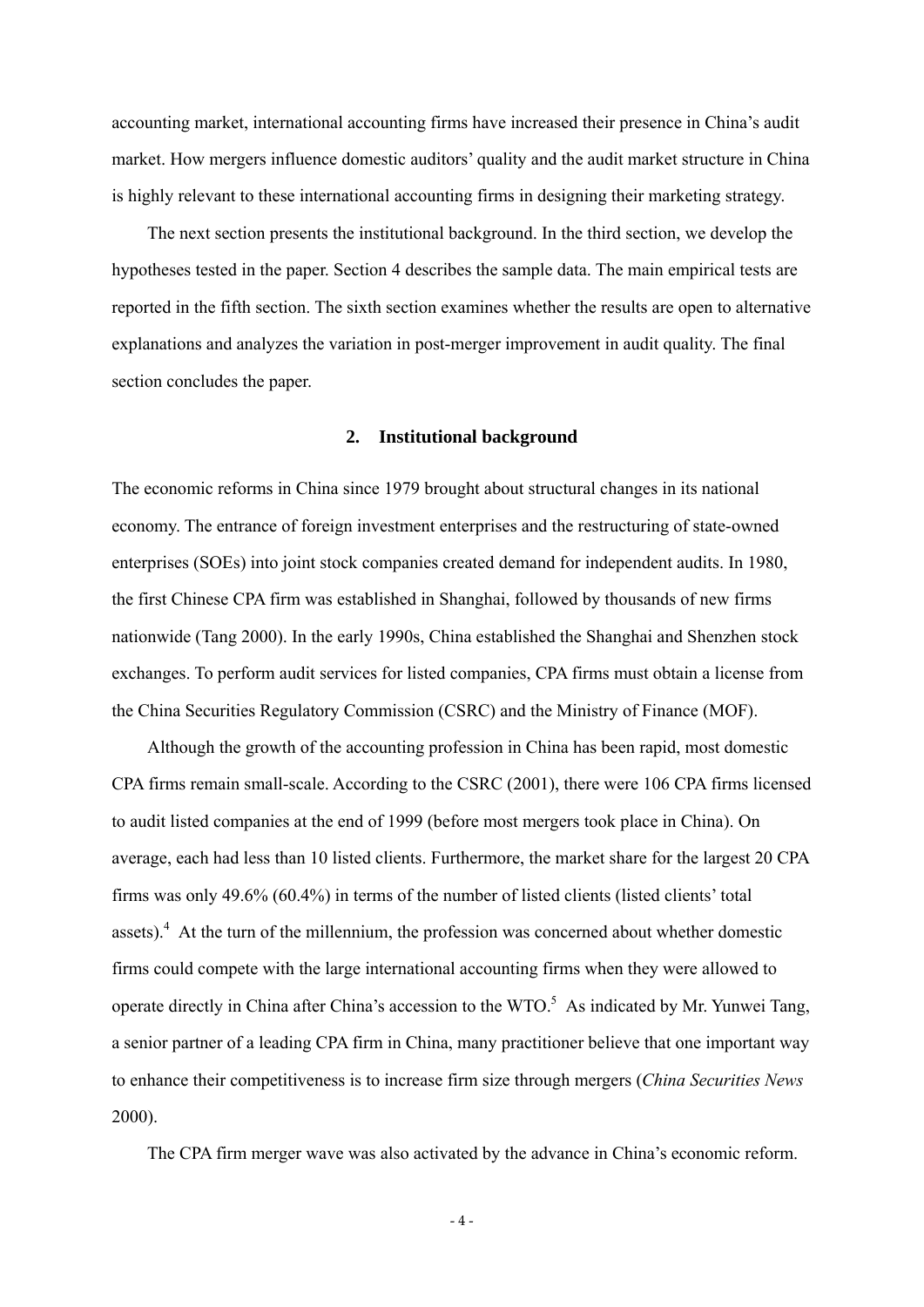accounting market, international accounting firms have increased their presence in China's audit market. How mergers influence domestic auditors' quality and the audit market structure in China is highly relevant to these international accounting firms in designing their marketing strategy.

The next section presents the institutional background. In the third section, we develop the hypotheses tested in the paper. Section 4 describes the sample data. The main empirical tests are reported in the fifth section. The sixth section examines whether the results are open to alternative explanations and analyzes the variation in post-merger improvement in audit quality. The final section concludes the paper.

## 2. Institutional background

The economic reforms in China since 1979 brought about structural changes in its national economy. The entrance of foreign investment enterprises and the restructuring of state-owned enterprises (SOEs) into joint stock companies created demand for independent audits. In 1980, the first Chinese CPA firm was established in Shanghai, followed by thousands of new firms nationwide (Tang 2000). In the early 1990s, China established the Shanghai and Shenzhen stock exchanges. To perform audit services for listed companies, CPA firms must obtain a license from the China Securities Regulatory Commission (CSRC) and the Ministry of Finance (MOF).

Although the growth of the accounting profession in China has been rapid, most domestic CPA firms remain small-scale. According to the CSRC (2001), there were 106 CPA firms licensed to audit listed companies at the end of 1999 (before most mergers took place in China). On average, each had less than 10 listed clients. Furthermore, the market share for the largest 20 CPA firms was only 49.6% (60.4%) in terms of the number of listed clients (listed clients' total assets).[4] At the turn of the millennium, the profession was concerned about whether domestic firms could compete with the large international accounting firms when they were allowed to operate directly in China after China's accession to the WTO.[5] As indicated by Mr. Yunwei Tang, a senior partner of a leading CPA firm in China, many practitioner believe that one important way to enhance their competitiveness is to increase firm size through mergers (*China Securities News* 2000).

The CPA firm merger wave was also activated by the advance in China's economic reform.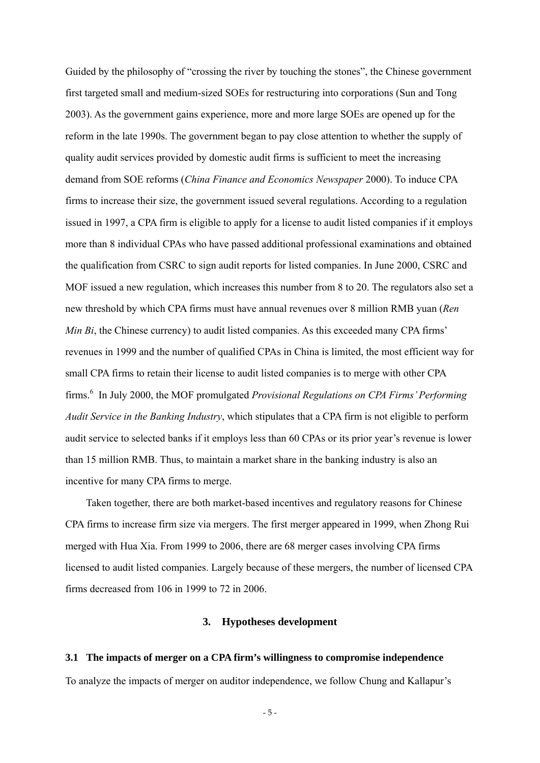Guided by the philosophy of "crossing the river by touching the stones", the Chinese government first targeted small and medium-sized SOEs for restructuring into corporations (Sun and Tong 2003). As the government gains experience, more and more large SOEs are opened up for the reform in the late 1990s. The government began to pay close attention to whether the supply of quality audit services provided by domestic audit firms is sufficient to meet the increasing demand from SOE reforms (*China Finance and Economics Newspaper* 2000). To induce CPA firms to increase their size, the government issued several regulations. According to a regulation issued in 1997, a CPA firm is eligible to apply for a license to audit listed companies if it employs more than 8 individual CPAs who have passed additional professional examinations and obtained the qualification from CSRC to sign audit reports for listed companies. In June 2000, CSRC and MOF issued a new regulation, which increases this number from 8 to 20. The regulators also set a new threshold by which CPA firms must have annual revenues over 8 million RMB yuan (*Ren Min Bi*, the Chinese currency) to audit listed companies. As this exceeded many CPA firms' revenues in 1999 and the number of qualified CPAs in China is limited, the most efficient way for small CPA firms to retain their license to audit listed companies is to merge with other CPA firms.[6] In July 2000, the MOF promulgated *Provisional Regulations on CPA Firms' Performing Audit Service in the Banking Industry*, which stipulates that a CPA firm is not eligible to perform audit service to selected banks if it employs less than 60 CPAs or its prior year's revenue is lower than 15 million RMB. Thus, to maintain a market share in the banking industry is also an incentive for many CPA firms to merge.

Taken together, there are both market-based incentives and regulatory reasons for Chinese CPA firms to increase firm size via mergers. The first merger appeared in 1999, when Zhong Rui merged with Hua Xia. From 1999 to 2006, there are 68 merger cases involving CPA firms licensed to audit listed companies. Largely because of these mergers, the number of licensed CPA firms decreased from 106 in 1999 to 72 in 2006.

## 3. Hypotheses development

### 3.1 The impacts of merger on a CPA firm's willingness to compromise independence

To analyze the impacts of merger on auditor independence, we follow Chung and Kallapur's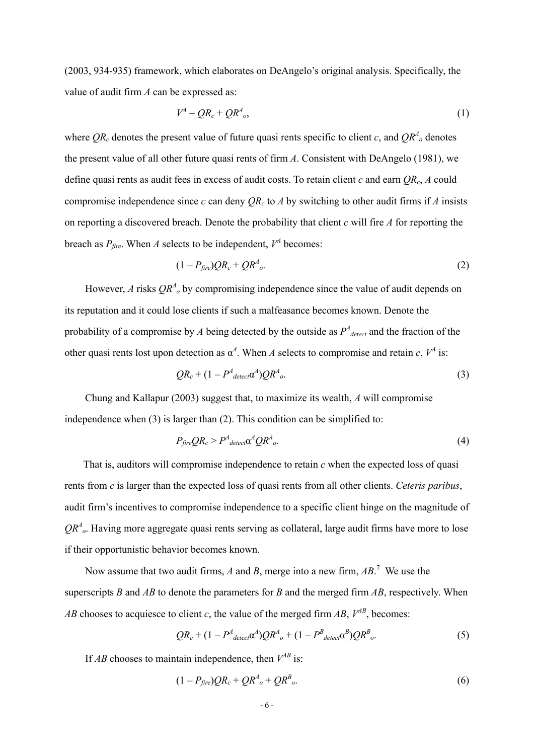(2003, 934-935) framework, which elaborates on DeAngelo's original analysis. Specifically, the value of audit firm $A$ can be expressed as:

$$V^A = QR_c + QR^A_o, \tag{1}$$

where $QR_c$ denotes the present value of future quasi rents specific to client $c$, and $QR^A_o$ denotes the present value of all other future quasi rents of firm $A$. Consistent with DeAngelo (1981), we define quasi rents as audit fees in excess of audit costs. To retain client $c$ and earn $QR_c$, $A$ could compromise independence since $c$ can deny $QR_c$ to $A$ by switching to other audit firms if $A$ insists on reporting a discovered breach. Denote the probability that client $c$ will fire $A$ for reporting the breach as $P_{fire}$. When $A$ selects to be independent, $V^A$ becomes:

$$(1 - P_{fire})QR_c + QR^A_o. \tag{2}$$

However, $A$ risks $QR^A_o$ by compromising independence since the value of audit depends on its reputation and it could lose clients if such a malfeasance becomes known. Denote the probability of a compromise by $A$ being detected by the outside as $P^A_{detect}$ and the fraction of the other quasi rents lost upon detection as $\alpha^A$. When $A$ selects to compromise and retain $c$, $V^A$ is:

$$QR_c + (1 - P^A_{detect}\alpha^A)QR^A_o. \tag{3}$$

Chung and Kallapur (2003) suggest that, to maximize its wealth, $A$ will compromise independence when (3) is larger than (2). This condition can be simplified to:

$$P_{fire}QR_c > P^A_{detect}\alpha^A QR^A_o. \tag{4}$$

That is, auditors will compromise independence to retain $c$ when the expected loss of quasi rents from $c$ is larger than the expected loss of quasi rents from all other clients. *Ceteris paribus*, audit firm's incentives to compromise independence to a specific client hinge on the magnitude of $QR^A_o$. Having more aggregate quasi rents serving as collateral, large audit firms have more to lose if their opportunistic behavior becomes known.

Now assume that two audit firms, $A$ and $B$, merge into a new firm, $AB$.[7] We use the superscripts $B$ and $AB$ to denote the parameters for $B$ and the merged firm $AB$, respectively. When $AB$ chooses to acquiesce to client $c$, the value of the merged firm $AB$, $V^{AB}$, becomes:

$$QR_c + (1 - P^A_{detect}\alpha^A)QR^A_o + (1 - P^B_{detect}\alpha^B)QR^B_o. \tag{5}$$

If $AB$ chooses to maintain independence, then $V^{AB}$ is:

$$(1 - P_{fire})QR_c + QR^A_o + QR^B_o. \tag{6}$$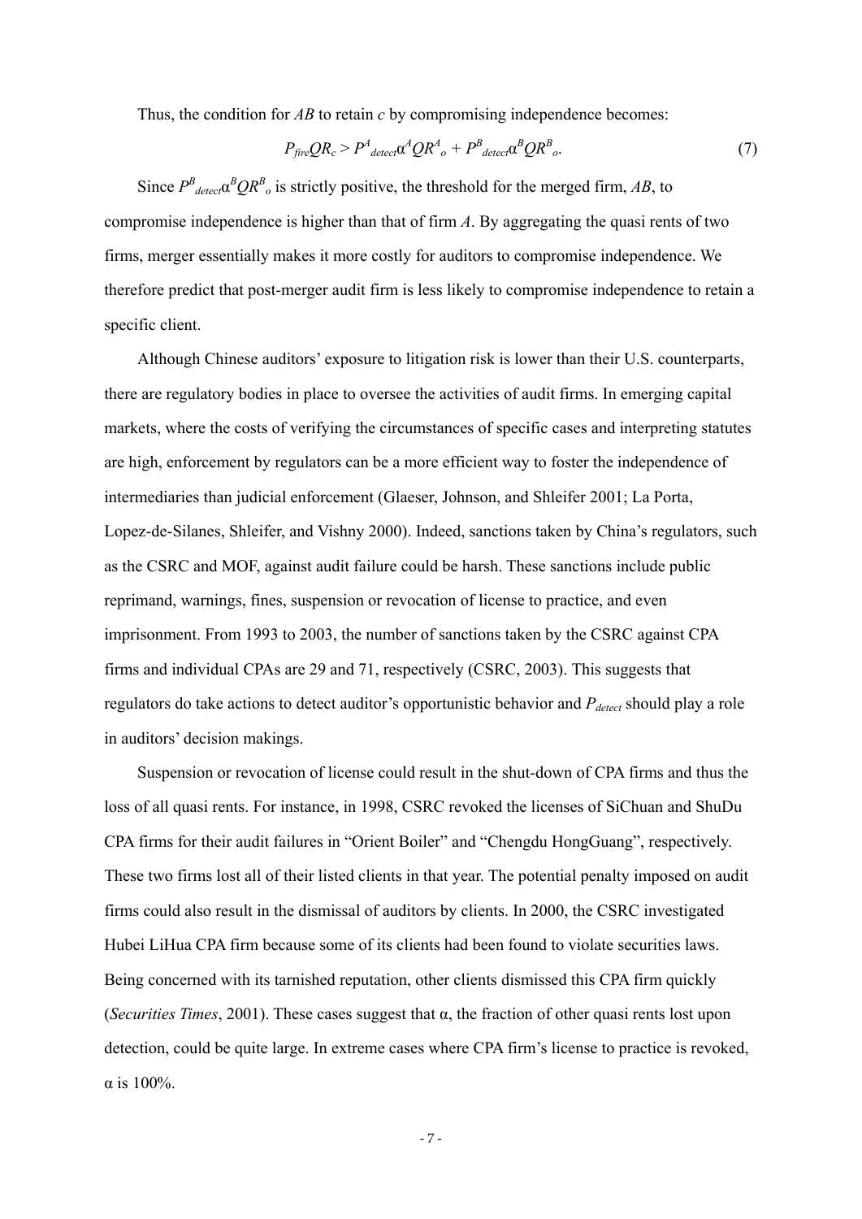Thus, the condition for *AB* to retain *c* by compromising independence becomes:

$$P_{fire}QR_c > P^A_{detect}\alpha^A QR^A_o + P^B_{detect}\alpha^B QR^B_o. \tag{7}$$

Since $P^B_{detect}\alpha^B QR^B_o$ is strictly positive, the threshold for the merged firm, *AB*, to compromise independence is higher than that of firm *A*. By aggregating the quasi rents of two firms, merger essentially makes it more costly for auditors to compromise independence. We therefore predict that post-merger audit firm is less likely to compromise independence to retain a specific client.

Although Chinese auditors' exposure to litigation risk is lower than their U.S. counterparts, there are regulatory bodies in place to oversee the activities of audit firms. In emerging capital markets, where the costs of verifying the circumstances of specific cases and interpreting statutes are high, enforcement by regulators can be a more efficient way to foster the independence of intermediaries than judicial enforcement (Glaeser, Johnson, and Shleifer 2001; La Porta, Lopez-de-Silanes, Shleifer, and Vishny 2000). Indeed, sanctions taken by China's regulators, such as the CSRC and MOF, against audit failure could be harsh. These sanctions include public reprimand, warnings, fines, suspension or revocation of license to practice, and even imprisonment. From 1993 to 2003, the number of sanctions taken by the CSRC against CPA firms and individual CPAs are 29 and 71, respectively (CSRC, 2003). This suggests that regulators do take actions to detect auditor's opportunistic behavior and $P_{detect}$ should play a role in auditors' decision makings.

Suspension or revocation of license could result in the shut-down of CPA firms and thus the loss of all quasi rents. For instance, in 1998, CSRC revoked the licenses of SiChuan and ShuDu CPA firms for their audit failures in "Orient Boiler" and "Chengdu HongGuang", respectively. These two firms lost all of their listed clients in that year. The potential penalty imposed on audit firms could also result in the dismissal of auditors by clients. In 2000, the CSRC investigated Hubei LiHua CPA firm because some of its clients had been found to violate securities laws. Being concerned with its tarnished reputation, other clients dismissed this CPA firm quickly (*Securities Times*, 2001). These cases suggest that $\alpha$, the fraction of other quasi rents lost upon detection, could be quite large. In extreme cases where CPA firm's license to practice is revoked, $\alpha$ is 100%.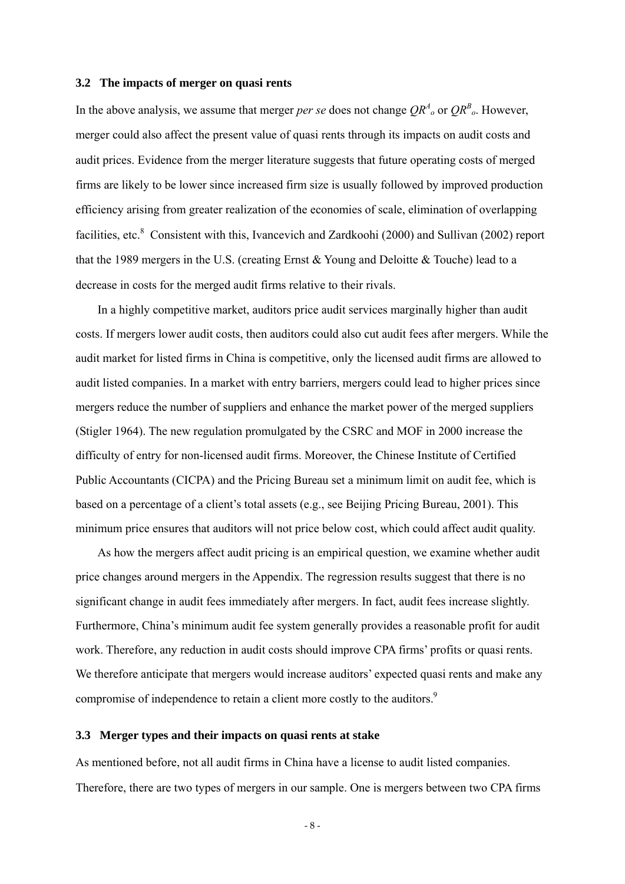### 3.2 The impacts of merger on quasi rents

In the above analysis, we assume that merger *per se* does not change $QR^A_o$ or $QR^B_o$. However, merger could also affect the present value of quasi rents through its impacts on audit costs and audit prices. Evidence from the merger literature suggests that future operating costs of merged firms are likely to be lower since increased firm size is usually followed by improved production efficiency arising from greater realization of the economies of scale, elimination of overlapping facilities, etc.[8] Consistent with this, Ivancevich and Zardkoohi (2000) and Sullivan (2002) report that the 1989 mergers in the U.S. (creating Ernst & Young and Deloitte & Touche) lead to a decrease in costs for the merged audit firms relative to their rivals.

In a highly competitive market, auditors price audit services marginally higher than audit costs. If mergers lower audit costs, then auditors could also cut audit fees after mergers. While the audit market for listed firms in China is competitive, only the licensed audit firms are allowed to audit listed companies. In a market with entry barriers, mergers could lead to higher prices since mergers reduce the number of suppliers and enhance the market power of the merged suppliers (Stigler 1964). The new regulation promulgated by the CSRC and MOF in 2000 increase the difficulty of entry for non-licensed audit firms. Moreover, the Chinese Institute of Certified Public Accountants (CICPA) and the Pricing Bureau set a minimum limit on audit fee, which is based on a percentage of a client's total assets (e.g., see Beijing Pricing Bureau, 2001). This minimum price ensures that auditors will not price below cost, which could affect audit quality.

As how the mergers affect audit pricing is an empirical question, we examine whether audit price changes around mergers in the Appendix. The regression results suggest that there is no significant change in audit fees immediately after mergers. In fact, audit fees increase slightly. Furthermore, China's minimum audit fee system generally provides a reasonable profit for audit work. Therefore, any reduction in audit costs should improve CPA firms' profits or quasi rents. We therefore anticipate that mergers would increase auditors' expected quasi rents and make any compromise of independence to retain a client more costly to the auditors.[9]

### 3.3 Merger types and their impacts on quasi rents at stake

As mentioned before, not all audit firms in China have a license to audit listed companies. Therefore, there are two types of mergers in our sample. One is mergers between two CPA firms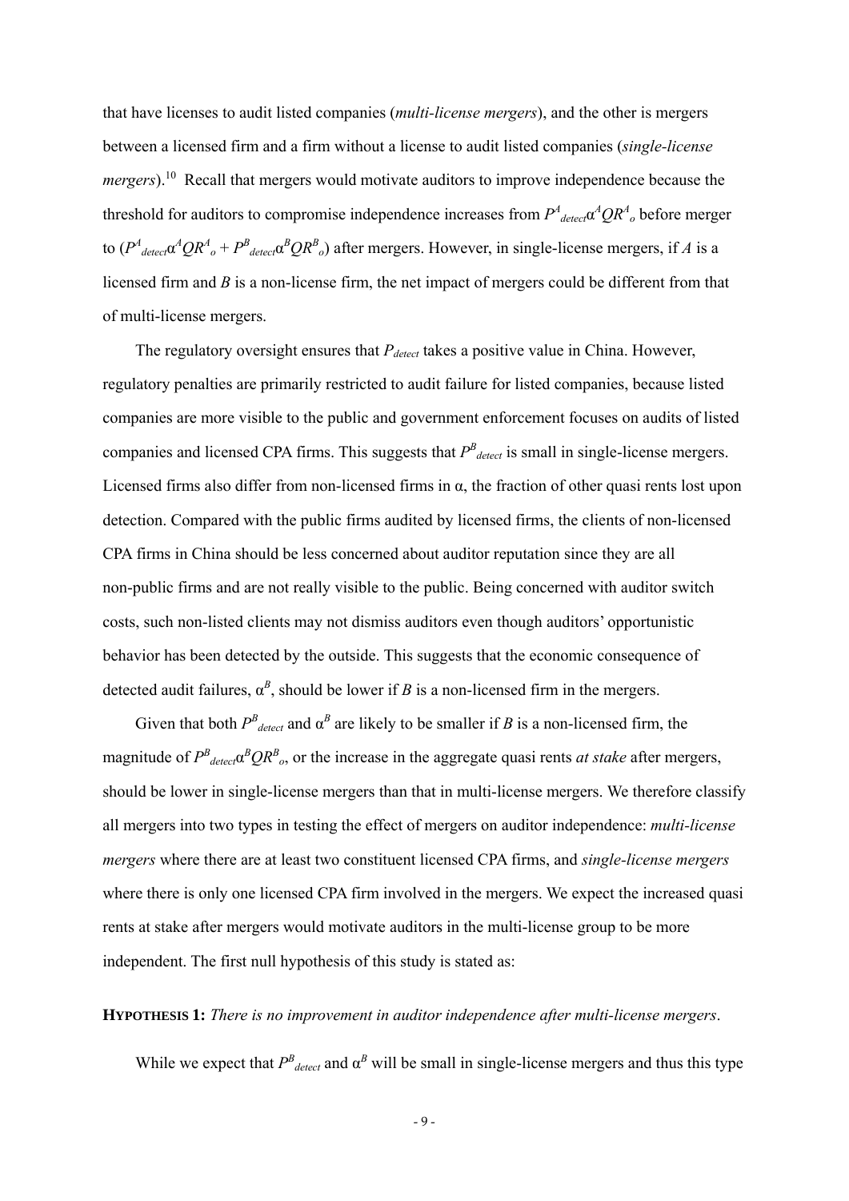that have licenses to audit listed companies (*multi-license mergers*), and the other is mergers between a licensed firm and a firm without a license to audit listed companies (*single-license mergers*).[10] Recall that mergers would motivate auditors to improve independence because the threshold for auditors to compromise independence increases from $P^A_{detect}\alpha^A QR^A_o$ before merger to ($P^A_{detect}\alpha^A QR^A_o + P^B_{detect}\alpha^B QR^B_o$) after mergers. However, in single-license mergers, if *A* is a licensed firm and *B* is a non-license firm, the net impact of mergers could be different from that of multi-license mergers.

The regulatory oversight ensures that $P_{detect}$ takes a positive value in China. However, regulatory penalties are primarily restricted to audit failure for listed companies, because listed companies are more visible to the public and government enforcement focuses on audits of listed companies and licensed CPA firms. This suggests that $P^B_{detect}$ is small in single-license mergers. Licensed firms also differ from non-licensed firms in $\alpha$, the fraction of other quasi rents lost upon detection. Compared with the public firms audited by licensed firms, the clients of non-licensed CPA firms in China should be less concerned about auditor reputation since they are all non-public firms and are not really visible to the public. Being concerned with auditor switch costs, such non-listed clients may not dismiss auditors even though auditors' opportunistic behavior has been detected by the outside. This suggests that the economic consequence of detected audit failures, $\alpha^B$, should be lower if *B* is a non-licensed firm in the mergers.

Given that both $P^B_{detect}$ and $\alpha^B$ are likely to be smaller if *B* is a non-licensed firm, the magnitude of $P^B_{detect}\alpha^B QR^B_o$, or the increase in the aggregate quasi rents *at stake* after mergers, should be lower in single-license mergers than that in multi-license mergers. We therefore classify all mergers into two types in testing the effect of mergers on auditor independence: *multi-license mergers* where there are at least two constituent licensed CPA firms, and *single-license mergers* where there is only one licensed CPA firm involved in the mergers. We expect the increased quasi rents at stake after mergers would motivate auditors in the multi-license group to be more independent. The first null hypothesis of this study is stated as:

**HYPOTHESIS 1:** *There is no improvement in auditor independence after multi-license mergers*.

While we expect that $P^B_{detect}$ and $\alpha^B$ will be small in single-license mergers and thus this type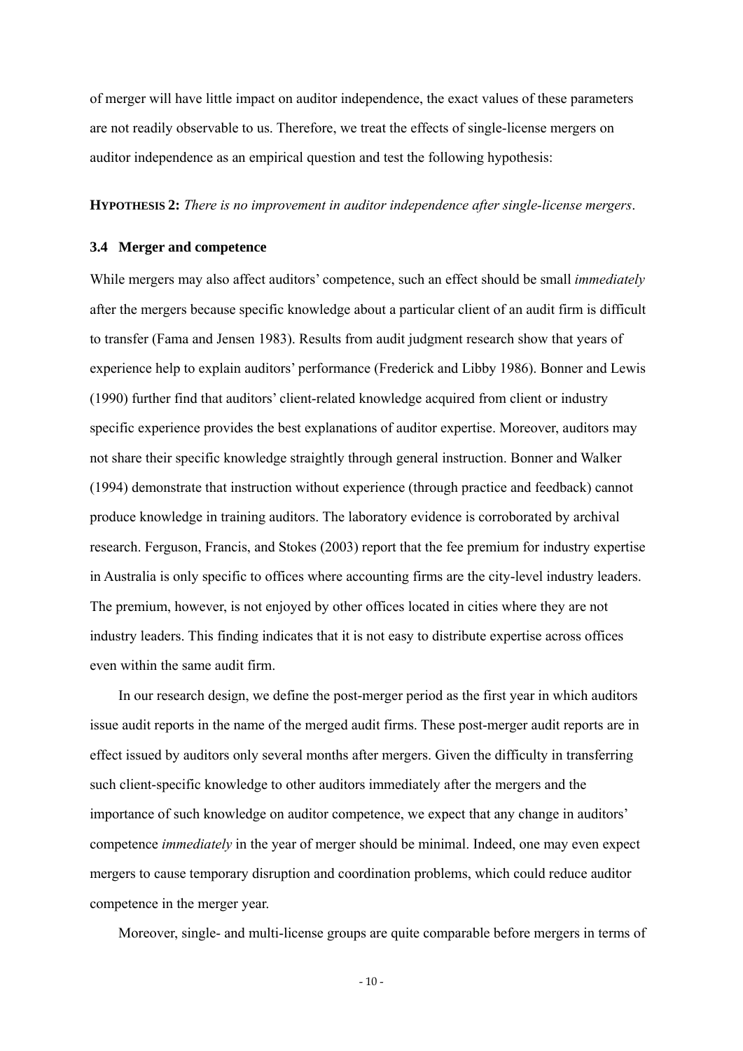of merger will have little impact on auditor independence, the exact values of these parameters are not readily observable to us. Therefore, we treat the effects of single-license mergers on auditor independence as an empirical question and test the following hypothesis:

**HYPOTHESIS 2:** *There is no improvement in auditor independence after single-license mergers*.

### 3.4 Merger and competence

While mergers may also affect auditors' competence, such an effect should be small *immediately* after the mergers because specific knowledge about a particular client of an audit firm is difficult to transfer (Fama and Jensen 1983). Results from audit judgment research show that years of experience help to explain auditors' performance (Frederick and Libby 1986). Bonner and Lewis (1990) further find that auditors' client-related knowledge acquired from client or industry specific experience provides the best explanations of auditor expertise. Moreover, auditors may not share their specific knowledge straightly through general instruction. Bonner and Walker (1994) demonstrate that instruction without experience (through practice and feedback) cannot produce knowledge in training auditors. The laboratory evidence is corroborated by archival research. Ferguson, Francis, and Stokes (2003) report that the fee premium for industry expertise in Australia is only specific to offices where accounting firms are the city-level industry leaders. The premium, however, is not enjoyed by other offices located in cities where they are not industry leaders. This finding indicates that it is not easy to distribute expertise across offices even within the same audit firm.

In our research design, we define the post-merger period as the first year in which auditors issue audit reports in the name of the merged audit firms. These post-merger audit reports are in effect issued by auditors only several months after mergers. Given the difficulty in transferring such client-specific knowledge to other auditors immediately after the mergers and the importance of such knowledge on auditor competence, we expect that any change in auditors' competence *immediately* in the year of merger should be minimal. Indeed, one may even expect mergers to cause temporary disruption and coordination problems, which could reduce auditor competence in the merger year.

Moreover, single- and multi-license groups are quite comparable before mergers in terms of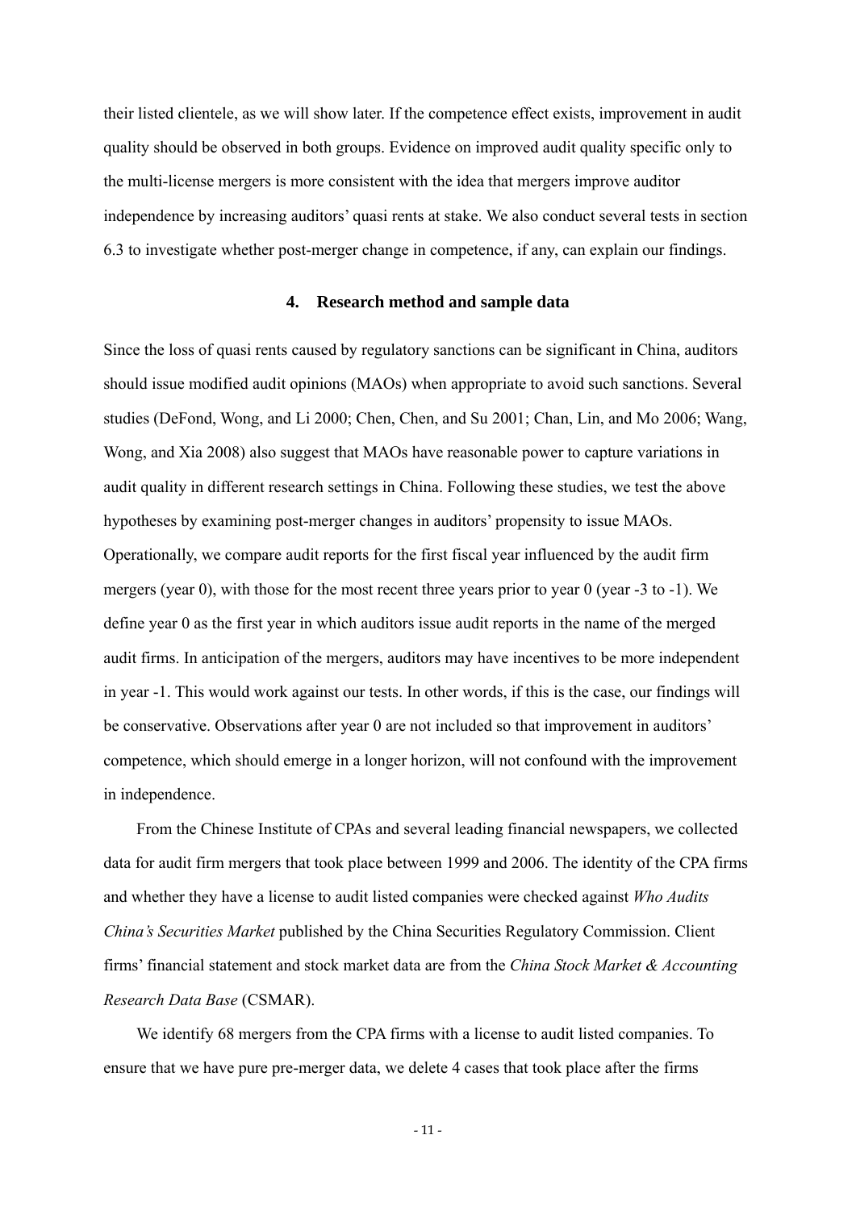their listed clientele, as we will show later. If the competence effect exists, improvement in audit quality should be observed in both groups. Evidence on improved audit quality specific only to the multi-license mergers is more consistent with the idea that mergers improve auditor independence by increasing auditors' quasi rents at stake. We also conduct several tests in section 6.3 to investigate whether post-merger change in competence, if any, can explain our findings.

## 4. Research method and sample data

Since the loss of quasi rents caused by regulatory sanctions can be significant in China, auditors should issue modified audit opinions (MAOs) when appropriate to avoid such sanctions. Several studies (DeFond, Wong, and Li 2000; Chen, Chen, and Su 2001; Chan, Lin, and Mo 2006; Wang, Wong, and Xia 2008) also suggest that MAOs have reasonable power to capture variations in audit quality in different research settings in China. Following these studies, we test the above hypotheses by examining post-merger changes in auditors' propensity to issue MAOs. Operationally, we compare audit reports for the first fiscal year influenced by the audit firm mergers (year 0), with those for the most recent three years prior to year 0 (year -3 to -1). We define year 0 as the first year in which auditors issue audit reports in the name of the merged audit firms. In anticipation of the mergers, auditors may have incentives to be more independent in year -1. This would work against our tests. In other words, if this is the case, our findings will be conservative. Observations after year 0 are not included so that improvement in auditors' competence, which should emerge in a longer horizon, will not confound with the improvement in independence.

From the Chinese Institute of CPAs and several leading financial newspapers, we collected data for audit firm mergers that took place between 1999 and 2006. The identity of the CPA firms and whether they have a license to audit listed companies were checked against *Who Audits China's Securities Market* published by the China Securities Regulatory Commission. Client firms' financial statement and stock market data are from the *China Stock Market & Accounting Research Data Base* (CSMAR).

We identify 68 mergers from the CPA firms with a license to audit listed companies. To ensure that we have pure pre-merger data, we delete 4 cases that took place after the firms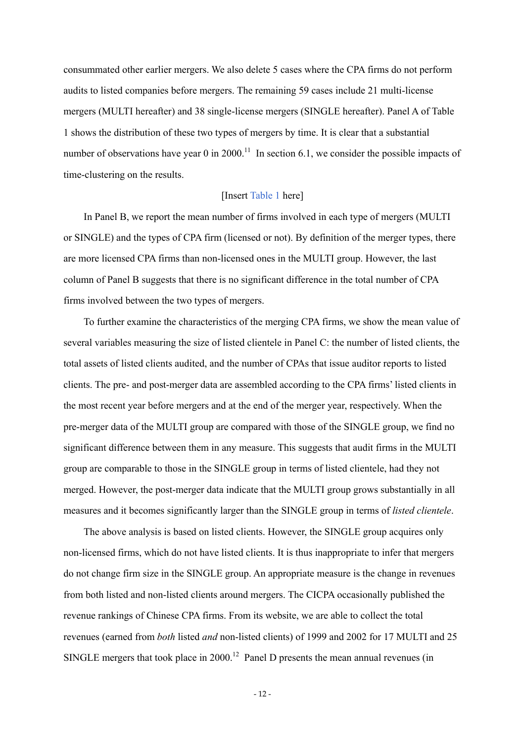consummated other earlier mergers. We also delete 5 cases where the CPA firms do not perform audits to listed companies before mergers. The remaining 59 cases include 21 multi-license mergers (MULTI hereafter) and 38 single-license mergers (SINGLE hereafter). Panel A of Table 1 shows the distribution of these two types of mergers by time. It is clear that a substantial number of observations have year 0 in 2000.[11] In section 6.1, we consider the possible impacts of time-clustering on the results.

[Insert Table 1 here]

In Panel B, we report the mean number of firms involved in each type of mergers (MULTI or SINGLE) and the types of CPA firm (licensed or not). By definition of the merger types, there are more licensed CPA firms than non-licensed ones in the MULTI group. However, the last column of Panel B suggests that there is no significant difference in the total number of CPA firms involved between the two types of mergers.

To further examine the characteristics of the merging CPA firms, we show the mean value of several variables measuring the size of listed clientele in Panel C: the number of listed clients, the total assets of listed clients audited, and the number of CPAs that issue auditor reports to listed clients. The pre- and post-merger data are assembled according to the CPA firms' listed clients in the most recent year before mergers and at the end of the merger year, respectively. When the pre-merger data of the MULTI group are compared with those of the SINGLE group, we find no significant difference between them in any measure. This suggests that audit firms in the MULTI group are comparable to those in the SINGLE group in terms of listed clientele, had they not merged. However, the post-merger data indicate that the MULTI group grows substantially in all measures and it becomes significantly larger than the SINGLE group in terms of *listed clientele*.

The above analysis is based on listed clients. However, the SINGLE group acquires only non-licensed firms, which do not have listed clients. It is thus inappropriate to infer that mergers do not change firm size in the SINGLE group. An appropriate measure is the change in revenues from both listed and non-listed clients around mergers. The CICPA occasionally published the revenue rankings of Chinese CPA firms. From its website, we are able to collect the total revenues (earned from *both* listed *and* non-listed clients) of 1999 and 2002 for 17 MULTI and 25 SINGLE mergers that took place in 2000.[12] Panel D presents the mean annual revenues (in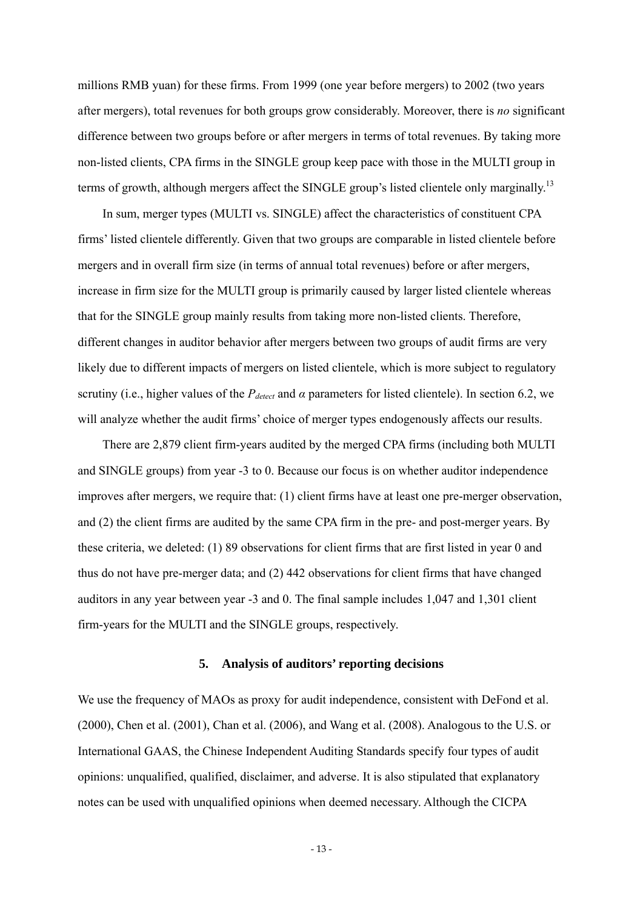millions RMB yuan) for these firms. From 1999 (one year before mergers) to 2002 (two years after mergers), total revenues for both groups grow considerably. Moreover, there is *no* significant difference between two groups before or after mergers in terms of total revenues. By taking more non-listed clients, CPA firms in the SINGLE group keep pace with those in the MULTI group in terms of growth, although mergers affect the SINGLE group's listed clientele only marginally.[13]

In sum, merger types (MULTI vs. SINGLE) affect the characteristics of constituent CPA firms' listed clientele differently. Given that two groups are comparable in listed clientele before mergers and in overall firm size (in terms of annual total revenues) before or after mergers, increase in firm size for the MULTI group is primarily caused by larger listed clientele whereas that for the SINGLE group mainly results from taking more non-listed clients. Therefore, different changes in auditor behavior after mergers between two groups of audit firms are very likely due to different impacts of mergers on listed clientele, which is more subject to regulatory scrutiny (i.e., higher values of the $P_{detect}$ and $\alpha$ parameters for listed clientele). In section 6.2, we will analyze whether the audit firms' choice of merger types endogenously affects our results.

There are 2,879 client firm-years audited by the merged CPA firms (including both MULTI and SINGLE groups) from year -3 to 0. Because our focus is on whether auditor independence improves after mergers, we require that: (1) client firms have at least one pre-merger observation, and (2) the client firms are audited by the same CPA firm in the pre- and post-merger years. By these criteria, we deleted: (1) 89 observations for client firms that are first listed in year 0 and thus do not have pre-merger data; and (2) 442 observations for client firms that have changed auditors in any year between year -3 and 0. The final sample includes 1,047 and 1,301 client firm-years for the MULTI and the SINGLE groups, respectively.

## 5. Analysis of auditors' reporting decisions

We use the frequency of MAOs as proxy for audit independence, consistent with DeFond et al. (2000), Chen et al. (2001), Chan et al. (2006), and Wang et al. (2008). Analogous to the U.S. or International GAAS, the Chinese Independent Auditing Standards specify four types of audit opinions: unqualified, qualified, disclaimer, and adverse. It is also stipulated that explanatory notes can be used with unqualified opinions when deemed necessary. Although the CICPA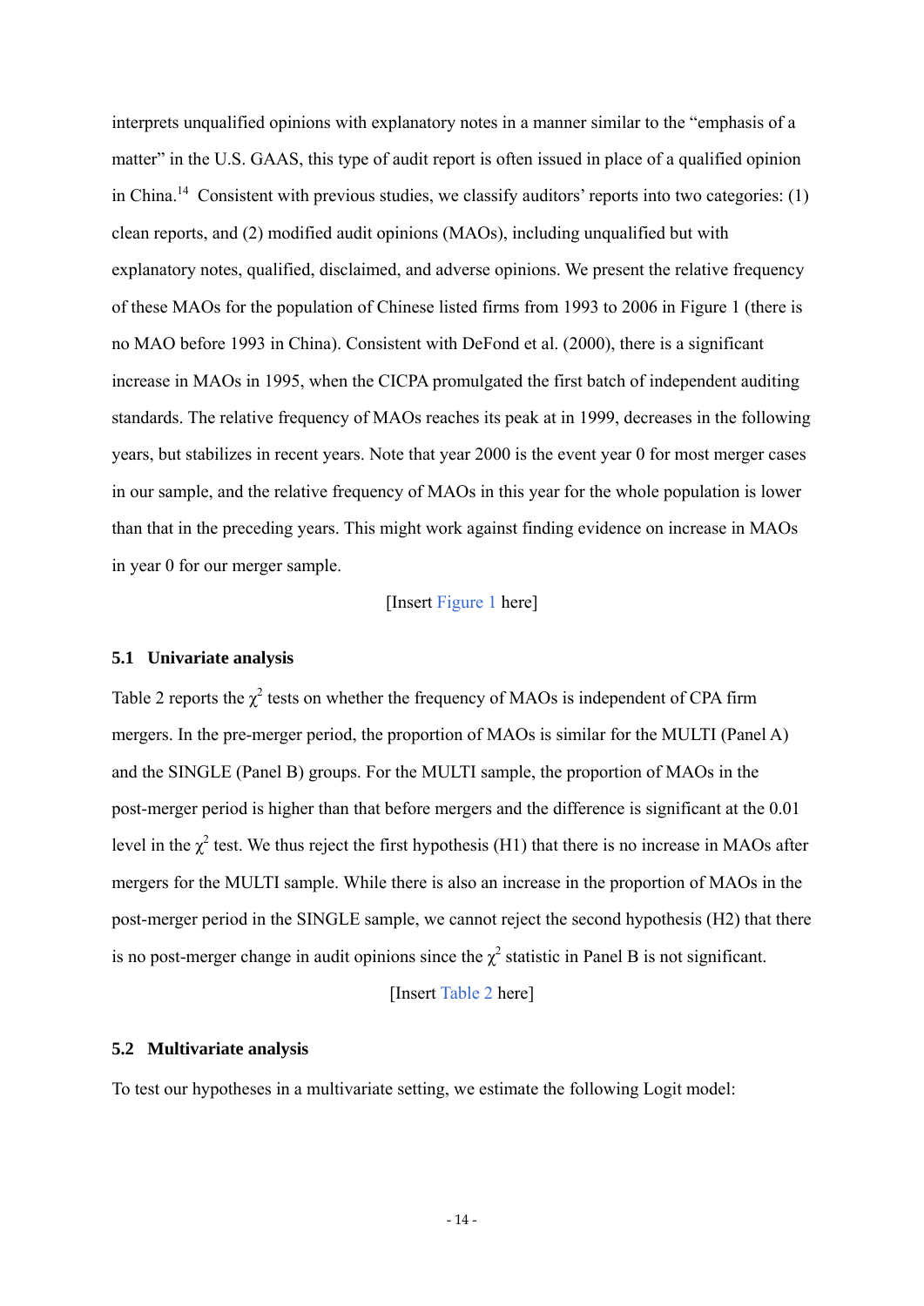interprets unqualified opinions with explanatory notes in a manner similar to the "emphasis of a matter" in the U.S. GAAS, this type of audit report is often issued in place of a qualified opinion in China.[14] Consistent with previous studies, we classify auditors' reports into two categories: (1) clean reports, and (2) modified audit opinions (MAOs), including unqualified but with explanatory notes, qualified, disclaimed, and adverse opinions. We present the relative frequency of these MAOs for the population of Chinese listed firms from 1993 to 2006 in Figure 1 (there is no MAO before 1993 in China). Consistent with DeFond et al. (2000), there is a significant increase in MAOs in 1995, when the CICPA promulgated the first batch of independent auditing standards. The relative frequency of MAOs reaches its peak at in 1999, decreases in the following years, but stabilizes in recent years. Note that year 2000 is the event year 0 for most merger cases in our sample, and the relative frequency of MAOs in this year for the whole population is lower than that in the preceding years. This might work against finding evidence on increase in MAOs in year 0 for our merger sample.

[Insert Figure 1 here]

### 5.1 Univariate analysis

Table 2 reports the $\chi^2$ tests on whether the frequency of MAOs is independent of CPA firm mergers. In the pre-merger period, the proportion of MAOs is similar for the MULTI (Panel A) and the SINGLE (Panel B) groups. For the MULTI sample, the proportion of MAOs in the post-merger period is higher than that before mergers and the difference is significant at the 0.01 level in the $\chi^2$ test. We thus reject the first hypothesis (H1) that there is no increase in MAOs after mergers for the MULTI sample. While there is also an increase in the proportion of MAOs in the post-merger period in the SINGLE sample, we cannot reject the second hypothesis (H2) that there is no post-merger change in audit opinions since the $\chi^2$ statistic in Panel B is not significant.

[Insert Table 2 here]

### 5.2 Multivariate analysis

To test our hypotheses in a multivariate setting, we estimate the following Logit model: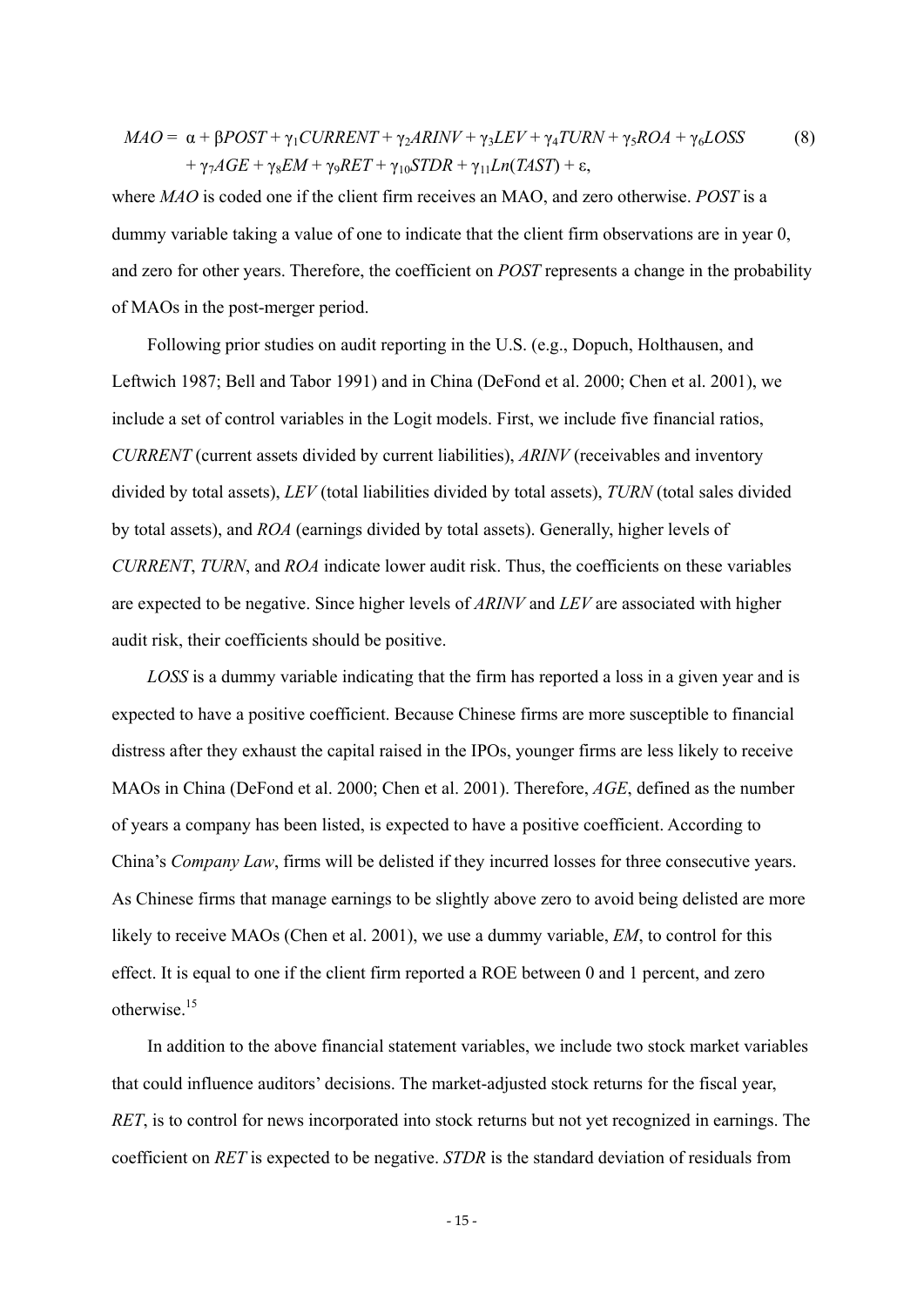$$MAO = \alpha + \beta POST + \gamma_1 CURRENT + \gamma_2 ARINV + \gamma_3 LEV + \gamma_4 TURN + \gamma_5 ROA + \gamma_6 LOSS + \gamma_7 AGE + \gamma_8 EM + \gamma_9 RET + \gamma_{10} STDR + \gamma_{11} Ln(TAST) + \varepsilon, \quad (8)$$

where *MAO* is coded one if the client firm receives an MAO, and zero otherwise. *POST* is a dummy variable taking a value of one to indicate that the client firm observations are in year 0, and zero for other years. Therefore, the coefficient on *POST* represents a change in the probability of MAOs in the post-merger period.

Following prior studies on audit reporting in the U.S. (e.g., Dopuch, Holthausen, and Leftwich 1987; Bell and Tabor 1991) and in China (DeFond et al. 2000; Chen et al. 2001), we include a set of control variables in the Logit models. First, we include five financial ratios, *CURRENT* (current assets divided by current liabilities), *ARINV* (receivables and inventory divided by total assets), *LEV* (total liabilities divided by total assets), *TURN* (total sales divided by total assets), and *ROA* (earnings divided by total assets). Generally, higher levels of *CURRENT*, *TURN*, and *ROA* indicate lower audit risk. Thus, the coefficients on these variables are expected to be negative. Since higher levels of *ARINV* and *LEV* are associated with higher audit risk, their coefficients should be positive.

*LOSS* is a dummy variable indicating that the firm has reported a loss in a given year and is expected to have a positive coefficient. Because Chinese firms are more susceptible to financial distress after they exhaust the capital raised in the IPOs, younger firms are less likely to receive MAOs in China (DeFond et al. 2000; Chen et al. 2001). Therefore, *AGE*, defined as the number of years a company has been listed, is expected to have a positive coefficient. According to China's *Company Law*, firms will be delisted if they incurred losses for three consecutive years. As Chinese firms that manage earnings to be slightly above zero to avoid being delisted are more likely to receive MAOs (Chen et al. 2001), we use a dummy variable, *EM*, to control for this effect. It is equal to one if the client firm reported a ROE between 0 and 1 percent, and zero otherwise.[15]

In addition to the above financial statement variables, we include two stock market variables that could influence auditors' decisions. The market-adjusted stock returns for the fiscal year, *RET*, is to control for news incorporated into stock returns but not yet recognized in earnings. The coefficient on *RET* is expected to be negative. *STDR* is the standard deviation of residuals from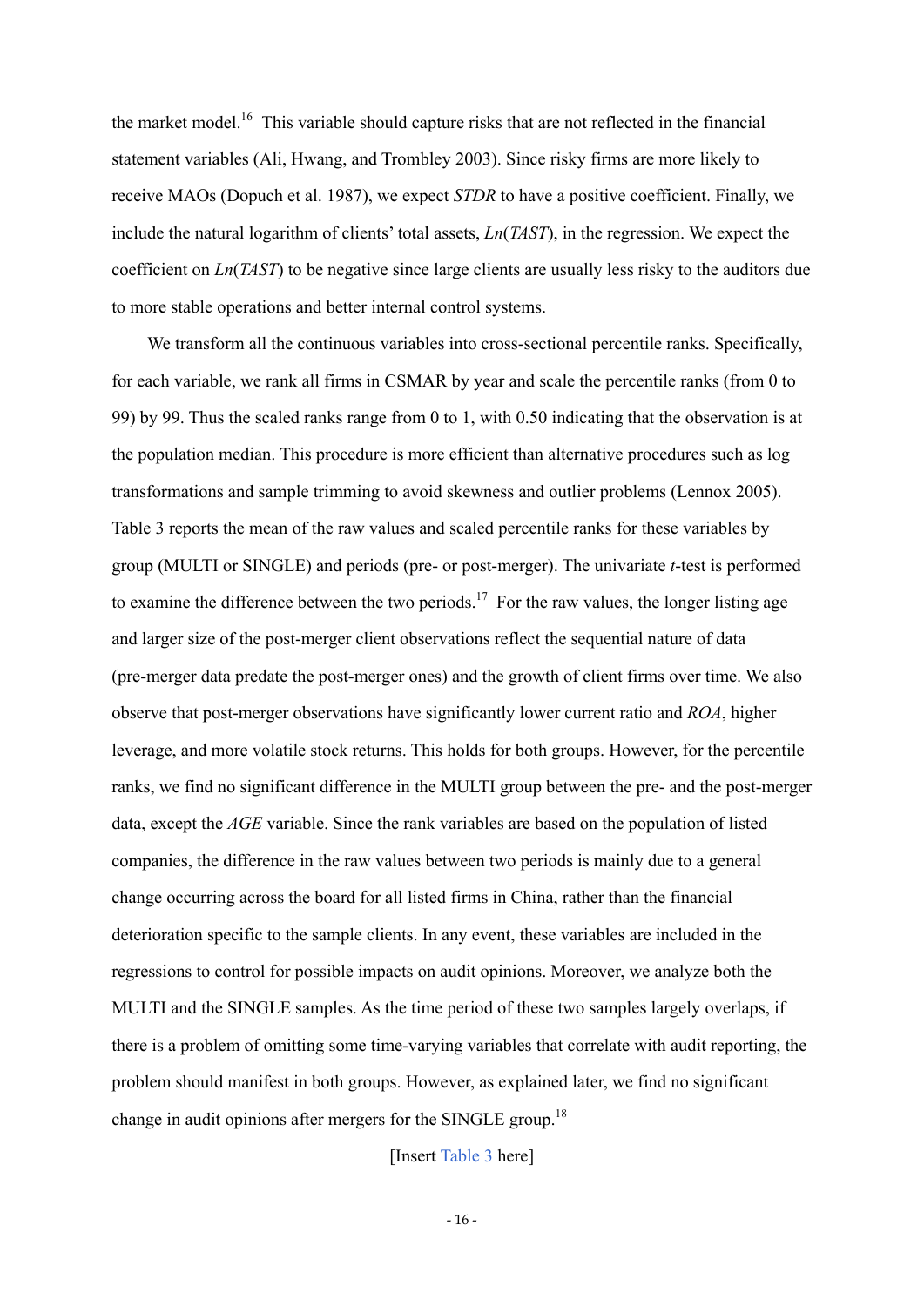the market model.[16] This variable should capture risks that are not reflected in the financial statement variables (Ali, Hwang, and Trombley 2003). Since risky firms are more likely to receive MAOs (Dopuch et al. 1987), we expect *STDR* to have a positive coefficient. Finally, we include the natural logarithm of clients' total assets, *Ln*(*TAST*), in the regression. We expect the coefficient on *Ln*(*TAST*) to be negative since large clients are usually less risky to the auditors due to more stable operations and better internal control systems.

We transform all the continuous variables into cross-sectional percentile ranks. Specifically, for each variable, we rank all firms in CSMAR by year and scale the percentile ranks (from 0 to 99) by 99. Thus the scaled ranks range from 0 to 1, with 0.50 indicating that the observation is at the population median. This procedure is more efficient than alternative procedures such as log transformations and sample trimming to avoid skewness and outlier problems (Lennox 2005). Table 3 reports the mean of the raw values and scaled percentile ranks for these variables by group (MULTI or SINGLE) and periods (pre- or post-merger). The univariate *t*-test is performed to examine the difference between the two periods.[17] For the raw values, the longer listing age and larger size of the post-merger client observations reflect the sequential nature of data (pre-merger data predate the post-merger ones) and the growth of client firms over time. We also observe that post-merger observations have significantly lower current ratio and *ROA*, higher leverage, and more volatile stock returns. This holds for both groups. However, for the percentile ranks, we find no significant difference in the MULTI group between the pre- and the post-merger data, except the *AGE* variable. Since the rank variables are based on the population of listed companies, the difference in the raw values between two periods is mainly due to a general change occurring across the board for all listed firms in China, rather than the financial deterioration specific to the sample clients. In any event, these variables are included in the regressions to control for possible impacts on audit opinions. Moreover, we analyze both the MULTI and the SINGLE samples. As the time period of these two samples largely overlaps, if there is a problem of omitting some time-varying variables that correlate with audit reporting, the problem should manifest in both groups. However, as explained later, we find no significant change in audit opinions after mergers for the SINGLE group.[18]

[Insert Table 3 here]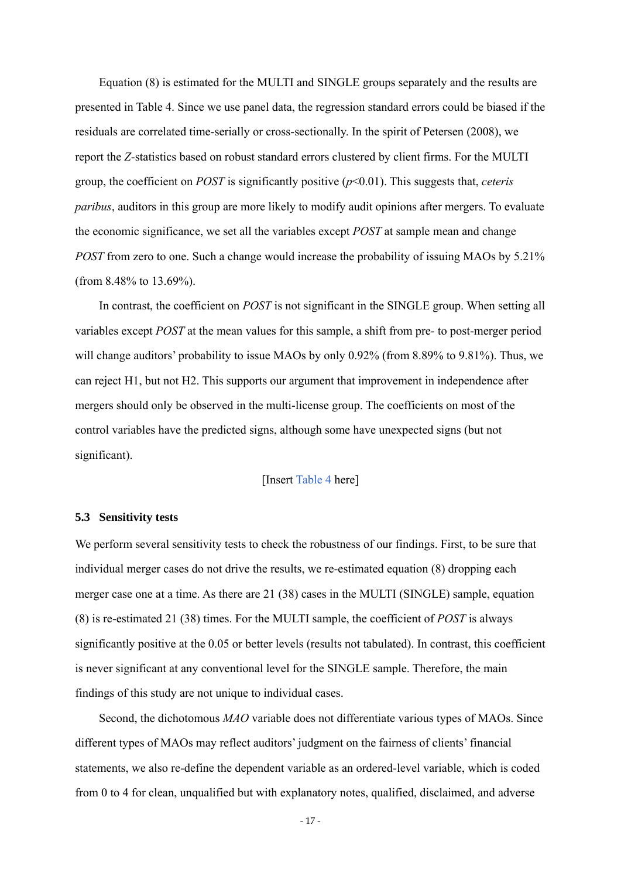Equation (8) is estimated for the MULTI and SINGLE groups separately and the results are presented in Table 4. Since we use panel data, the regression standard errors could be biased if the residuals are correlated time-serially or cross-sectionally. In the spirit of Petersen (2008), we report the *Z*-statistics based on robust standard errors clustered by client firms. For the MULTI group, the coefficient on *POST* is significantly positive ($p<0.01$). This suggests that, *ceteris paribus*, auditors in this group are more likely to modify audit opinions after mergers. To evaluate the economic significance, we set all the variables except *POST* at sample mean and change *POST* from zero to one. Such a change would increase the probability of issuing MAOs by 5.21% (from 8.48% to 13.69%).

In contrast, the coefficient on *POST* is not significant in the SINGLE group. When setting all variables except *POST* at the mean values for this sample, a shift from pre- to post-merger period will change auditors' probability to issue MAOs by only 0.92% (from 8.89% to 9.81%). Thus, we can reject H1, but not H2. This supports our argument that improvement in independence after mergers should only be observed in the multi-license group. The coefficients on most of the control variables have the predicted signs, although some have unexpected signs (but not significant).

[Insert Table 4 here]

### 5.3 Sensitivity tests

We perform several sensitivity tests to check the robustness of our findings. First, to be sure that individual merger cases do not drive the results, we re-estimated equation (8) dropping each merger case one at a time. As there are 21 (38) cases in the MULTI (SINGLE) sample, equation (8) is re-estimated 21 (38) times. For the MULTI sample, the coefficient of *POST* is always significantly positive at the 0.05 or better levels (results not tabulated). In contrast, this coefficient is never significant at any conventional level for the SINGLE sample. Therefore, the main findings of this study are not unique to individual cases.

Second, the dichotomous *MAO* variable does not differentiate various types of MAOs. Since different types of MAOs may reflect auditors' judgment on the fairness of clients' financial statements, we also re-define the dependent variable as an ordered-level variable, which is coded from 0 to 4 for clean, unqualified but with explanatory notes, qualified, disclaimed, and adverse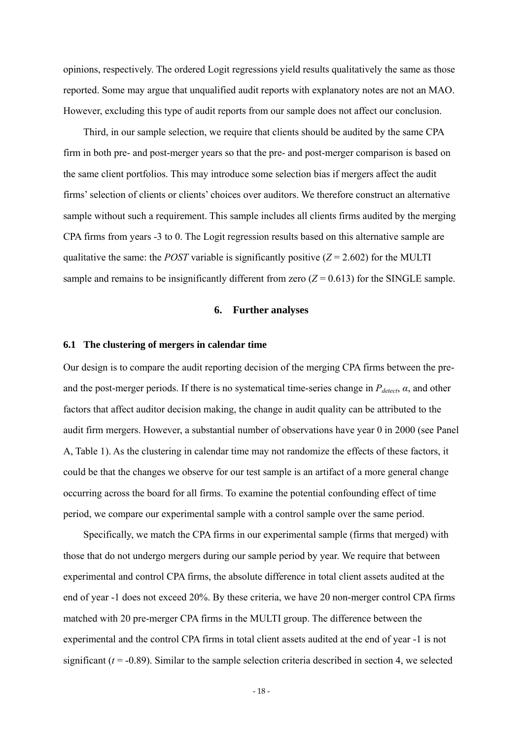opinions, respectively. The ordered Logit regressions yield results qualitatively the same as those reported. Some may argue that unqualified audit reports with explanatory notes are not an MAO. However, excluding this type of audit reports from our sample does not affect our conclusion.

Third, in our sample selection, we require that clients should be audited by the same CPA firm in both pre- and post-merger years so that the pre- and post-merger comparison is based on the same client portfolios. This may introduce some selection bias if mergers affect the audit firms' selection of clients or clients' choices over auditors. We therefore construct an alternative sample without such a requirement. This sample includes all clients firms audited by the merging CPA firms from years -3 to 0. The Logit regression results based on this alternative sample are qualitative the same: the *POST* variable is significantly positive ($Z = 2.602$) for the MULTI sample and remains to be insignificantly different from zero ($Z = 0.613$) for the SINGLE sample.

## 6. Further analyses

### 6.1 The clustering of mergers in calendar time

Our design is to compare the audit reporting decision of the merging CPA firms between the pre- and the post-merger periods. If there is no systematical time-series change in $P_{detect}$, $\alpha$, and other factors that affect auditor decision making, the change in audit quality can be attributed to the audit firm mergers. However, a substantial number of observations have year 0 in 2000 (see Panel A, Table 1). As the clustering in calendar time may not randomize the effects of these factors, it could be that the changes we observe for our test sample is an artifact of a more general change occurring across the board for all firms. To examine the potential confounding effect of time period, we compare our experimental sample with a control sample over the same period.

Specifically, we match the CPA firms in our experimental sample (firms that merged) with those that do not undergo mergers during our sample period by year. We require that between experimental and control CPA firms, the absolute difference in total client assets audited at the end of year -1 does not exceed 20%. By these criteria, we have 20 non-merger control CPA firms matched with 20 pre-merger CPA firms in the MULTI group. The difference between the experimental and the control CPA firms in total client assets audited at the end of year -1 is not significant ($t = -0.89$). Similar to the sample selection criteria described in section 4, we selected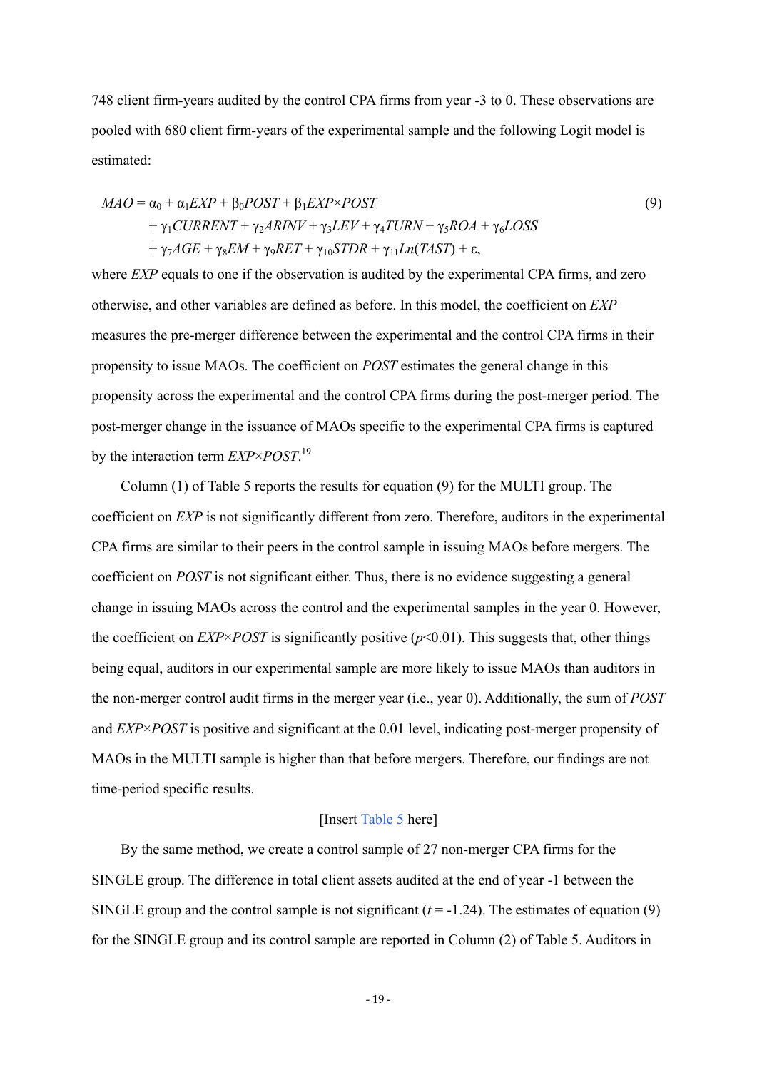748 client firm-years audited by the control CPA firms from year -3 to 0. These observations are pooled with 680 client firm-years of the experimental sample and the following Logit model is estimated:

$$
\begin{aligned}
MAO = {} & \alpha_0 + \alpha_1 EXP + \beta_0 POST + \beta_1 EXP \times POST \\
& + \gamma_1 CURRENT + \gamma_2 ARINV + \gamma_3 LEV + \gamma_4 TURN + \gamma_5 ROA + \gamma_6 LOSS \\
& + \gamma_7 AGE + \gamma_8 EM + \gamma_9 RET + \gamma_{10} STDR + \gamma_{11} Ln(TAST) + \varepsilon,
\end{aligned} \tag{9}
$$

where *EXP* equals to one if the observation is audited by the experimental CPA firms, and zero otherwise, and other variables are defined as before. In this model, the coefficient on *EXP* measures the pre-merger difference between the experimental and the control CPA firms in their propensity to issue MAOs. The coefficient on *POST* estimates the general change in this propensity across the experimental and the control CPA firms during the post-merger period. The post-merger change in the issuance of MAOs specific to the experimental CPA firms is captured by the interaction term *EXP*×*POST*.[19]

Column (1) of Table 5 reports the results for equation (9) for the MULTI group. The coefficient on *EXP* is not significantly different from zero. Therefore, auditors in the experimental CPA firms are similar to their peers in the control sample in issuing MAOs before mergers. The coefficient on *POST* is not significant either. Thus, there is no evidence suggesting a general change in issuing MAOs across the control and the experimental samples in the year 0. However, the coefficient on *EXP*×*POST* is significantly positive ($p$<0.01). This suggests that, other things being equal, auditors in our experimental sample are more likely to issue MAOs than auditors in the non-merger control audit firms in the merger year (i.e., year 0). Additionally, the sum of *POST* and *EXP*×*POST* is positive and significant at the 0.01 level, indicating post-merger propensity of MAOs in the MULTI sample is higher than that before mergers. Therefore, our findings are not time-period specific results.

[Insert Table 5 here]

By the same method, we create a control sample of 27 non-merger CPA firms for the SINGLE group. The difference in total client assets audited at the end of year -1 between the SINGLE group and the control sample is not significant ($t$ = -1.24). The estimates of equation (9) for the SINGLE group and its control sample are reported in Column (2) of Table 5. Auditors in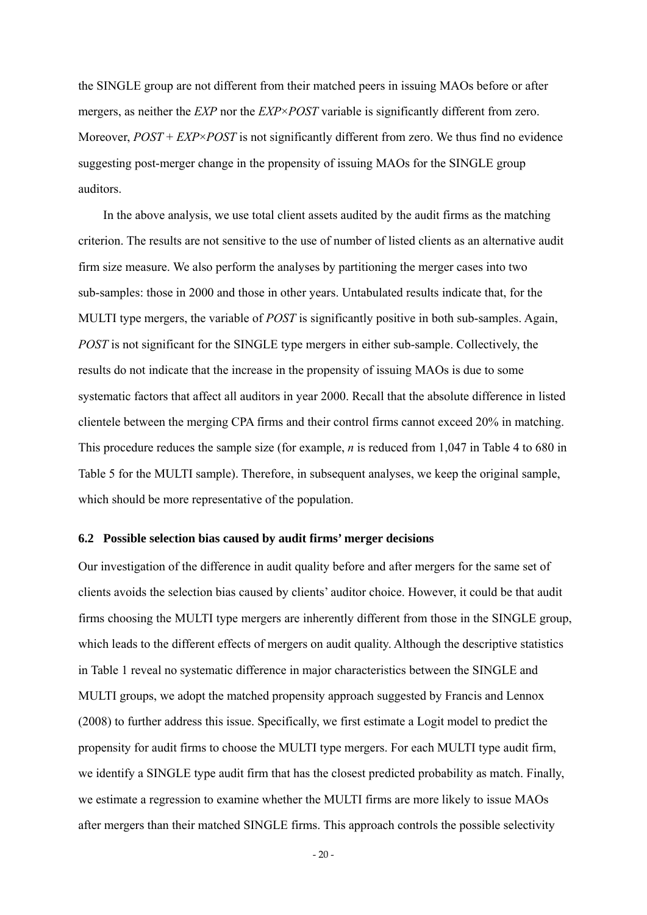the SINGLE group are not different from their matched peers in issuing MAOs before or after mergers, as neither the *EXP* nor the *EXP*×*POST* variable is significantly different from zero. Moreover, *POST* + *EXP*×*POST* is not significantly different from zero. We thus find no evidence suggesting post-merger change in the propensity of issuing MAOs for the SINGLE group auditors.

In the above analysis, we use total client assets audited by the audit firms as the matching criterion. The results are not sensitive to the use of number of listed clients as an alternative audit firm size measure. We also perform the analyses by partitioning the merger cases into two sub-samples: those in 2000 and those in other years. Untabulated results indicate that, for the MULTI type mergers, the variable of *POST* is significantly positive in both sub-samples. Again, *POST* is not significant for the SINGLE type mergers in either sub-sample. Collectively, the results do not indicate that the increase in the propensity of issuing MAOs is due to some systematic factors that affect all auditors in year 2000. Recall that the absolute difference in listed clientele between the merging CPA firms and their control firms cannot exceed 20% in matching. This procedure reduces the sample size (for example, *n* is reduced from 1,047 in Table 4 to 680 in Table 5 for the MULTI sample). Therefore, in subsequent analyses, we keep the original sample, which should be more representative of the population.

### 6.2 Possible selection bias caused by audit firms' merger decisions

Our investigation of the difference in audit quality before and after mergers for the same set of clients avoids the selection bias caused by clients' auditor choice. However, it could be that audit firms choosing the MULTI type mergers are inherently different from those in the SINGLE group, which leads to the different effects of mergers on audit quality. Although the descriptive statistics in Table 1 reveal no systematic difference in major characteristics between the SINGLE and MULTI groups, we adopt the matched propensity approach suggested by Francis and Lennox (2008) to further address this issue. Specifically, we first estimate a Logit model to predict the propensity for audit firms to choose the MULTI type mergers. For each MULTI type audit firm, we identify a SINGLE type audit firm that has the closest predicted probability as match. Finally, we estimate a regression to examine whether the MULTI firms are more likely to issue MAOs after mergers than their matched SINGLE firms. This approach controls the possible selectivity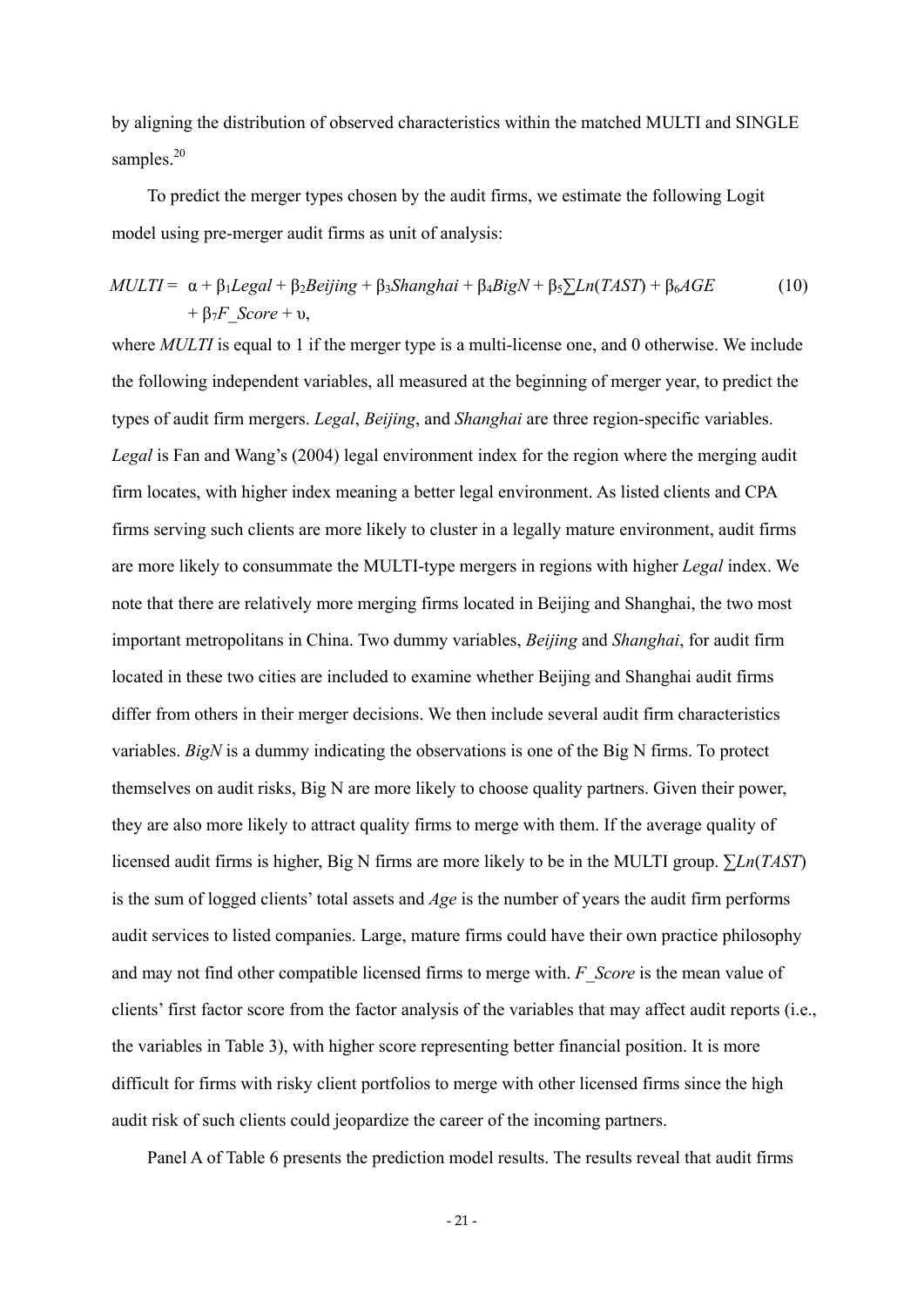by aligning the distribution of observed characteristics within the matched MULTI and SINGLE samples.[20]

To predict the merger types chosen by the audit firms, we estimate the following Logit model using pre-merger audit firms as unit of analysis:

$$MULTI = \alpha + \beta_1 Legal + \beta_2 Beijing + \beta_3 Shanghai + \beta_4 BigN + \beta_5 \sum Ln(TAST) + \beta_6 AGE + \beta_7 F\_Score + \upsilon, \quad (10)$$

where *MULTI* is equal to 1 if the merger type is a multi-license one, and 0 otherwise. We include the following independent variables, all measured at the beginning of merger year, to predict the types of audit firm mergers. *Legal*, *Beijing*, and *Shanghai* are three region-specific variables. *Legal* is Fan and Wang's (2004) legal environment index for the region where the merging audit firm locates, with higher index meaning a better legal environment. As listed clients and CPA firms serving such clients are more likely to cluster in a legally mature environment, audit firms are more likely to consummate the MULTI-type mergers in regions with higher *Legal* index. We note that there are relatively more merging firms located in Beijing and Shanghai, the two most important metropolitans in China. Two dummy variables, *Beijing* and *Shanghai*, for audit firm located in these two cities are included to examine whether Beijing and Shanghai audit firms differ from others in their merger decisions. We then include several audit firm characteristics variables. *BigN* is a dummy indicating the observations is one of the Big N firms. To protect themselves on audit risks, Big N are more likely to choose quality partners. Given their power, they are also more likely to attract quality firms to merge with them. If the average quality of licensed audit firms is higher, Big N firms are more likely to be in the MULTI group. $\sum Ln(TAST)$ is the sum of logged clients' total assets and *Age* is the number of years the audit firm performs audit services to listed companies. Large, mature firms could have their own practice philosophy and may not find other compatible licensed firms to merge with. *F_Score* is the mean value of clients' first factor score from the factor analysis of the variables that may affect audit reports (i.e., the variables in Table 3), with higher score representing better financial position. It is more difficult for firms with risky client portfolios to merge with other licensed firms since the high audit risk of such clients could jeopardize the career of the incoming partners.

Panel A of Table 6 presents the prediction model results. The results reveal that audit firms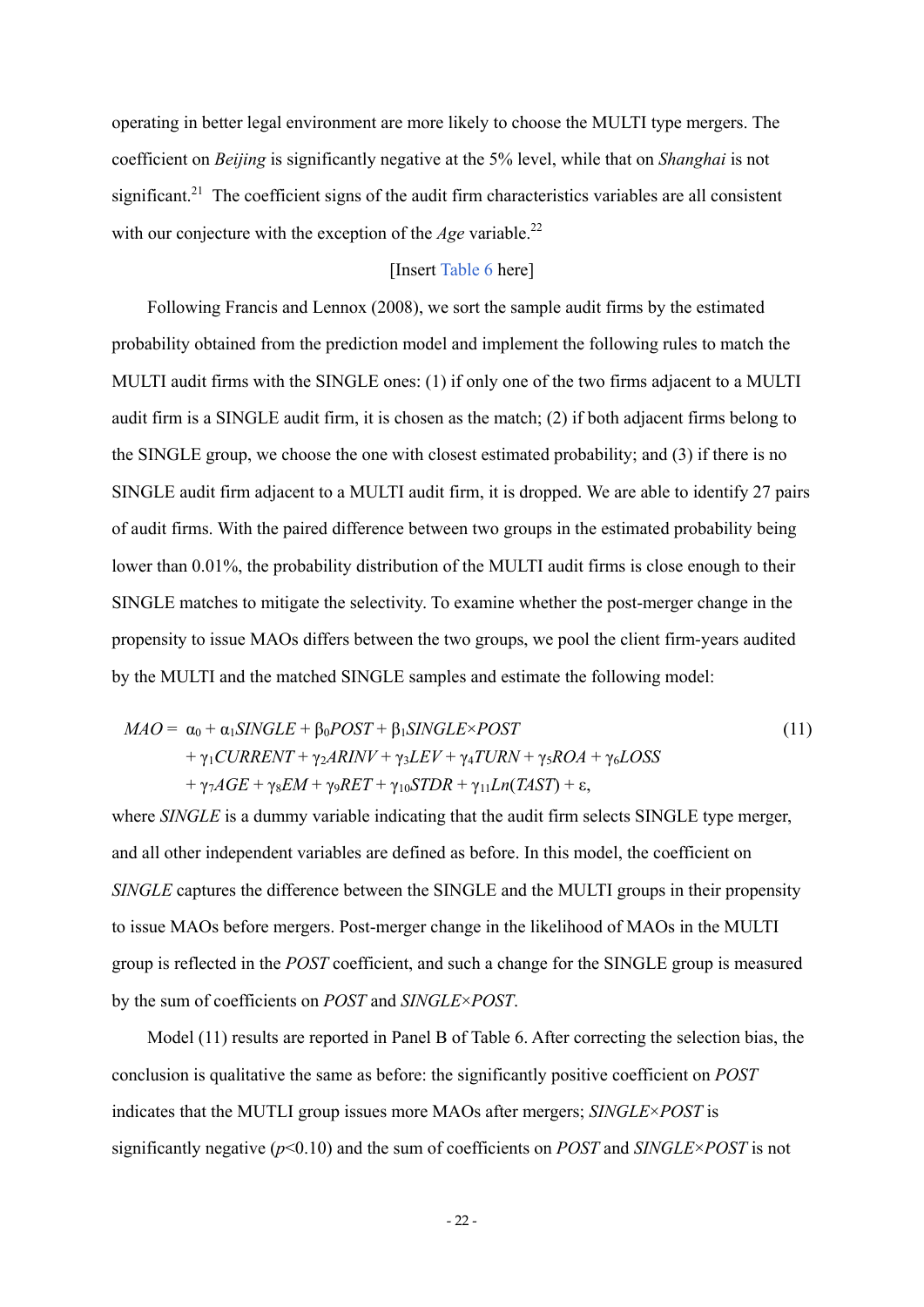operating in better legal environment are more likely to choose the MULTI type mergers. The coefficient on *Beijing* is significantly negative at the 5% level, while that on *Shanghai* is not significant.[21] The coefficient signs of the audit firm characteristics variables are all consistent with our conjecture with the exception of the *Age* variable.[22]

[Insert Table 6 here]

Following Francis and Lennox (2008), we sort the sample audit firms by the estimated probability obtained from the prediction model and implement the following rules to match the MULTI audit firms with the SINGLE ones: (1) if only one of the two firms adjacent to a MULTI audit firm is a SINGLE audit firm, it is chosen as the match; (2) if both adjacent firms belong to the SINGLE group, we choose the one with closest estimated probability; and (3) if there is no SINGLE audit firm adjacent to a MULTI audit firm, it is dropped. We are able to identify 27 pairs of audit firms. With the paired difference between two groups in the estimated probability being lower than 0.01%, the probability distribution of the MULTI audit firms is close enough to their SINGLE matches to mitigate the selectivity. To examine whether the post-merger change in the propensity to issue MAOs differs between the two groups, we pool the client firm-years audited by the MULTI and the matched SINGLE samples and estimate the following model:

$$
\begin{aligned}
MAO = \; & \alpha_0 + \alpha_1 SINGLE + \beta_0 POST + \beta_1 SINGLE \times POST \\
& + \gamma_1 CURRENT + \gamma_2 ARINV + \gamma_3 LEV + \gamma_4 TURN + \gamma_5 ROA + \gamma_6 LOSS \\
& + \gamma_7 AGE + \gamma_8 EM + \gamma_9 RET + \gamma_{10} STDR + \gamma_{11} Ln(TAST) + \varepsilon,
\end{aligned} \tag{11}
$$

where *SINGLE* is a dummy variable indicating that the audit firm selects SINGLE type merger, and all other independent variables are defined as before. In this model, the coefficient on *SINGLE* captures the difference between the SINGLE and the MULTI groups in their propensity to issue MAOs before mergers. Post-merger change in the likelihood of MAOs in the MULTI group is reflected in the *POST* coefficient, and such a change for the SINGLE group is measured by the sum of coefficients on *POST* and *SINGLE×POST*.

Model (11) results are reported in Panel B of Table 6. After correcting the selection bias, the conclusion is qualitative the same as before: the significantly positive coefficient on *POST* indicates that the MUTLI group issues more MAOs after mergers; *SINGLE×POST* is significantly negative ($p<0.10$) and the sum of coefficients on *POST* and *SINGLE×POST* is not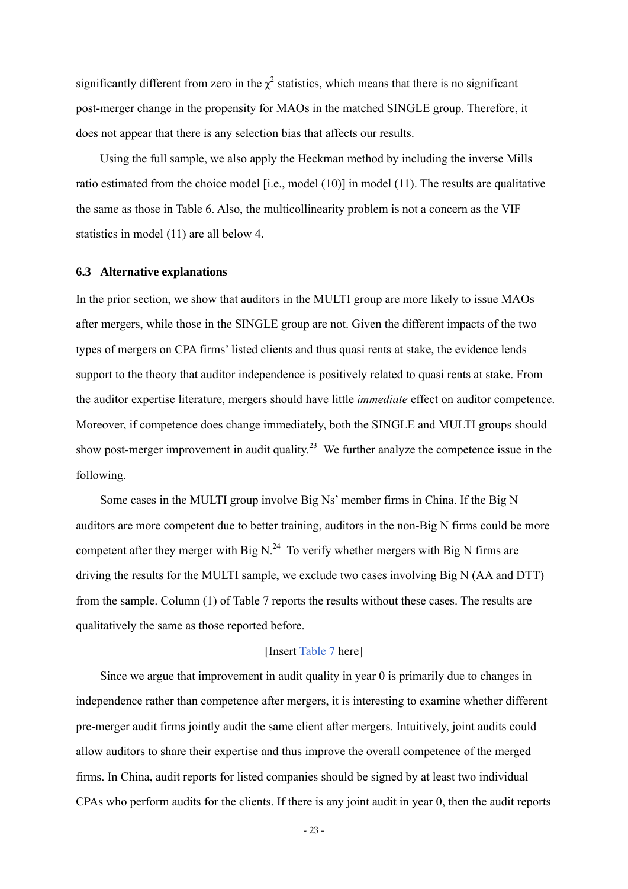significantly different from zero in the $\chi^2$ statistics, which means that there is no significant post-merger change in the propensity for MAOs in the matched SINGLE group. Therefore, it does not appear that there is any selection bias that affects our results.

Using the full sample, we also apply the Heckman method by including the inverse Mills ratio estimated from the choice model [i.e., model (10)] in model (11). The results are qualitative the same as those in Table 6. Also, the multicollinearity problem is not a concern as the VIF statistics in model (11) are all below 4.

### 6.3 Alternative explanations

In the prior section, we show that auditors in the MULTI group are more likely to issue MAOs after mergers, while those in the SINGLE group are not. Given the different impacts of the two types of mergers on CPA firms' listed clients and thus quasi rents at stake, the evidence lends support to the theory that auditor independence is positively related to quasi rents at stake. From the auditor expertise literature, mergers should have little *immediate* effect on auditor competence. Moreover, if competence does change immediately, both the SINGLE and MULTI groups should show post-merger improvement in audit quality.[23] We further analyze the competence issue in the following.

Some cases in the MULTI group involve Big Ns' member firms in China. If the Big N auditors are more competent due to better training, auditors in the non-Big N firms could be more competent after they merger with Big N.[24] To verify whether mergers with Big N firms are driving the results for the MULTI sample, we exclude two cases involving Big N (AA and DTT) from the sample. Column (1) of Table 7 reports the results without these cases. The results are qualitatively the same as those reported before.

[Insert Table 7 here]

Since we argue that improvement in audit quality in year 0 is primarily due to changes in independence rather than competence after mergers, it is interesting to examine whether different pre-merger audit firms jointly audit the same client after mergers. Intuitively, joint audits could allow auditors to share their expertise and thus improve the overall competence of the merged firms. In China, audit reports for listed companies should be signed by at least two individual CPAs who perform audits for the clients. If there is any joint audit in year 0, then the audit reports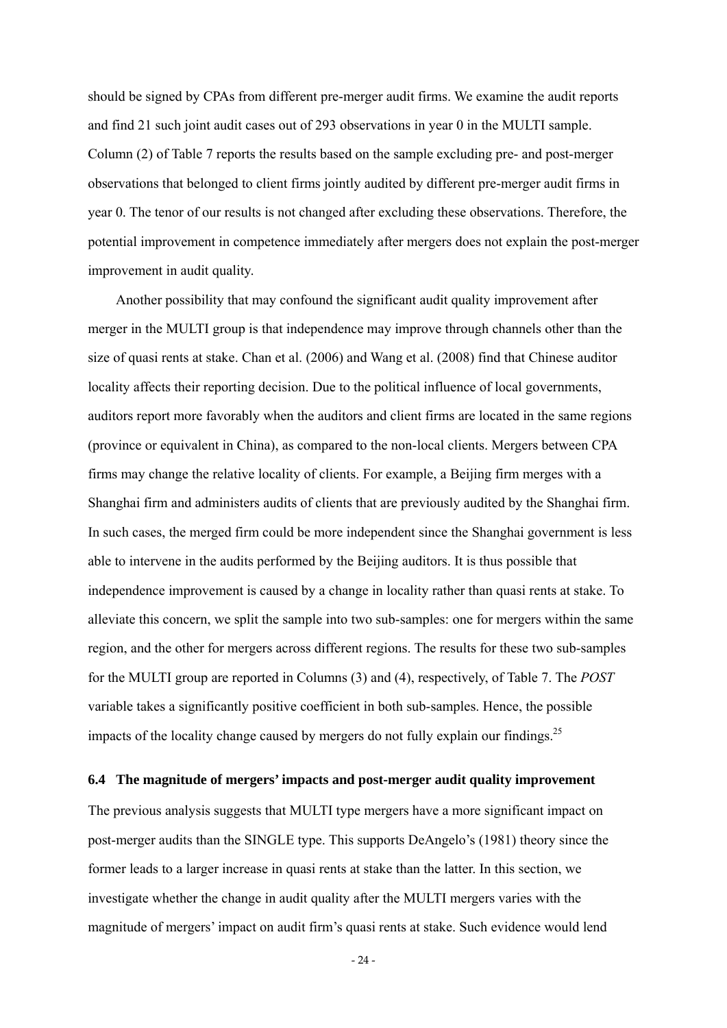should be signed by CPAs from different pre-merger audit firms. We examine the audit reports and find 21 such joint audit cases out of 293 observations in year 0 in the MULTI sample. Column (2) of Table 7 reports the results based on the sample excluding pre- and post-merger observations that belonged to client firms jointly audited by different pre-merger audit firms in year 0. The tenor of our results is not changed after excluding these observations. Therefore, the potential improvement in competence immediately after mergers does not explain the post-merger improvement in audit quality.

Another possibility that may confound the significant audit quality improvement after merger in the MULTI group is that independence may improve through channels other than the size of quasi rents at stake. Chan et al. (2006) and Wang et al. (2008) find that Chinese auditor locality affects their reporting decision. Due to the political influence of local governments, auditors report more favorably when the auditors and client firms are located in the same regions (province or equivalent in China), as compared to the non-local clients. Mergers between CPA firms may change the relative locality of clients. For example, a Beijing firm merges with a Shanghai firm and administers audits of clients that are previously audited by the Shanghai firm. In such cases, the merged firm could be more independent since the Shanghai government is less able to intervene in the audits performed by the Beijing auditors. It is thus possible that independence improvement is caused by a change in locality rather than quasi rents at stake. To alleviate this concern, we split the sample into two sub-samples: one for mergers within the same region, and the other for mergers across different regions. The results for these two sub-samples for the MULTI group are reported in Columns (3) and (4), respectively, of Table 7. The *POST* variable takes a significantly positive coefficient in both sub-samples. Hence, the possible impacts of the locality change caused by mergers do not fully explain our findings.[25]

### 6.4 The magnitude of mergers' impacts and post-merger audit quality improvement

The previous analysis suggests that MULTI type mergers have a more significant impact on post-merger audits than the SINGLE type. This supports DeAngelo's (1981) theory since the former leads to a larger increase in quasi rents at stake than the latter. In this section, we investigate whether the change in audit quality after the MULTI mergers varies with the magnitude of mergers' impact on audit firm's quasi rents at stake. Such evidence would lend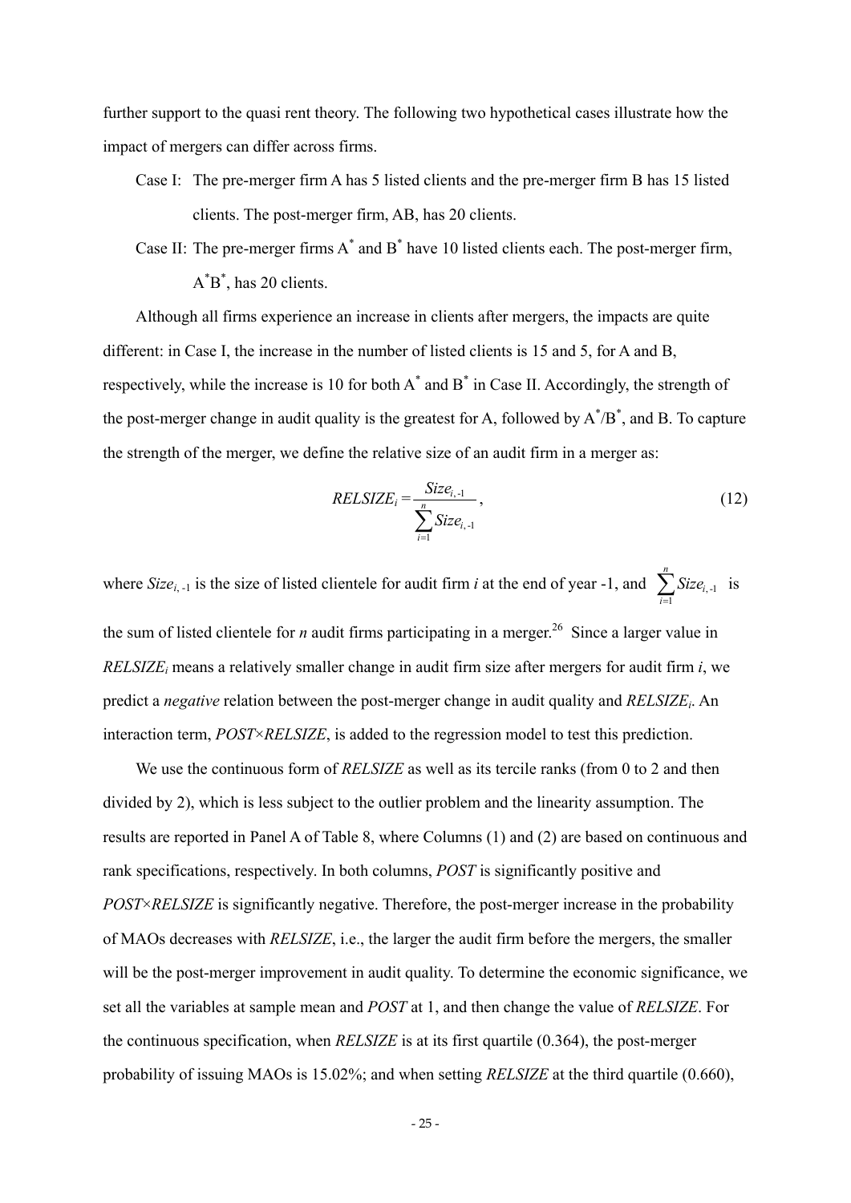further support to the quasi rent theory. The following two hypothetical cases illustrate how the impact of mergers can differ across firms.

Case I: The pre-merger firm A has 5 listed clients and the pre-merger firm B has 15 listed clients. The post-merger firm, AB, has 20 clients.

Case II: The pre-merger firms $A^*$ and $B^*$ have 10 listed clients each. The post-merger firm, $A^*B^*$, has 20 clients.

Although all firms experience an increase in clients after mergers, the impacts are quite different: in Case I, the increase in the number of listed clients is 15 and 5, for A and B, respectively, while the increase is 10 for both $A^*$ and $B^*$ in Case II. Accordingly, the strength of the post-merger change in audit quality is the greatest for A, followed by $A^*/B^*$, and B. To capture the strength of the merger, we define the relative size of an audit firm in a merger as:

$$RELSIZE_i = \frac{Size_{i,-1}}{\sum_{i=1}^{n} Size_{i,-1}}, \tag{12}$$

where $Size_{i,-1}$ is the size of listed clientele for audit firm *i* at the end of year -1, and $\sum_{i=1}^{n} Size_{i,-1}$ is the sum of listed clientele for *n* audit firms participating in a merger.[26] Since a larger value in $RELSIZE_i$ means a relatively smaller change in audit firm size after mergers for audit firm *i*, we predict a *negative* relation between the post-merger change in audit quality and $RELSIZE_i$. An interaction term, *POST×RELSIZE*, is added to the regression model to test this prediction.

We use the continuous form of *RELSIZE* as well as its tercile ranks (from 0 to 2 and then divided by 2), which is less subject to the outlier problem and the linearity assumption. The results are reported in Panel A of Table 8, where Columns (1) and (2) are based on continuous and rank specifications, respectively. In both columns, *POST* is significantly positive and *POST×RELSIZE* is significantly negative. Therefore, the post-merger increase in the probability of MAOs decreases with *RELSIZE*, i.e., the larger the audit firm before the mergers, the smaller will be the post-merger improvement in audit quality. To determine the economic significance, we set all the variables at sample mean and *POST* at 1, and then change the value of *RELSIZE*. For the continuous specification, when *RELSIZE* is at its first quartile (0.364), the post-merger probability of issuing MAOs is 15.02%; and when setting *RELSIZE* at the third quartile (0.660),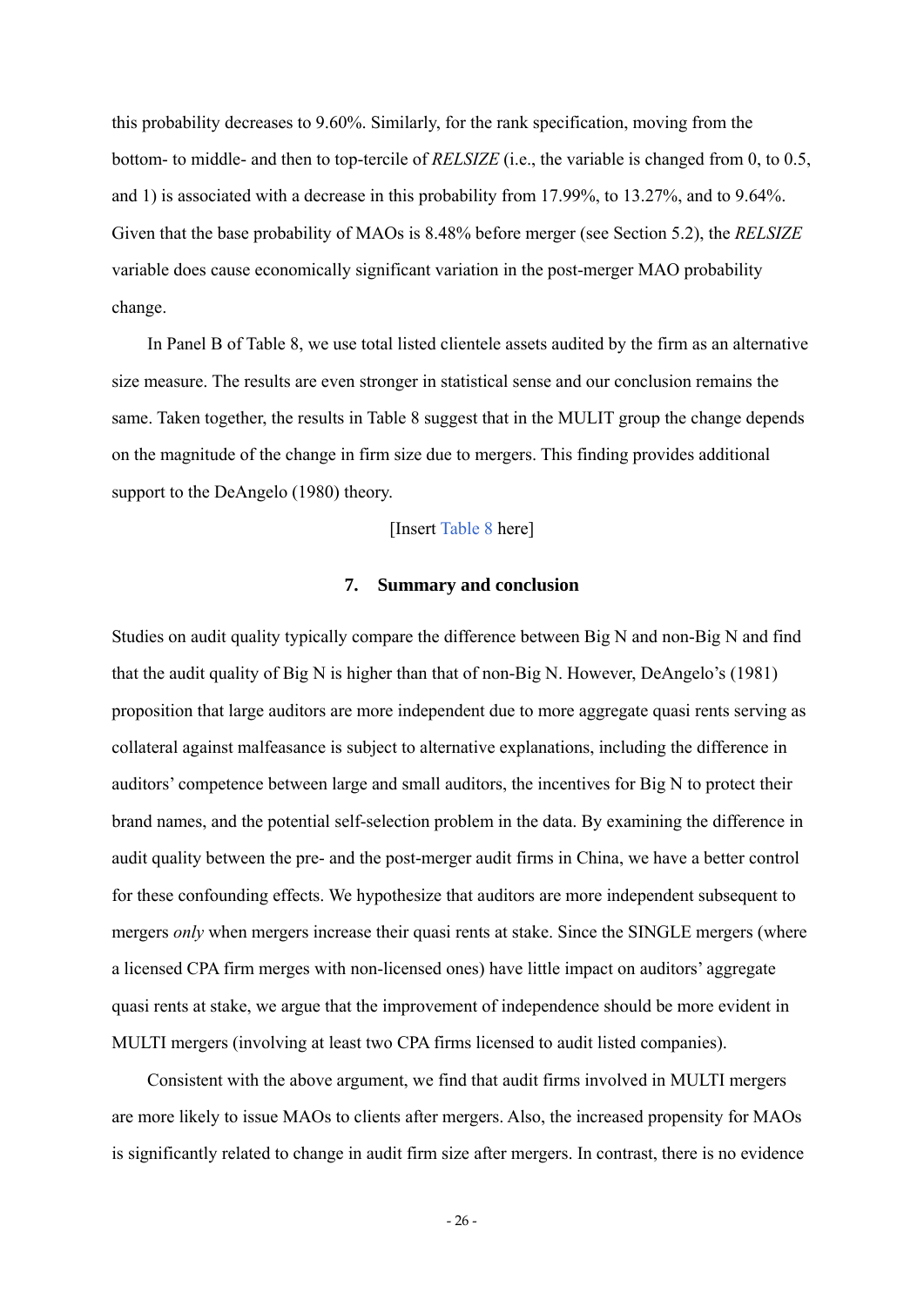this probability decreases to 9.60%. Similarly, for the rank specification, moving from the bottom- to middle- and then to top-tercile of *RELSIZE* (i.e., the variable is changed from 0, to 0.5, and 1) is associated with a decrease in this probability from 17.99%, to 13.27%, and to 9.64%. Given that the base probability of MAOs is 8.48% before merger (see Section 5.2), the *RELSIZE* variable does cause economically significant variation in the post-merger MAO probability change.

In Panel B of Table 8, we use total listed clientele assets audited by the firm as an alternative size measure. The results are even stronger in statistical sense and our conclusion remains the same. Taken together, the results in Table 8 suggest that in the MULIT group the change depends on the magnitude of the change in firm size due to mergers. This finding provides additional support to the DeAngelo (1980) theory.

[Insert Table 8 here]

## 7. Summary and conclusion

Studies on audit quality typically compare the difference between Big N and non-Big N and find that the audit quality of Big N is higher than that of non-Big N. However, DeAngelo's (1981) proposition that large auditors are more independent due to more aggregate quasi rents serving as collateral against malfeasance is subject to alternative explanations, including the difference in auditors' competence between large and small auditors, the incentives for Big N to protect their brand names, and the potential self-selection problem in the data. By examining the difference in audit quality between the pre- and the post-merger audit firms in China, we have a better control for these confounding effects. We hypothesize that auditors are more independent subsequent to mergers *only* when mergers increase their quasi rents at stake. Since the SINGLE mergers (where a licensed CPA firm merges with non-licensed ones) have little impact on auditors' aggregate quasi rents at stake, we argue that the improvement of independence should be more evident in MULTI mergers (involving at least two CPA firms licensed to audit listed companies).

Consistent with the above argument, we find that audit firms involved in MULTI mergers are more likely to issue MAOs to clients after mergers. Also, the increased propensity for MAOs is significantly related to change in audit firm size after mergers. In contrast, there is no evidence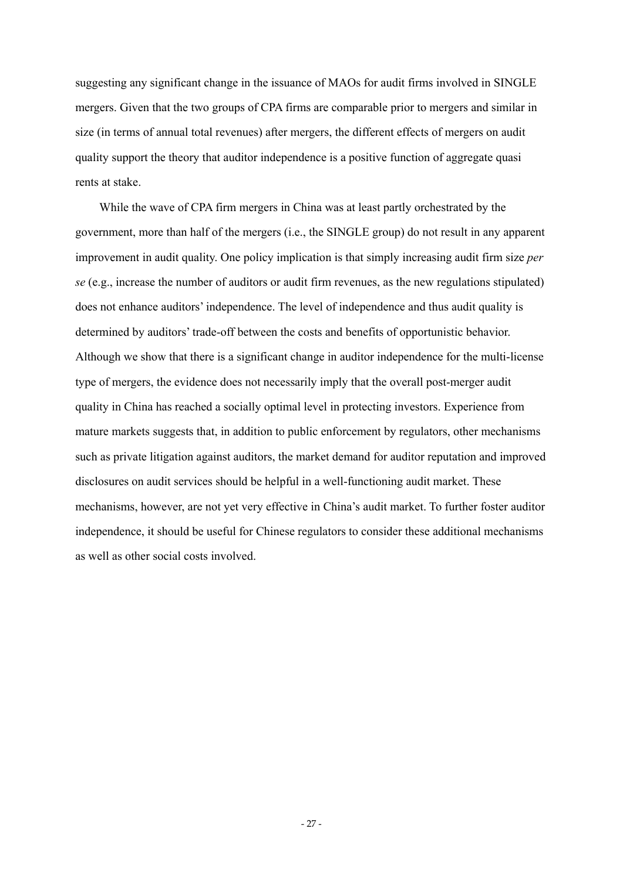suggesting any significant change in the issuance of MAOs for audit firms involved in SINGLE mergers. Given that the two groups of CPA firms are comparable prior to mergers and similar in size (in terms of annual total revenues) after mergers, the different effects of mergers on audit quality support the theory that auditor independence is a positive function of aggregate quasi rents at stake.

While the wave of CPA firm mergers in China was at least partly orchestrated by the government, more than half of the mergers (i.e., the SINGLE group) do not result in any apparent improvement in audit quality. One policy implication is that simply increasing audit firm size *per se* (e.g., increase the number of auditors or audit firm revenues, as the new regulations stipulated) does not enhance auditors' independence. The level of independence and thus audit quality is determined by auditors' trade-off between the costs and benefits of opportunistic behavior. Although we show that there is a significant change in auditor independence for the multi-license type of mergers, the evidence does not necessarily imply that the overall post-merger audit quality in China has reached a socially optimal level in protecting investors. Experience from mature markets suggests that, in addition to public enforcement by regulators, other mechanisms such as private litigation against auditors, the market demand for auditor reputation and improved disclosures on audit services should be helpful in a well-functioning audit market. These mechanisms, however, are not yet very effective in China's audit market. To further foster auditor independence, it should be useful for Chinese regulators to consider these additional mechanisms as well as other social costs involved.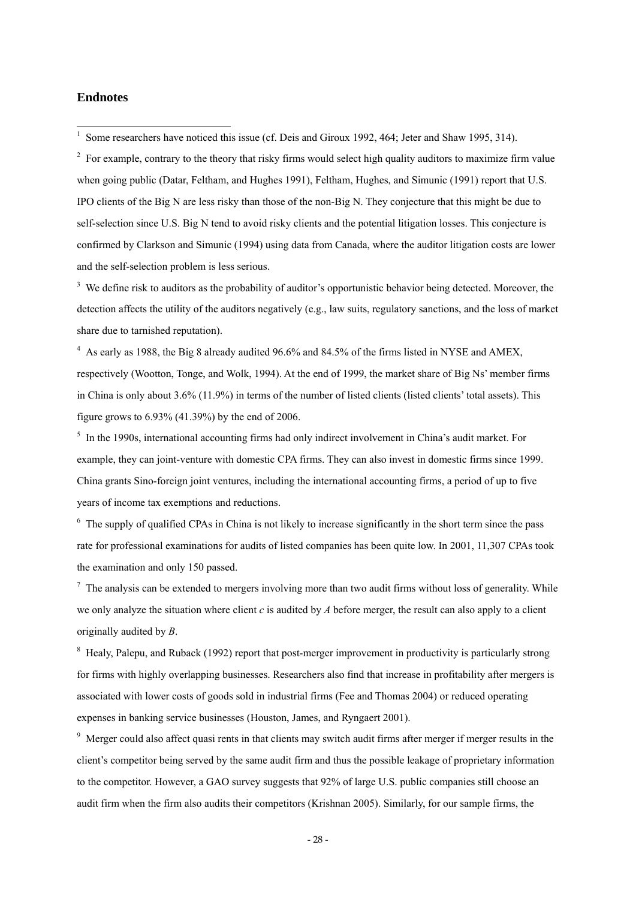**Endnotes**

[1] Some researchers have noticed this issue (cf. Deis and Giroux 1992, 464; Jeter and Shaw 1995, 314).

[2] For example, contrary to the theory that risky firms would select high quality auditors to maximize firm value when going public (Datar, Feltham, and Hughes 1991), Feltham, Hughes, and Simunic (1991) report that U.S. IPO clients of the Big N are less risky than those of the non-Big N. They conjecture that this might be due to self-selection since U.S. Big N tend to avoid risky clients and the potential litigation losses. This conjecture is confirmed by Clarkson and Simunic (1994) using data from Canada, where the auditor litigation costs are lower and the self-selection problem is less serious.

[3] We define risk to auditors as the probability of auditor's opportunistic behavior being detected. Moreover, the detection affects the utility of the auditors negatively (e.g., law suits, regulatory sanctions, and the loss of market share due to tarnished reputation).

[4] As early as 1988, the Big 8 already audited 96.6% and 84.5% of the firms listed in NYSE and AMEX, respectively (Wootton, Tonge, and Wolk, 1994). At the end of 1999, the market share of Big Ns' member firms in China is only about 3.6% (11.9%) in terms of the number of listed clients (listed clients' total assets). This figure grows to 6.93% (41.39%) by the end of 2006.

[5] In the 1990s, international accounting firms had only indirect involvement in China's audit market. For example, they can joint-venture with domestic CPA firms. They can also invest in domestic firms since 1999. China grants Sino-foreign joint ventures, including the international accounting firms, a period of up to five years of income tax exemptions and reductions.

[6] The supply of qualified CPAs in China is not likely to increase significantly in the short term since the pass rate for professional examinations for audits of listed companies has been quite low. In 2001, 11,307 CPAs took the examination and only 150 passed.

[7] The analysis can be extended to mergers involving more than two audit firms without loss of generality. While we only analyze the situation where client $c$ is audited by $A$ before merger, the result can also apply to a client originally audited by $B$.

[8] Healy, Palepu, and Ruback (1992) report that post-merger improvement in productivity is particularly strong for firms with highly overlapping businesses. Researchers also find that increase in profitability after mergers is associated with lower costs of goods sold in industrial firms (Fee and Thomas 2004) or reduced operating expenses in banking service businesses (Houston, James, and Ryngaert 2001).

[9] Merger could also affect quasi rents in that clients may switch audit firms after merger if merger results in the client's competitor being served by the same audit firm and thus the possible leakage of proprietary information to the competitor. However, a GAO survey suggests that 92% of large U.S. public companies still choose an audit firm when the firm also audits their competitors (Krishnan 2005). Similarly, for our sample firms, the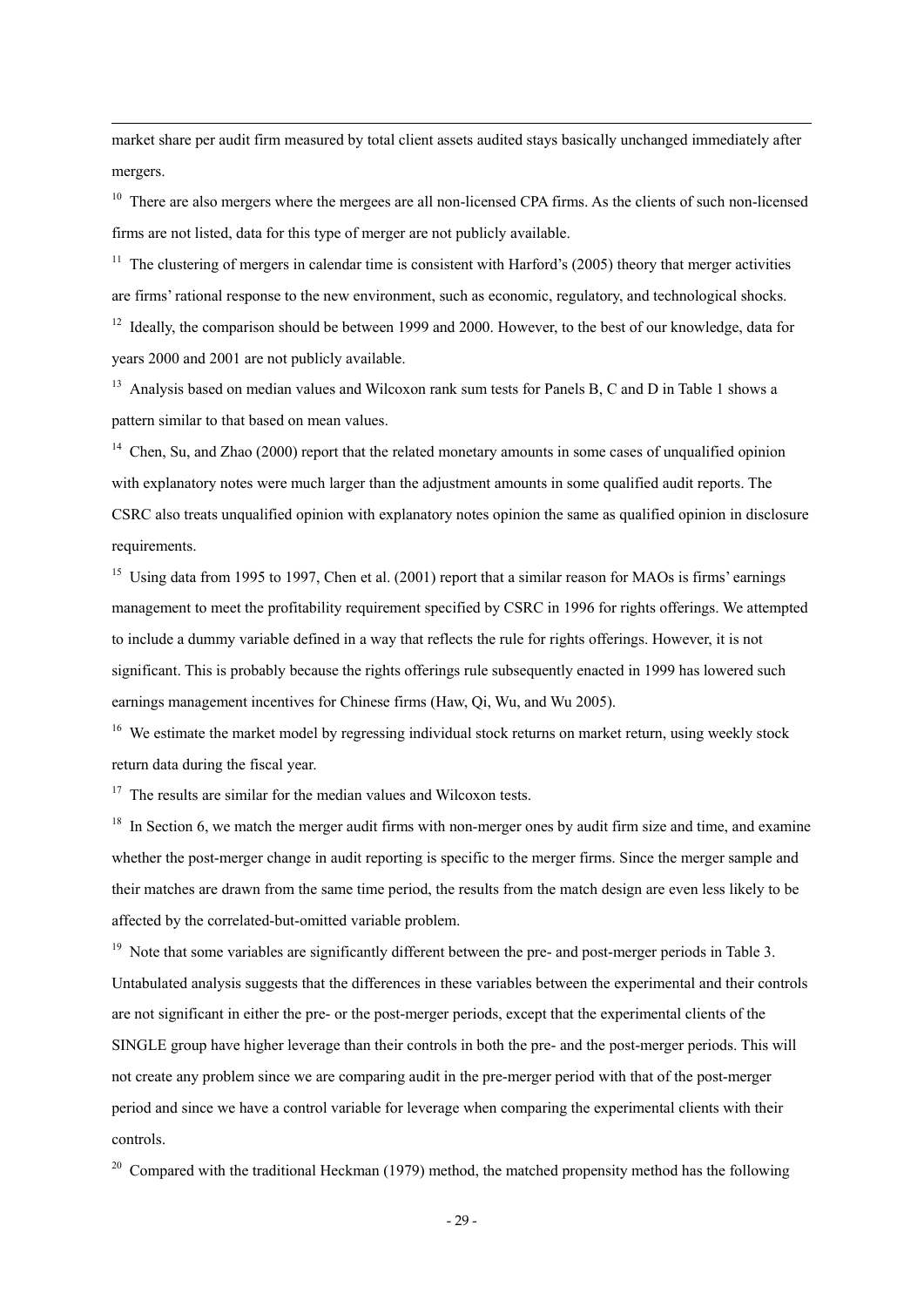market share per audit firm measured by total client assets audited stays basically unchanged immediately after mergers.

[10] There are also mergers where the mergees are all non-licensed CPA firms. As the clients of such non-licensed firms are not listed, data for this type of merger are not publicly available.

[11] The clustering of mergers in calendar time is consistent with Harford's (2005) theory that merger activities are firms' rational response to the new environment, such as economic, regulatory, and technological shocks.

[12] Ideally, the comparison should be between 1999 and 2000. However, to the best of our knowledge, data for years 2000 and 2001 are not publicly available.

[13] Analysis based on median values and Wilcoxon rank sum tests for Panels B, C and D in Table 1 shows a pattern similar to that based on mean values.

[14] Chen, Su, and Zhao (2000) report that the related monetary amounts in some cases of unqualified opinion with explanatory notes were much larger than the adjustment amounts in some qualified audit reports. The CSRC also treats unqualified opinion with explanatory notes opinion the same as qualified opinion in disclosure requirements.

[15] Using data from 1995 to 1997, Chen et al. (2001) report that a similar reason for MAOs is firms' earnings management to meet the profitability requirement specified by CSRC in 1996 for rights offerings. We attempted to include a dummy variable defined in a way that reflects the rule for rights offerings. However, it is not significant. This is probably because the rights offerings rule subsequently enacted in 1999 has lowered such earnings management incentives for Chinese firms (Haw, Qi, Wu, and Wu 2005).

[16] We estimate the market model by regressing individual stock returns on market return, using weekly stock return data during the fiscal year.

[17] The results are similar for the median values and Wilcoxon tests.

[18] In Section 6, we match the merger audit firms with non-merger ones by audit firm size and time, and examine whether the post-merger change in audit reporting is specific to the merger firms. Since the merger sample and their matches are drawn from the same time period, the results from the match design are even less likely to be affected by the correlated-but-omitted variable problem.

[19] Note that some variables are significantly different between the pre- and post-merger periods in Table 3. Untabulated analysis suggests that the differences in these variables between the experimental and their controls are not significant in either the pre- or the post-merger periods, except that the experimental clients of the SINGLE group have higher leverage than their controls in both the pre- and the post-merger periods. This will not create any problem since we are comparing audit in the pre-merger period with that of the post-merger period and since we have a control variable for leverage when comparing the experimental clients with their controls.

[20] Compared with the traditional Heckman (1979) method, the matched propensity method has the following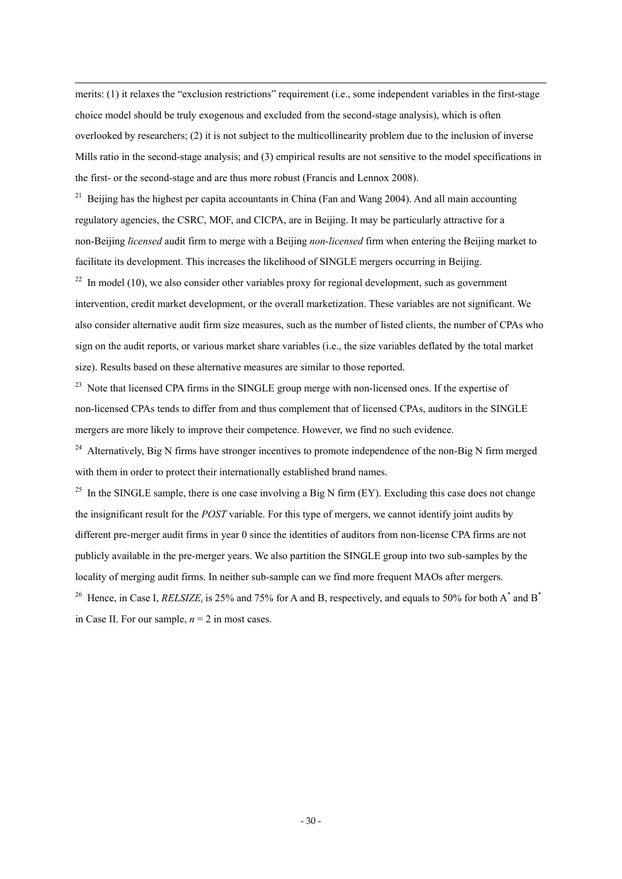merits: (1) it relaxes the "exclusion restrictions" requirement (i.e., some independent variables in the first-stage choice model should be truly exogenous and excluded from the second-stage analysis), which is often overlooked by researchers; (2) it is not subject to the multicollinearity problem due to the inclusion of inverse Mills ratio in the second-stage analysis; and (3) empirical results are not sensitive to the model specifications in the first- or the second-stage and are thus more robust (Francis and Lennox 2008).

[21] Beijing has the highest per capita accountants in China (Fan and Wang 2004). And all main accounting regulatory agencies, the CSRC, MOF, and CICPA, are in Beijing. It may be particularly attractive for a non-Beijing *licensed* audit firm to merge with a Beijing *non-licensed* firm when entering the Beijing market to facilitate its development. This increases the likelihood of SINGLE mergers occurring in Beijing.

[22] In model (10), we also consider other variables proxy for regional development, such as government intervention, credit market development, or the overall marketization. These variables are not significant. We also consider alternative audit firm size measures, such as the number of listed clients, the number of CPAs who sign on the audit reports, or various market share variables (i.e., the size variables deflated by the total market size). Results based on these alternative measures are similar to those reported.

[23] Note that licensed CPA firms in the SINGLE group merge with non-licensed ones. If the expertise of non-licensed CPAs tends to differ from and thus complement that of licensed CPAs, auditors in the SINGLE mergers are more likely to improve their competence. However, we find no such evidence.

[24] Alternatively, Big N firms have stronger incentives to promote independence of the non-Big N firm merged with them in order to protect their internationally established brand names.

[25] In the SINGLE sample, there is one case involving a Big N firm (EY). Excluding this case does not change the insignificant result for the *POST* variable. For this type of mergers, we cannot identify joint audits by different pre-merger audit firms in year 0 since the identities of auditors from non-license CPA firms are not publicly available in the pre-merger years. We also partition the SINGLE group into two sub-samples by the locality of merging audit firms. In neither sub-sample can we find more frequent MAOs after mergers.

[26] Hence, in Case I, $RELSIZE_i$ is 25% and 75% for A and B, respectively, and equals to 50% for both $A^*$ and $B^*$ in Case II. For our sample, $n = 2$ in most cases.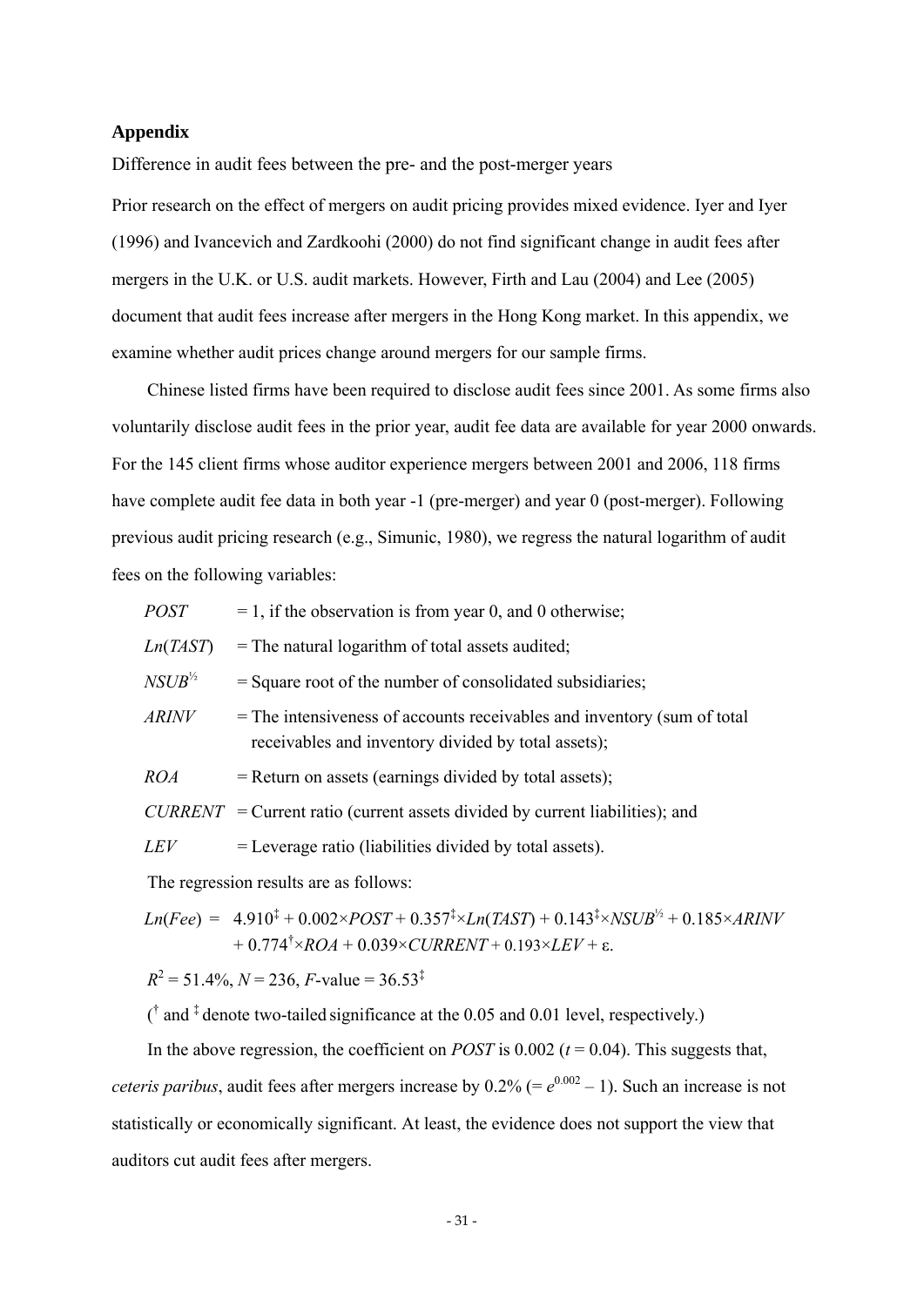## Appendix

Difference in audit fees between the pre- and the post-merger years

Prior research on the effect of mergers on audit pricing provides mixed evidence. Iyer and Iyer (1996) and Ivancevich and Zardkoohi (2000) do not find significant change in audit fees after mergers in the U.K. or U.S. audit markets. However, Firth and Lau (2004) and Lee (2005) document that audit fees increase after mergers in the Hong Kong market. In this appendix, we examine whether audit prices change around mergers for our sample firms.

Chinese listed firms have been required to disclose audit fees since 2001. As some firms also voluntarily disclose audit fees in the prior year, audit fee data are available for year 2000 onwards. For the 145 client firms whose auditor experience mergers between 2001 and 2006, 118 firms have complete audit fee data in both year -1 (pre-merger) and year 0 (post-merger). Following previous audit pricing research (e.g., Simunic, 1980), we regress the natural logarithm of audit fees on the following variables:

- *POST* = 1, if the observation is from year 0, and 0 otherwise;
- *Ln*(*TAST*) = The natural logarithm of total assets audited;
- $NSUB^{½}$ = Square root of the number of consolidated subsidiaries;
- *ARINV* = The intensiveness of accounts receivables and inventory (sum of total receivables and inventory divided by total assets);
- *ROA* = Return on assets (earnings divided by total assets);
- *CURRENT* = Current ratio (current assets divided by current liabilities); and
- *LEV* = Leverage ratio (liabilities divided by total assets).

The regression results are as follows:

$$Ln(Fee) = 4.910^{‡} + 0.002 \times POST + 0.357^{‡} \times Ln(TAST) + 0.143^{‡} \times NSUB^{½} + 0.185 \times ARINV + 0.774^{†} \times ROA + 0.039 \times CURRENT + 0.193 \times LEV + \varepsilon.$$

$R^2 = 51.4\%$, $N = 236$, $F$-value $= 36.53^{‡}$

($^{†}$ and $^{‡}$ denote two-tailed significance at the 0.05 and 0.01 level, respectively.)

In the above regression, the coefficient on *POST* is 0.002 ($t = 0.04$). This suggests that, *ceteris paribus*, audit fees after mergers increase by 0.2% ($= e^{0.002} - 1$). Such an increase is not statistically or economically significant. At least, the evidence does not support the view that auditors cut audit fees after mergers.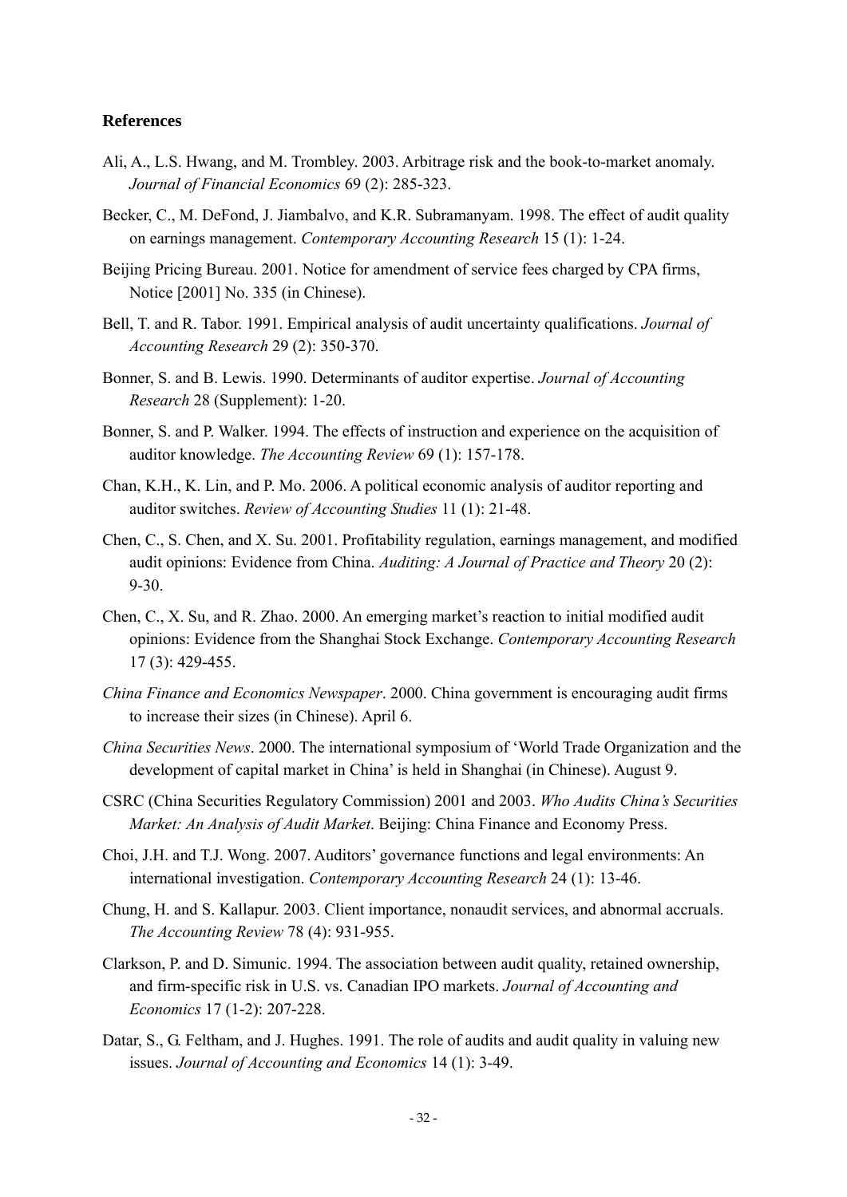## References

Ali, A., L.S. Hwang, and M. Trombley. 2003. Arbitrage risk and the book-to-market anomaly. *Journal of Financial Economics* 69 (2): 285-323.

Becker, C., M. DeFond, J. Jiambalvo, and K.R. Subramanyam. 1998. The effect of audit quality on earnings management. *Contemporary Accounting Research* 15 (1): 1-24.

Beijing Pricing Bureau. 2001. Notice for amendment of service fees charged by CPA firms, Notice [2001] No. 335 (in Chinese).

Bell, T. and R. Tabor. 1991. Empirical analysis of audit uncertainty qualifications. *Journal of Accounting Research* 29 (2): 350-370.

Bonner, S. and B. Lewis. 1990. Determinants of auditor expertise. *Journal of Accounting Research* 28 (Supplement): 1-20.

Bonner, S. and P. Walker. 1994. The effects of instruction and experience on the acquisition of auditor knowledge. *The Accounting Review* 69 (1): 157-178.

Chan, K.H., K. Lin, and P. Mo. 2006. A political economic analysis of auditor reporting and auditor switches. *Review of Accounting Studies* 11 (1): 21-48.

Chen, C., S. Chen, and X. Su. 2001. Profitability regulation, earnings management, and modified audit opinions: Evidence from China. *Auditing: A Journal of Practice and Theory* 20 (2): 9-30.

Chen, C., X. Su, and R. Zhao. 2000. An emerging market's reaction to initial modified audit opinions: Evidence from the Shanghai Stock Exchange. *Contemporary Accounting Research* 17 (3): 429-455.

*China Finance and Economics Newspaper*. 2000. China government is encouraging audit firms to increase their sizes (in Chinese). April 6.

*China Securities News*. 2000. The international symposium of 'World Trade Organization and the development of capital market in China' is held in Shanghai (in Chinese). August 9.

CSRC (China Securities Regulatory Commission) 2001 and 2003. *Who Audits China's Securities Market: An Analysis of Audit Market*. Beijing: China Finance and Economy Press.

Choi, J.H. and T.J. Wong. 2007. Auditors' governance functions and legal environments: An international investigation. *Contemporary Accounting Research* 24 (1): 13-46.

Chung, H. and S. Kallapur. 2003. Client importance, nonaudit services, and abnormal accruals. *The Accounting Review* 78 (4): 931-955.

Clarkson, P. and D. Simunic. 1994. The association between audit quality, retained ownership, and firm-specific risk in U.S. vs. Canadian IPO markets. *Journal of Accounting and Economics* 17 (1-2): 207-228.

Datar, S., G. Feltham, and J. Hughes. 1991. The role of audits and audit quality in valuing new issues. *Journal of Accounting and Economics* 14 (1): 3-49.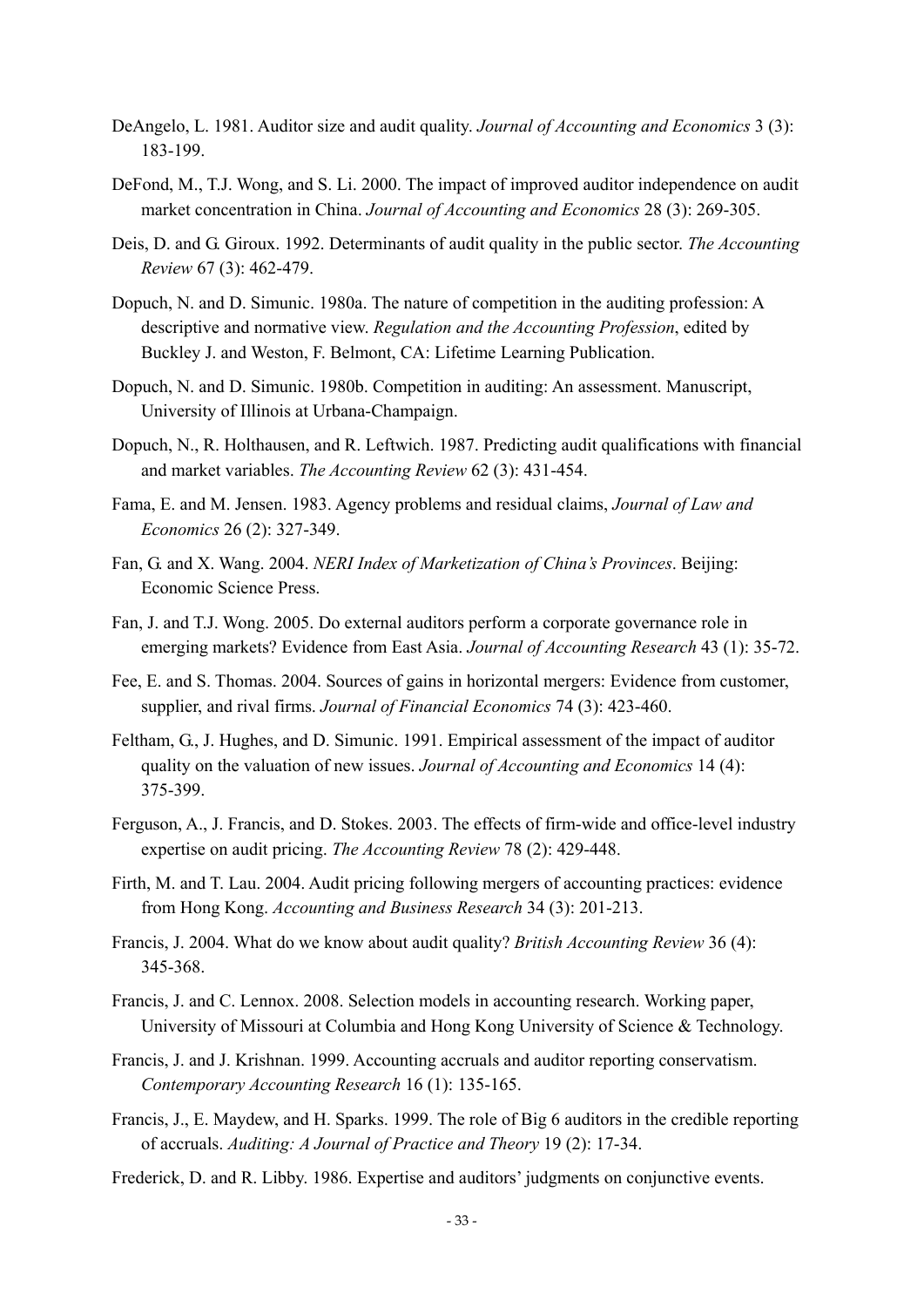DeAngelo, L. 1981. Auditor size and audit quality. *Journal of Accounting and Economics* 3 (3): 183-199.

DeFond, M., T.J. Wong, and S. Li. 2000. The impact of improved auditor independence on audit market concentration in China. *Journal of Accounting and Economics* 28 (3): 269-305.

Deis, D. and G. Giroux. 1992. Determinants of audit quality in the public sector. *The Accounting Review* 67 (3): 462-479.

Dopuch, N. and D. Simunic. 1980a. The nature of competition in the auditing profession: A descriptive and normative view. *Regulation and the Accounting Profession*, edited by Buckley J. and Weston, F. Belmont, CA: Lifetime Learning Publication.

Dopuch, N. and D. Simunic. 1980b. Competition in auditing: An assessment. Manuscript, University of Illinois at Urbana-Champaign.

Dopuch, N., R. Holthausen, and R. Leftwich. 1987. Predicting audit qualifications with financial and market variables. *The Accounting Review* 62 (3): 431-454.

Fama, E. and M. Jensen. 1983. Agency problems and residual claims, *Journal of Law and Economics* 26 (2): 327-349.

Fan, G. and X. Wang. 2004. *NERI Index of Marketization of China's Provinces*. Beijing: Economic Science Press.

Fan, J. and T.J. Wong. 2005. Do external auditors perform a corporate governance role in emerging markets? Evidence from East Asia. *Journal of Accounting Research* 43 (1): 35-72.

Fee, E. and S. Thomas. 2004. Sources of gains in horizontal mergers: Evidence from customer, supplier, and rival firms. *Journal of Financial Economics* 74 (3): 423-460.

Feltham, G., J. Hughes, and D. Simunic. 1991. Empirical assessment of the impact of auditor quality on the valuation of new issues. *Journal of Accounting and Economics* 14 (4): 375-399.

Ferguson, A., J. Francis, and D. Stokes. 2003. The effects of firm-wide and office-level industry expertise on audit pricing. *The Accounting Review* 78 (2): 429-448.

Firth, M. and T. Lau. 2004. Audit pricing following mergers of accounting practices: evidence from Hong Kong. *Accounting and Business Research* 34 (3): 201-213.

Francis, J. 2004. What do we know about audit quality? *British Accounting Review* 36 (4): 345-368.

Francis, J. and C. Lennox. 2008. Selection models in accounting research. Working paper, University of Missouri at Columbia and Hong Kong University of Science & Technology.

Francis, J. and J. Krishnan. 1999. Accounting accruals and auditor reporting conservatism. *Contemporary Accounting Research* 16 (1): 135-165.

Francis, J., E. Maydew, and H. Sparks. 1999. The role of Big 6 auditors in the credible reporting of accruals. *Auditing: A Journal of Practice and Theory* 19 (2): 17-34.

Frederick, D. and R. Libby. 1986. Expertise and auditors' judgments on conjunctive events.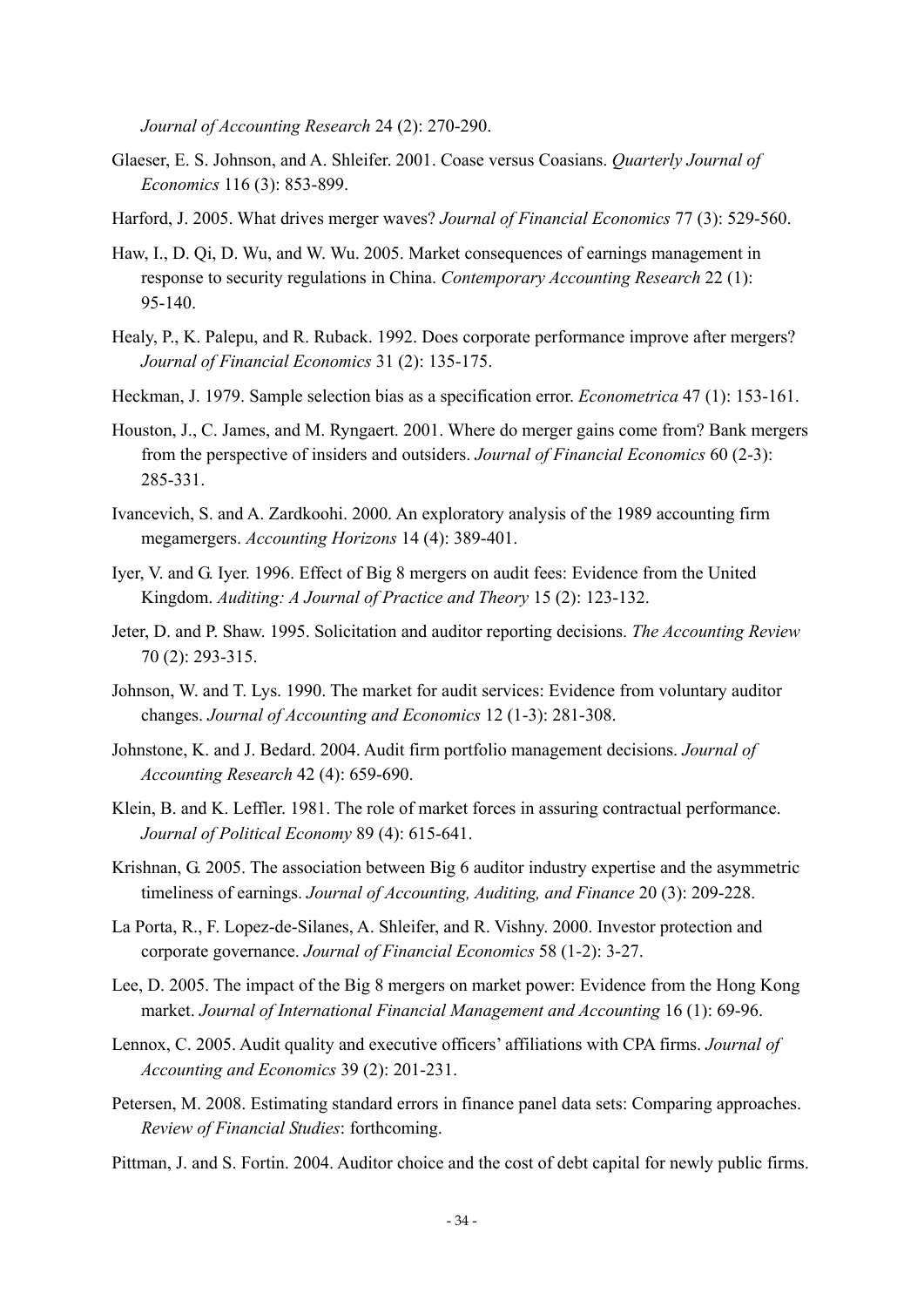*Journal of Accounting Research* 24 (2): 270-290.

Glaeser, E. S. Johnson, and A. Shleifer. 2001. Coase versus Coasians. *Quarterly Journal of Economics* 116 (3): 853-899.

Harford, J. 2005. What drives merger waves? *Journal of Financial Economics* 77 (3): 529-560.

Haw, I., D. Qi, D. Wu, and W. Wu. 2005. Market consequences of earnings management in response to security regulations in China. *Contemporary Accounting Research* 22 (1): 95-140.

Healy, P., K. Palepu, and R. Ruback. 1992. Does corporate performance improve after mergers? *Journal of Financial Economics* 31 (2): 135-175.

Heckman, J. 1979. Sample selection bias as a specification error. *Econometrica* 47 (1): 153-161.

Houston, J., C. James, and M. Ryngaert. 2001. Where do merger gains come from? Bank mergers from the perspective of insiders and outsiders. *Journal of Financial Economics* 60 (2-3): 285-331.

Ivancevich, S. and A. Zardkoohi. 2000. An exploratory analysis of the 1989 accounting firm megamergers. *Accounting Horizons* 14 (4): 389-401.

Iyer, V. and G. Iyer. 1996. Effect of Big 8 mergers on audit fees: Evidence from the United Kingdom. *Auditing: A Journal of Practice and Theory* 15 (2): 123-132.

Jeter, D. and P. Shaw. 1995. Solicitation and auditor reporting decisions. *The Accounting Review* 70 (2): 293-315.

Johnson, W. and T. Lys. 1990. The market for audit services: Evidence from voluntary auditor changes. *Journal of Accounting and Economics* 12 (1-3): 281-308.

Johnstone, K. and J. Bedard. 2004. Audit firm portfolio management decisions. *Journal of Accounting Research* 42 (4): 659-690.

Klein, B. and K. Leffler. 1981. The role of market forces in assuring contractual performance. *Journal of Political Economy* 89 (4): 615-641.

Krishnan, G. 2005. The association between Big 6 auditor industry expertise and the asymmetric timeliness of earnings. *Journal of Accounting, Auditing, and Finance* 20 (3): 209-228.

La Porta, R., F. Lopez-de-Silanes, A. Shleifer, and R. Vishny. 2000. Investor protection and corporate governance. *Journal of Financial Economics* 58 (1-2): 3-27.

Lee, D. 2005. The impact of the Big 8 mergers on market power: Evidence from the Hong Kong market. *Journal of International Financial Management and Accounting* 16 (1): 69-96.

Lennox, C. 2005. Audit quality and executive officers' affiliations with CPA firms. *Journal of Accounting and Economics* 39 (2): 201-231.

Petersen, M. 2008. Estimating standard errors in finance panel data sets: Comparing approaches. *Review of Financial Studies*: forthcoming.

Pittman, J. and S. Fortin. 2004. Auditor choice and the cost of debt capital for newly public firms.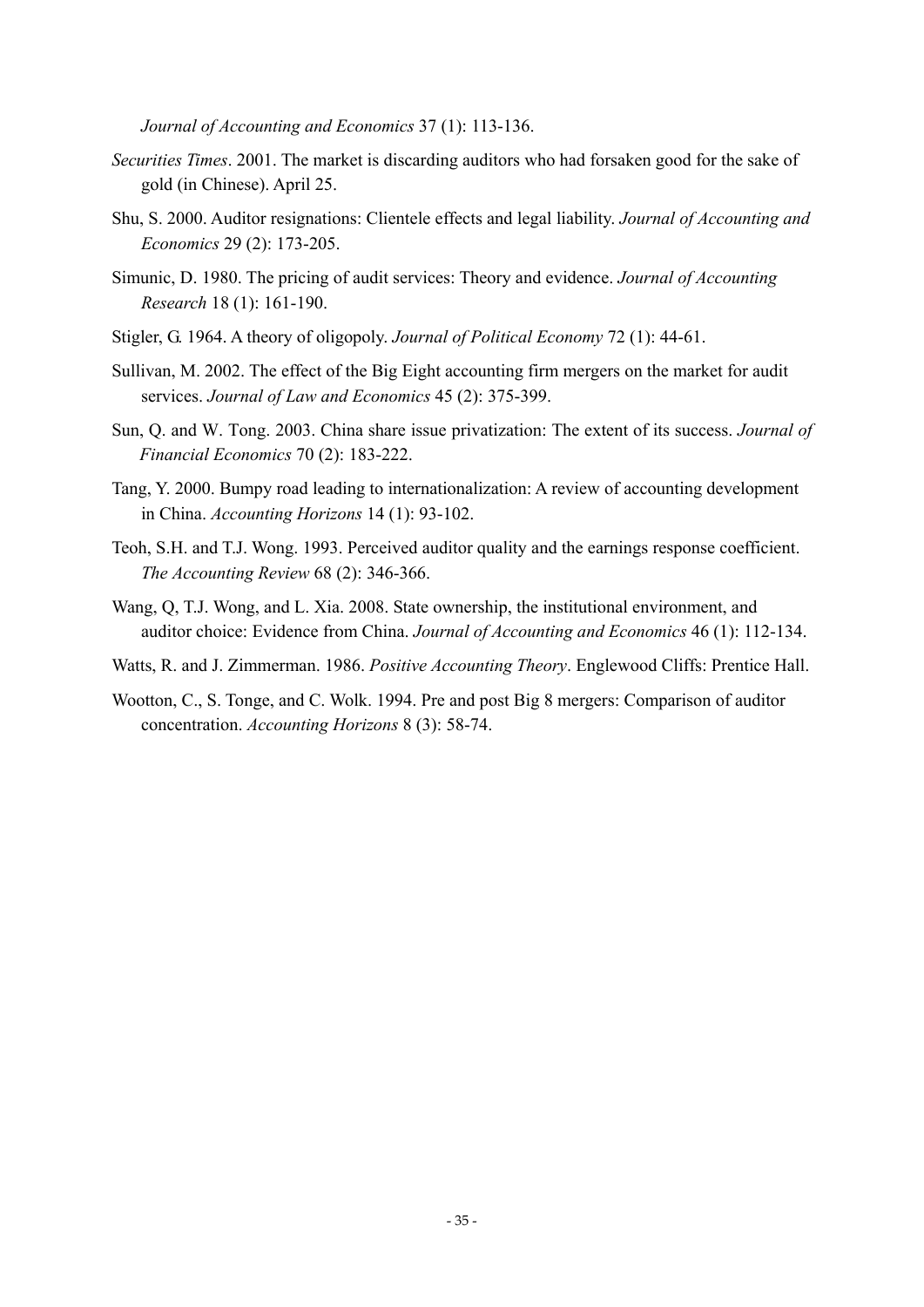*Journal of Accounting and Economics* 37 (1): 113-136.

*Securities Times*. 2001. The market is discarding auditors who had forsaken good for the sake of gold (in Chinese). April 25.

Shu, S. 2000. Auditor resignations: Clientele effects and legal liability. *Journal of Accounting and Economics* 29 (2): 173-205.

Simunic, D. 1980. The pricing of audit services: Theory and evidence. *Journal of Accounting Research* 18 (1): 161-190.

Stigler, G. 1964. A theory of oligopoly. *Journal of Political Economy* 72 (1): 44-61.

Sullivan, M. 2002. The effect of the Big Eight accounting firm mergers on the market for audit services. *Journal of Law and Economics* 45 (2): 375-399.

Sun, Q. and W. Tong. 2003. China share issue privatization: The extent of its success. *Journal of Financial Economics* 70 (2): 183-222.

Tang, Y. 2000. Bumpy road leading to internationalization: A review of accounting development in China. *Accounting Horizons* 14 (1): 93-102.

Teoh, S.H. and T.J. Wong. 1993. Perceived auditor quality and the earnings response coefficient. *The Accounting Review* 68 (2): 346-366.

Wang, Q, T.J. Wong, and L. Xia. 2008. State ownership, the institutional environment, and auditor choice: Evidence from China. *Journal of Accounting and Economics* 46 (1): 112-134.

Watts, R. and J. Zimmerman. 1986. *Positive Accounting Theory*. Englewood Cliffs: Prentice Hall.

Wootton, C., S. Tonge, and C. Wolk. 1994. Pre and post Big 8 mergers: Comparison of auditor concentration. *Accounting Horizons* 8 (3): 58-74.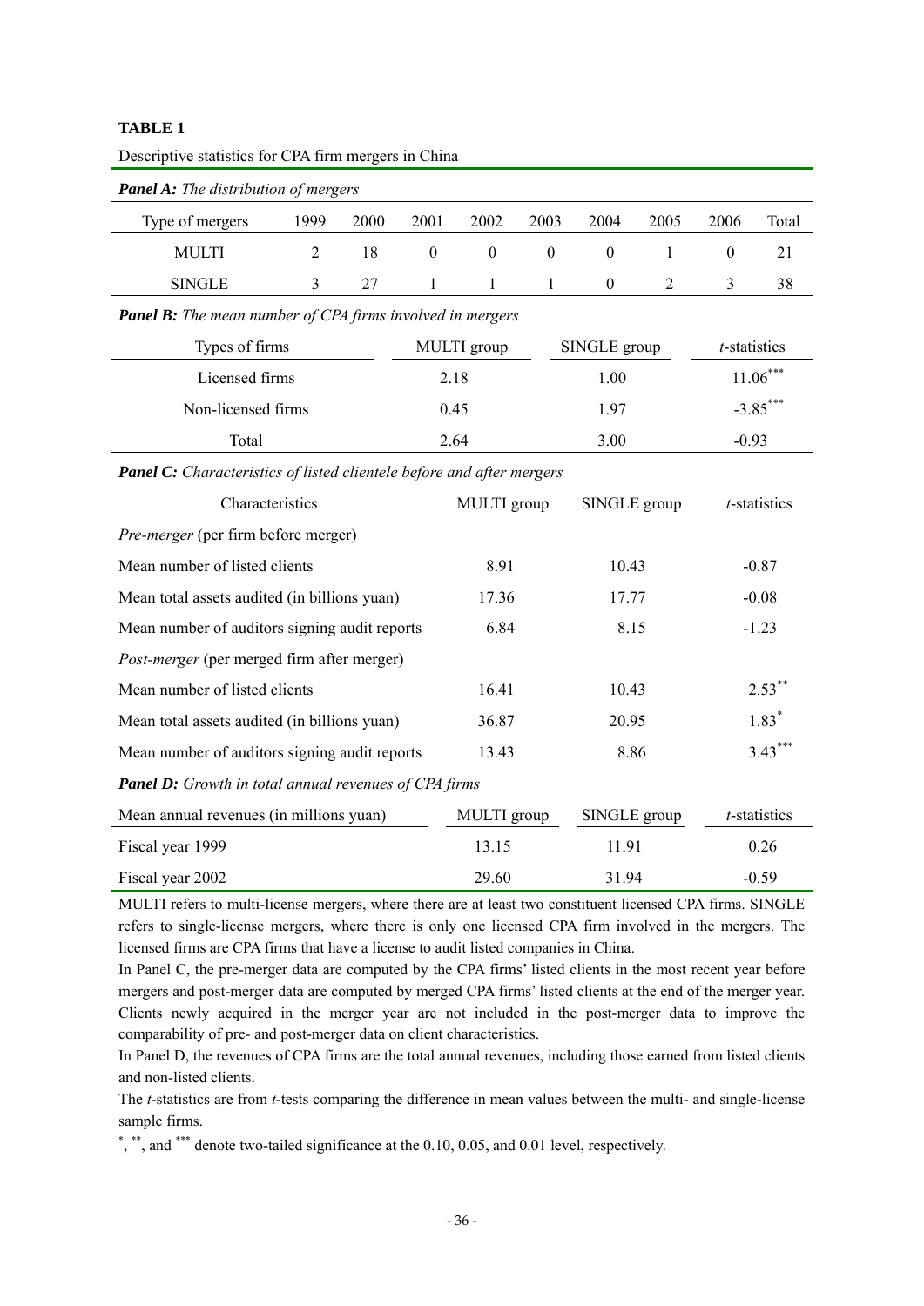**TABLE 1**

Descriptive statistics for CPA firm mergers in China

***Panel A:*** *The distribution of mergers*

| Type of mergers | 1999 | 2000 | 2001 | 2002 | 2003 | 2004 | 2005 | 2006 | Total |
|---|---|---|---|---|---|---|---|---|---|
| MULTI | 2 | 18 | 0 | 0 | 0 | 0 | 1 | 0 | 21 |
| SINGLE | 3 | 27 | 1 | 1 | 1 | 0 | 2 | 3 | 38 |

***Panel B:*** *The mean number of CPA firms involved in mergers*

| Types of firms | MULTI group | SINGLE group | *t*-statistics |
|---|---|---|---|
| Licensed firms | 2.18 | 1.00 | 11.06*** |
| Non-licensed firms | 0.45 | 1.97 | -3.85*** |
| Total | 2.64 | 3.00 | -0.93 |

***Panel C:*** *Characteristics of listed clientele before and after mergers*

| Characteristics | MULTI group | SINGLE group | *t*-statistics |
|---|---|---|---|
| *Pre-merger* (per firm before merger) | | | |
| Mean number of listed clients | 8.91 | 10.43 | -0.87 |
| Mean total assets audited (in billions yuan) | 17.36 | 17.77 | -0.08 |
| Mean number of auditors signing audit reports | 6.84 | 8.15 | -1.23 |
| *Post-merger* (per merged firm after merger) | | | |
| Mean number of listed clients | 16.41 | 10.43 | 2.53** |
| Mean total assets audited (in billions yuan) | 36.87 | 20.95 | 1.83* |
| Mean number of auditors signing audit reports | 13.43 | 8.86 | 3.43*** |

***Panel D:*** *Growth in total annual revenues of CPA firms*

| Mean annual revenues (in millions yuan) | MULTI group | SINGLE group | *t*-statistics |
|---|---|---|---|
| Fiscal year 1999 | 13.15 | 11.91 | 0.26 |
| Fiscal year 2002 | 29.60 | 31.94 | -0.59 |

MULTI refers to multi-license mergers, where there are at least two constituent licensed CPA firms. SINGLE refers to single-license mergers, where there is only one licensed CPA firm involved in the mergers. The licensed firms are CPA firms that have a license to audit listed companies in China.

In Panel C, the pre-merger data are computed by the CPA firms' listed clients in the most recent year before mergers and post-merger data are computed by merged CPA firms' listed clients at the end of the merger year. Clients newly acquired in the merger year are not included in the post-merger data to improve the comparability of pre- and post-merger data on client characteristics.

In Panel D, the revenues of CPA firms are the total annual revenues, including those earned from listed clients and non-listed clients.

The *t*-statistics are from *t*-tests comparing the difference in mean values between the multi- and single-license sample firms.

*, **, and *** denote two-tailed significance at the 0.10, 0.05, and 0.01 level, respectively.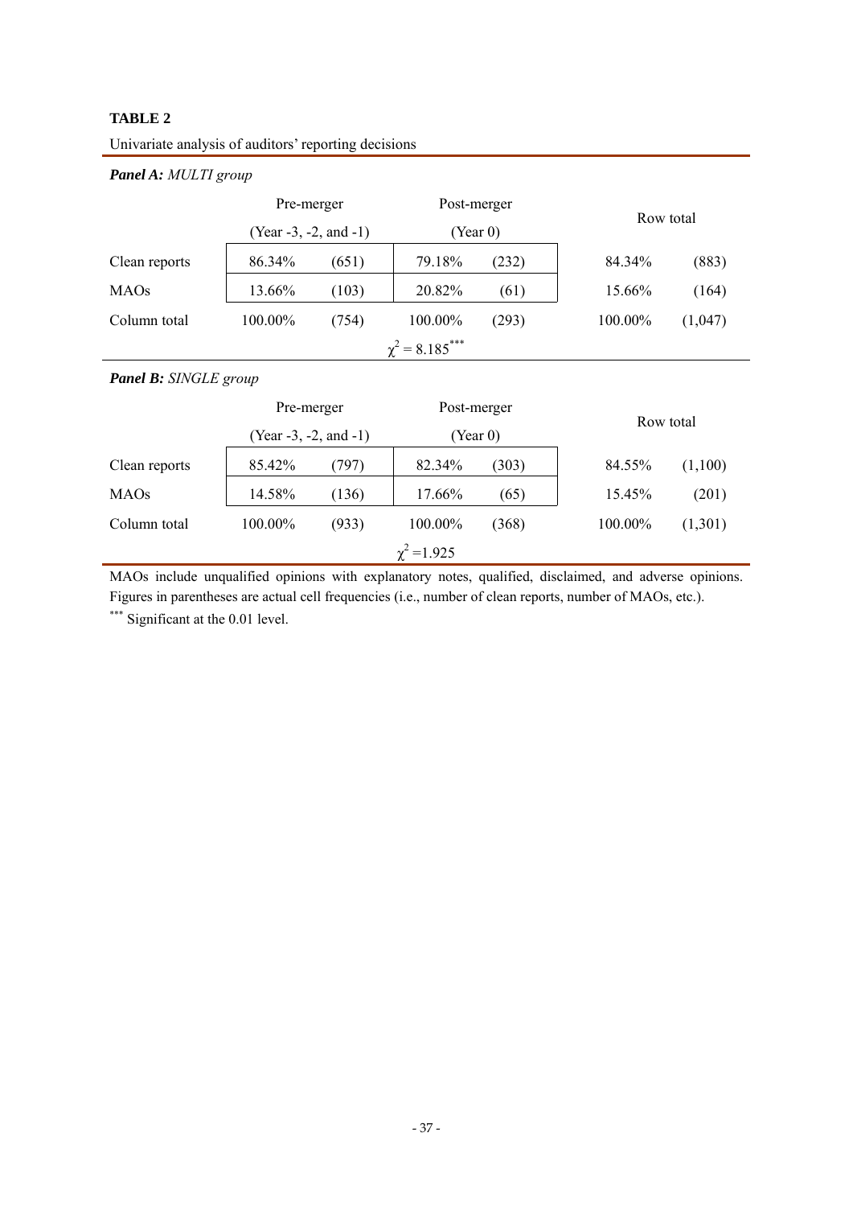**TABLE 2**

Univariate analysis of auditors' reporting decisions

***Panel A:*** *MULTI group*

| | Pre-merger (Year -3, -2, and -1) | | Post-merger (Year 0) | | Row total | |
|---|---|---|---|---|---|---|
| Clean reports | 86.34% | (651) | 79.18% | (232) | 84.34% | (883) |
| MAOs | 13.66% | (103) | 20.82% | (61) | 15.66% | (164) |
| Column total | 100.00% | (754) | 100.00% | (293) | 100.00% | (1,047) |
| | | | $\chi^2 = 8.185^{***}$ | | | |

***Panel B:*** *SINGLE group*

| | Pre-merger (Year -3, -2, and -1) | | Post-merger (Year 0) | | Row total | |
|---|---|---|---|---|---|---|
| Clean reports | 85.42% | (797) | 82.34% | (303) | 84.55% | (1,100) |
| MAOs | 14.58% | (136) | 17.66% | (65) | 15.45% | (201) |
| Column total | 100.00% | (933) | 100.00% | (368) | 100.00% | (1,301) |
| | | | $\chi^2 = 1.925$ | | | |

MAOs include unqualified opinions with explanatory notes, qualified, disclaimed, and adverse opinions. Figures in parentheses are actual cell frequencies (i.e., number of clean reports, number of MAOs, etc.).

*** Significant at the 0.01 level.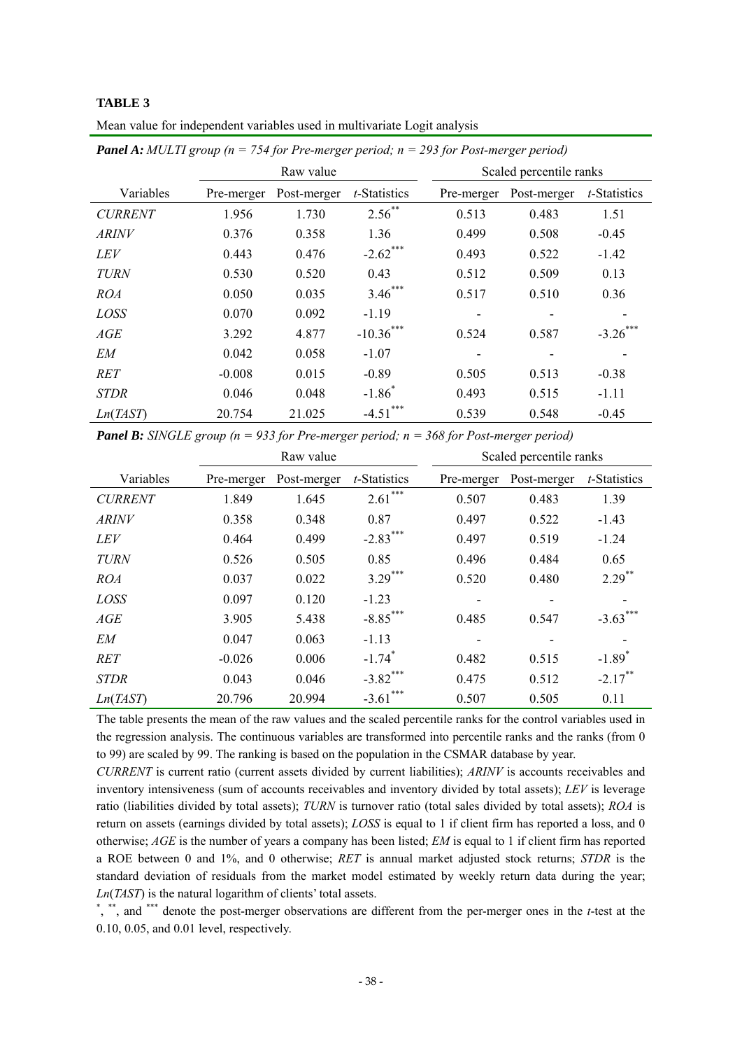**TABLE 3**

Mean value for independent variables used in multivariate Logit analysis

***Panel A:*** *MULTI group (n = 754 for Pre-merger period; n = 293 for Post-merger period)*

| | Raw value | | | Scaled percentile ranks | | |
|---|---|---|---|---|---|---|
| Variables | Pre-merger | Post-merger | *t*-Statistics | Pre-merger | Post-merger | *t*-Statistics |
| *CURRENT* | 1.956 | 1.730 | 2.56** | 0.513 | 0.483 | 1.51 |
| *ARINV* | 0.376 | 0.358 | 1.36 | 0.499 | 0.508 | -0.45 |
| *LEV* | 0.443 | 0.476 | -2.62*** | 0.493 | 0.522 | -1.42 |
| *TURN* | 0.530 | 0.520 | 0.43 | 0.512 | 0.509 | 0.13 |
| *ROA* | 0.050 | 0.035 | 3.46*** | 0.517 | 0.510 | 0.36 |
| *LOSS* | 0.070 | 0.092 | -1.19 | - | - | - |
| *AGE* | 3.292 | 4.877 | -10.36*** | 0.524 | 0.587 | -3.26*** |
| *EM* | 0.042 | 0.058 | -1.07 | - | - | - |
| *RET* | -0.008 | 0.015 | -0.89 | 0.505 | 0.513 | -0.38 |
| *STDR* | 0.046 | 0.048 | -1.86* | 0.493 | 0.515 | -1.11 |
| *Ln*(*TAST*) | 20.754 | 21.025 | -4.51*** | 0.539 | 0.548 | -0.45 |

***Panel B:*** *SINGLE group (n = 933 for Pre-merger period; n = 368 for Post-merger period)*

| | Raw value | | | Scaled percentile ranks | | |
|---|---|---|---|---|---|---|
| Variables | Pre-merger | Post-merger | *t*-Statistics | Pre-merger | Post-merger | *t*-Statistics |
| *CURRENT* | 1.849 | 1.645 | 2.61*** | 0.507 | 0.483 | 1.39 |
| *ARINV* | 0.358 | 0.348 | 0.87 | 0.497 | 0.522 | -1.43 |
| *LEV* | 0.464 | 0.499 | -2.83*** | 0.497 | 0.519 | -1.24 |
| *TURN* | 0.526 | 0.505 | 0.85 | 0.496 | 0.484 | 0.65 |
| *ROA* | 0.037 | 0.022 | 3.29*** | 0.520 | 0.480 | 2.29** |
| *LOSS* | 0.097 | 0.120 | -1.23 | - | - | - |
| *AGE* | 3.905 | 5.438 | -8.85*** | 0.485 | 0.547 | -3.63*** |
| *EM* | 0.047 | 0.063 | -1.13 | - | - | - |
| *RET* | -0.026 | 0.006 | -1.74* | 0.482 | 0.515 | -1.89* |
| *STDR* | 0.043 | 0.046 | -3.82*** | 0.475 | 0.512 | -2.17** |
| *Ln*(*TAST*) | 20.796 | 20.994 | -3.61*** | 0.507 | 0.505 | 0.11 |

The table presents the mean of the raw values and the scaled percentile ranks for the control variables used in the regression analysis. The continuous variables are transformed into percentile ranks and the ranks (from 0 to 99) are scaled by 99. The ranking is based on the population in the CSMAR database by year.

*CURRENT* is current ratio (current assets divided by current liabilities); *ARINV* is accounts receivables and inventory intensiveness (sum of accounts receivables and inventory divided by total assets); *LEV* is leverage ratio (liabilities divided by total assets); *TURN* is turnover ratio (total sales divided by total assets); *ROA* is return on assets (earnings divided by total assets); *LOSS* is equal to 1 if client firm has reported a loss, and 0 otherwise; *AGE* is the number of years a company has been listed; *EM* is equal to 1 if client firm has reported a ROE between 0 and 1%, and 0 otherwise; *RET* is annual market adjusted stock returns; *STDR* is the standard deviation of residuals from the market model estimated by weekly return data during the year; *Ln*(*TAST*) is the natural logarithm of clients' total assets.

*, **, and *** denote the post-merger observations are different from the per-merger ones in the *t*-test at the 0.10, 0.05, and 0.01 level, respectively.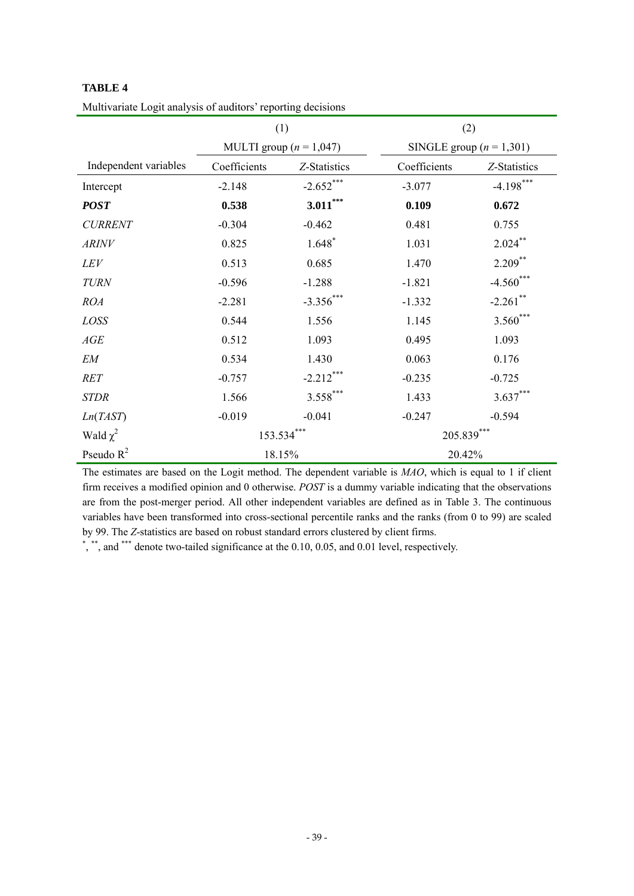**TABLE 4**

Multivariate Logit analysis of auditors' reporting decisions

| | (1) | | (2) | |
|---|---|---|---|---|
| | MULTI group ($n$ = 1,047) | | SINGLE group ($n$ = 1,301) | |
| Independent variables | Coefficients | *Z*-Statistics | Coefficients | *Z*-Statistics |
| Intercept | -2.148 | -2.652*** | -3.077 | -4.198*** |
| ***POST*** | **0.538** | **3.011*****| **0.109** | **0.672** |
| *CURRENT* | -0.304 | -0.462 | 0.481 | 0.755 |
| *ARINV* | 0.825 | 1.648* | 1.031 | 2.024** |
| *LEV* | 0.513 | 0.685 | 1.470 | 2.209** |
| *TURN* | -0.596 | -1.288 | -1.821 | -4.560*** |
| *ROA* | -2.281 | -3.356*** | -1.332 | -2.261** |
| *LOSS* | 0.544 | 1.556 | 1.145 | 3.560*** |
| *AGE* | 0.512 | 1.093 | 0.495 | 1.093 |
| *EM* | 0.534 | 1.430 | 0.063 | 0.176 |
| *RET* | -0.757 | -2.212*** | -0.235 | -0.725 |
| *STDR* | 1.566 | 3.558*** | 1.433 | 3.637*** |
| *Ln*(*TAST*) | -0.019 | -0.041 | -0.247 | -0.594 |
| Wald $\chi^2$ | 153.534*** | | 205.839*** | |
| Pseudo $R^2$ | 18.15% | | 20.42% | |

The estimates are based on the Logit method. The dependent variable is *MAO*, which is equal to 1 if client firm receives a modified opinion and 0 otherwise. *POST* is a dummy variable indicating that the observations are from the post-merger period. All other independent variables are defined as in Table 3. The continuous variables have been transformed into cross-sectional percentile ranks and the ranks (from 0 to 99) are scaled by 99. The *Z*-statistics are based on robust standard errors clustered by client firms.

*, **, and *** denote two-tailed significance at the 0.10, 0.05, and 0.01 level, respectively.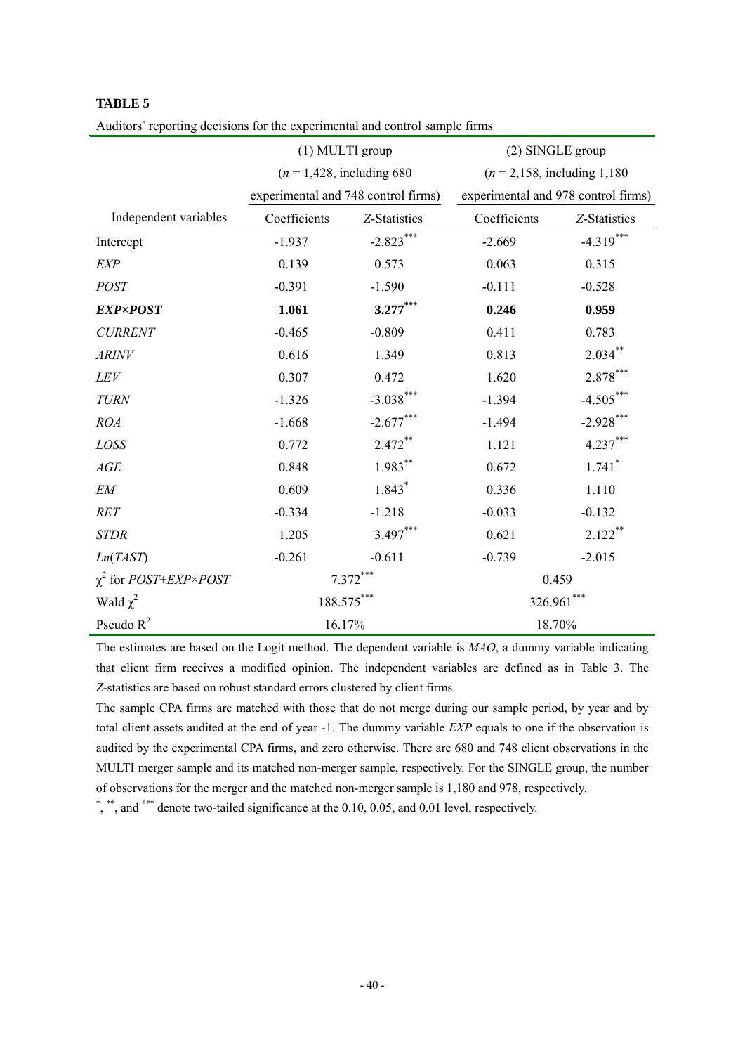**TABLE 5**

Auditors' reporting decisions for the experimental and control sample firms

| Independent variables | (1) MULTI group ($n$ = 1,428, including 680 experimental and 748 control firms) | | (2) SINGLE group ($n$ = 2,158, including 1,180 experimental and 978 control firms) | |
|---|---|---|---|---|
| | Coefficients | *Z*-Statistics | Coefficients | *Z*-Statistics |
| Intercept | -1.937 | -2.823*** | -2.669 | -4.319*** |
| *EXP* | 0.139 | 0.573 | 0.063 | 0.315 |
| *POST* | -0.391 | -1.590 | -0.111 | -0.528 |
| ***EXP×POST*** | **1.061** | **3.277*** ** | **0.246** | **0.959** |
| *CURRENT* | -0.465 | -0.809 | 0.411 | 0.783 |
| *ARINV* | 0.616 | 1.349 | 0.813 | 2.034** |
| *LEV* | 0.307 | 0.472 | 1.620 | 2.878*** |
| *TURN* | -1.326 | -3.038*** | -1.394 | -4.505*** |
| *ROA* | -1.668 | -2.677*** | -1.494 | -2.928*** |
| *LOSS* | 0.772 | 2.472** | 1.121 | 4.237*** |
| *AGE* | 0.848 | 1.983** | 0.672 | 1.741* |
| *EM* | 0.609 | 1.843* | 0.336 | 1.110 |
| *RET* | -0.334 | -1.218 | -0.033 | -0.132 |
| *STDR* | 1.205 | 3.497*** | 0.621 | 2.122** |
| *Ln*(*TAST*) | -0.261 | -0.611 | -0.739 | -2.015 |
| $\chi^2$ for *POST*+*EXP*×*POST* | 7.372*** | | 0.459 | |
| Wald $\chi^2$ | 188.575*** | | 326.961*** | |
| Pseudo $R^2$ | 16.17% | | 18.70% | |

The estimates are based on the Logit method. The dependent variable is *MAO*, a dummy variable indicating that client firm receives a modified opinion. The independent variables are defined as in Table 3. The *Z*-statistics are based on robust standard errors clustered by client firms.

The sample CPA firms are matched with those that do not merge during our sample period, by year and by total client assets audited at the end of year -1. The dummy variable *EXP* equals to one if the observation is audited by the experimental CPA firms, and zero otherwise. There are 680 and 748 client observations in the MULTI merger sample and its matched non-merger sample, respectively. For the SINGLE group, the number of observations for the merger and the matched non-merger sample is 1,180 and 978, respectively.

*, **, and *** denote two-tailed significance at the 0.10, 0.05, and 0.01 level, respectively.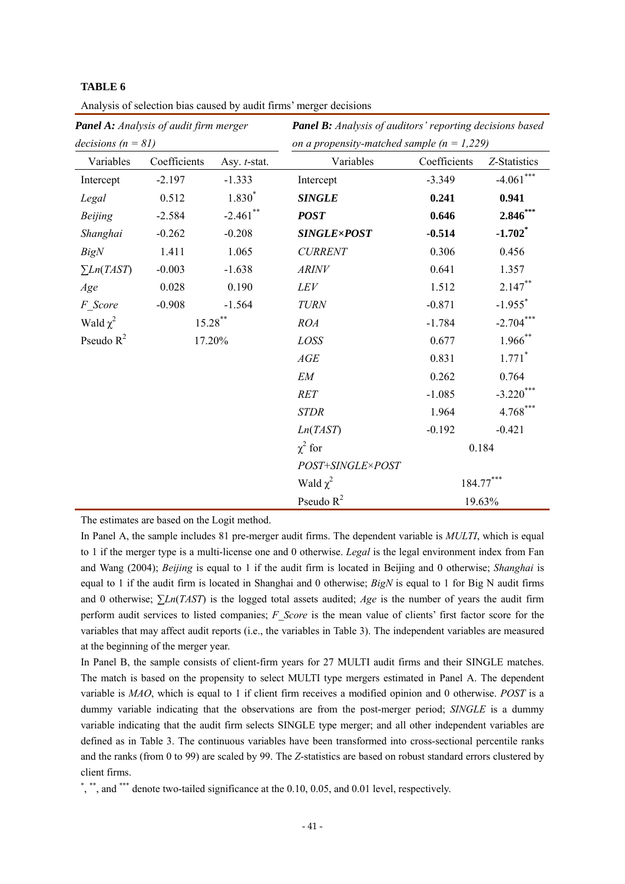**TABLE 6**

Analysis of selection bias caused by audit firms' merger decisions

| ***Panel A:*** *Analysis of audit firm merger decisions (n = 81)* | | | ***Panel B:*** *Analysis of auditors' reporting decisions based on a propensity-matched sample (n = 1,229)* | | |
|---|---|---|---|---|---|
| Variables | Coefficients | Asy. *t*-stat. | Variables | Coefficients | *Z*-Statistics |
| Intercept | -2.197 | -1.333 | Intercept | -3.349 | -4.061*** |
| *Legal* | 0.512 | 1.830* | ***SINGLE*** | **0.241** | **0.941** |
| *Beijing* | -2.584 | -2.461** | ***POST*** | **0.646** | **2.846*****|
| *Shanghai* | -0.262 | -0.208 | ***SINGLE×POST*** | **-0.514** | **-1.702*** |
| *BigN* | 1.411 | 1.065 | *CURRENT* | 0.306 | 0.456 |
| $\sum Ln(TAST)$ | -0.003 | -1.638 | *ARINV* | 0.641 | 1.357 |
| *Age* | 0.028 | 0.190 | *LEV* | 1.512 | 2.147** |
| *F_Score* | -0.908 | -1.564 | *TURN* | -0.871 | -1.955* |
| Wald $\chi^2$ | 15.28** | | *ROA* | -1.784 | -2.704*** |
| Pseudo $R^2$ | 17.20% | | *LOSS* | 0.677 | 1.966** |
| | | | *AGE* | 0.831 | 1.771* |
| | | | *EM* | 0.262 | 0.764 |
| | | | *RET* | -1.085 | -3.220*** |
| | | | *STDR* | 1.964 | 4.768*** |
| | | | *Ln*(*TAST*) | -0.192 | -0.421 |
| | | | $\chi^2$ for *POST+SINGLE×POST* | 0.184 | |
| | | | Wald $\chi^2$ | 184.77*** | |
| | | | Pseudo $R^2$ | 19.63% | |

The estimates are based on the Logit method.

In Panel A, the sample includes 81 pre-merger audit firms. The dependent variable is *MULTI*, which is equal to 1 if the merger type is a multi-license one and 0 otherwise. *Legal* is the legal environment index from Fan and Wang (2004); *Beijing* is equal to 1 if the audit firm is located in Beijing and 0 otherwise; *Shanghai* is equal to 1 if the audit firm is located in Shanghai and 0 otherwise; *BigN* is equal to 1 for Big N audit firms and 0 otherwise; $\sum Ln(TAST)$ is the logged total assets audited; *Age* is the number of years the audit firm perform audit services to listed companies; *F_Score* is the mean value of clients' first factor score for the variables that may affect audit reports (i.e., the variables in Table 3). The independent variables are measured at the beginning of the merger year.

In Panel B, the sample consists of client-firm years for 27 MULTI audit firms and their SINGLE matches. The match is based on the propensity to select MULTI type mergers estimated in Panel A. The dependent variable is *MAO*, which is equal to 1 if client firm receives a modified opinion and 0 otherwise. *POST* is a dummy variable indicating that the observations are from the post-merger period; *SINGLE* is a dummy variable indicating that the audit firm selects SINGLE type merger; and all other independent variables are defined as in Table 3. The continuous variables have been transformed into cross-sectional percentile ranks and the ranks (from 0 to 99) are scaled by 99. The *Z*-statistics are based on robust standard errors clustered by client firms.

*, **, and *** denote two-tailed significance at the 0.10, 0.05, and 0.01 level, respectively.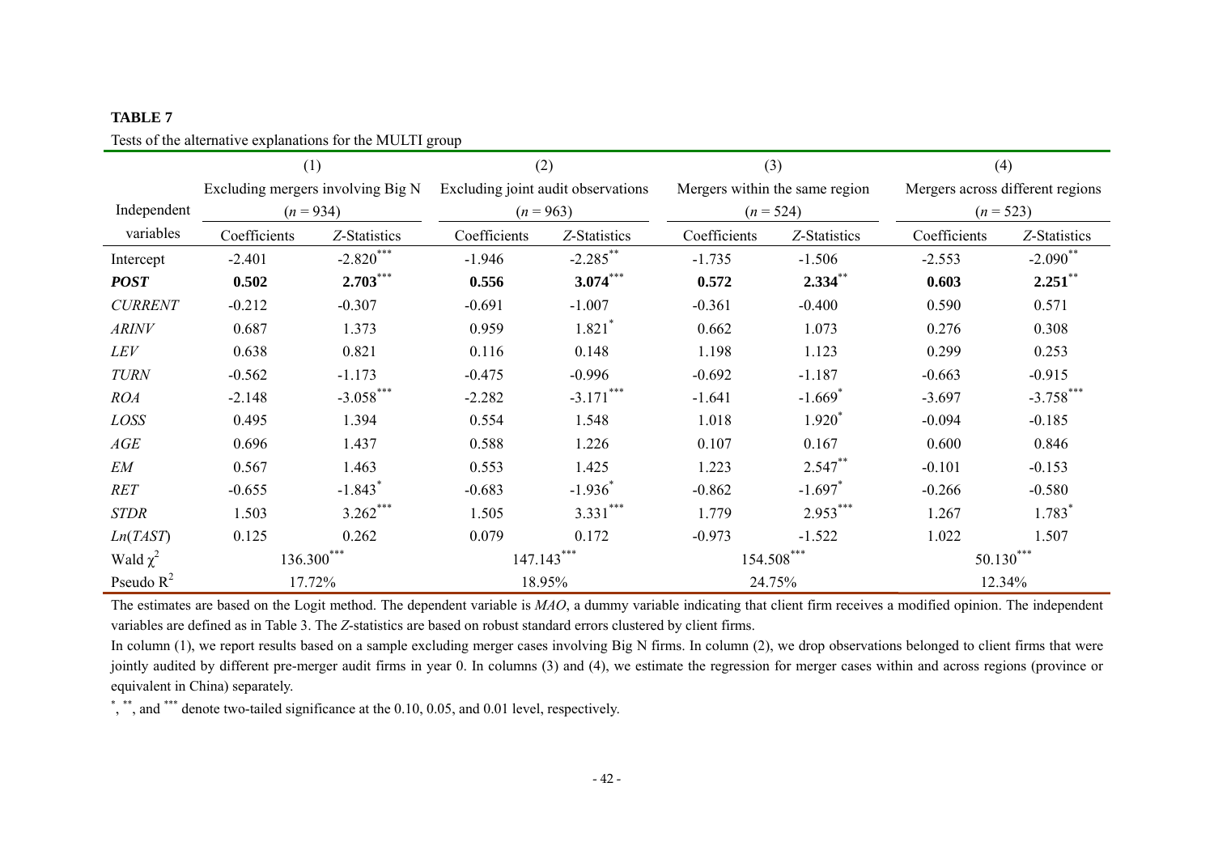**TABLE 7**

Tests of the alternative explanations for the MULTI group

| Independent variables | (1) Excluding mergers involving Big N ($n$ = 934) | | (2) Excluding joint audit observations ($n$ = 963) | | (3) Mergers within the same region ($n$ = 524) | | (4) Mergers across different regions ($n$ = 523) | |
|---|---|---|---|---|---|---|---|---|
| | Coefficients | *Z*-Statistics | Coefficients | *Z*-Statistics | Coefficients | *Z*-Statistics | Coefficients | *Z*-Statistics |
| Intercept | -2.401 | $-2.820^{***}$ | -1.946 | $-2.285^{**}$ | -1.735 | -1.506 | -2.553 | $-2.090^{**}$ |
| ***POST*** | **0.502** | $\mathbf{2.703}^{***}$ | **0.556** | $\mathbf{3.074}^{***}$ | **0.572** | $\mathbf{2.334}^{**}$ | **0.603** | $\mathbf{2.251}^{**}$ |
| *CURRENT* | -0.212 | -0.307 | -0.691 | -1.007 | -0.361 | -0.400 | 0.590 | 0.571 |
| *ARINV* | 0.687 | 1.373 | 0.959 | $1.821^{*}$ | 0.662 | 1.073 | 0.276 | 0.308 |
| *LEV* | 0.638 | 0.821 | 0.116 | 0.148 | 1.198 | 1.123 | 0.299 | 0.253 |
| *TURN* | -0.562 | -1.173 | -0.475 | -0.996 | -0.692 | -1.187 | -0.663 | -0.915 |
| *ROA* | -2.148 | $-3.058^{***}$ | -2.282 | $-3.171^{***}$ | -1.641 | $-1.669^{*}$ | -3.697 | $-3.758^{***}$ |
| *LOSS* | 0.495 | 1.394 | 0.554 | 1.548 | 1.018 | $1.920^{*}$ | -0.094 | -0.185 |
| *AGE* | 0.696 | 1.437 | 0.588 | 1.226 | 0.107 | 0.167 | 0.600 | 0.846 |
| *EM* | 0.567 | 1.463 | 0.553 | 1.425 | 1.223 | $2.547^{**}$ | -0.101 | -0.153 |
| *RET* | -0.655 | $-1.843^{*}$ | -0.683 | $-1.936^{*}$ | -0.862 | $-1.697^{*}$ | -0.266 | -0.580 |
| *STDR* | 1.503 | $3.262^{***}$ | 1.505 | $3.331^{***}$ | 1.779 | $2.953^{***}$ | 1.267 | $1.783^{*}$ |
| *Ln*(*TAST*) | 0.125 | 0.262 | 0.079 | 0.172 | -0.973 | -1.522 | 1.022 | 1.507 |
| Wald $\chi^2$ | $136.300^{***}$ | | $147.143^{***}$ | | $154.508^{***}$ | | $50.130^{***}$ | |
| Pseudo $R^2$ | 17.72% | | 18.95% | | 24.75% | | 12.34% | |

The estimates are based on the Logit method. The dependent variable is *MAO*, a dummy variable indicating that client firm receives a modified opinion. The independent variables are defined as in Table 3. The *Z*-statistics are based on robust standard errors clustered by client firms.

In column (1), we report results based on a sample excluding merger cases involving Big N firms. In column (2), we drop observations belonged to client firms that were jointly audited by different pre-merger audit firms in year 0. In columns (3) and (4), we estimate the regression for merger cases within and across regions (province or equivalent in China) separately.

$^{*}$, $^{**}$, and $^{***}$ denote two-tailed significance at the 0.10, 0.05, and 0.01 level, respectively.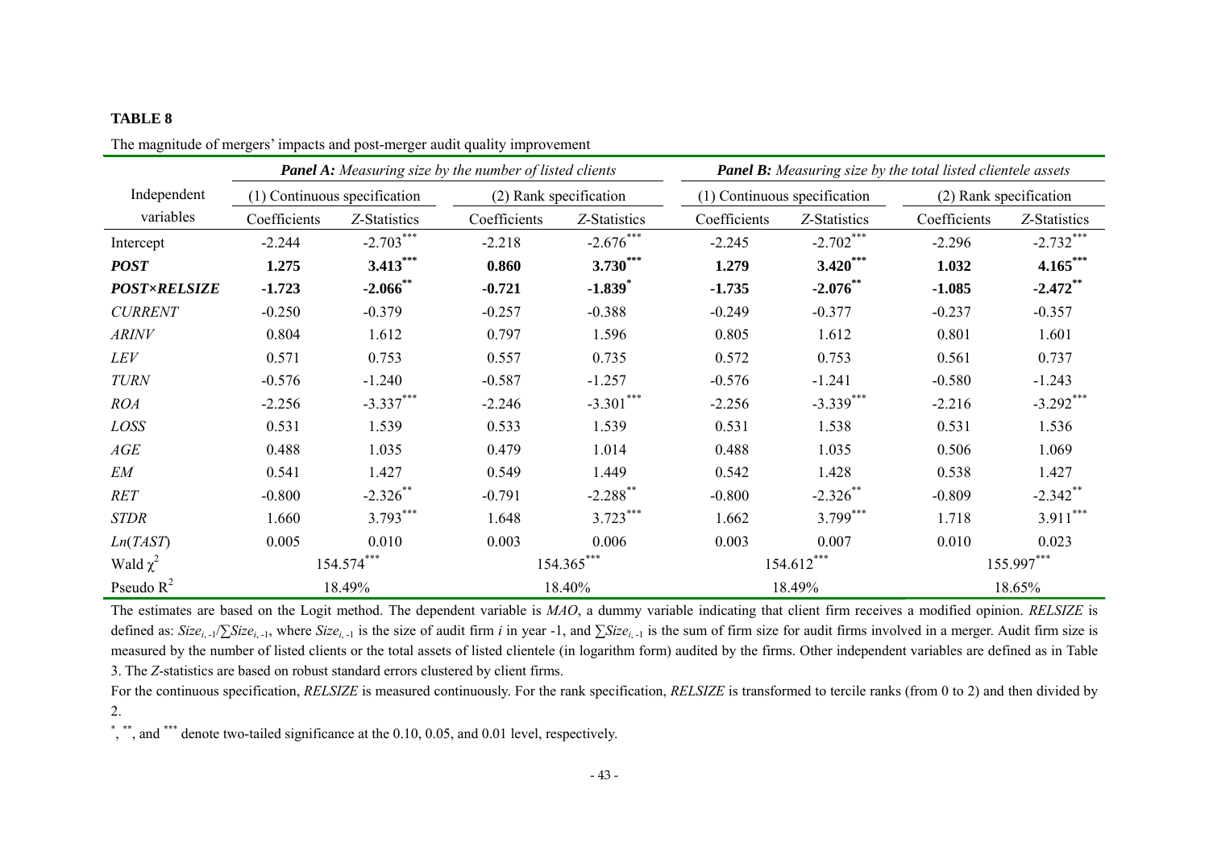**TABLE 8**

The magnitude of mergers' impacts and post-merger audit quality improvement

| Independent variables | ***Panel A:*** *Measuring size by the number of listed clients* | | | | ***Panel B:*** *Measuring size by the total listed clientele assets* | | | |
|---|---|---|---|---|---|---|---|---|
| | (1) Continuous specification | | (2) Rank specification | | (1) Continuous specification | | (2) Rank specification | |
| | Coefficients | *Z*-Statistics | Coefficients | *Z*-Statistics | Coefficients | *Z*-Statistics | Coefficients | *Z*-Statistics |
| Intercept | -2.244 | -2.703*** | -2.218 | -2.676*** | -2.245 | -2.702*** | -2.296 | -2.732*** |
| ***POST*** | **1.275** | **3.413*\*\*** | **0.860** | **3.730*\*\*** | **1.279** | **3.420*\*\*** | **1.032** | **4.165*\*\*** |
| ***POST×RELSIZE*** | **-1.723** | **-2.066*\*** | **-0.721** | **-1.839*** | **-1.735** | **-2.076*\*** | **-1.085** | **-2.472*\*** |
| *CURRENT* | -0.250 | -0.379 | -0.257 | -0.388 | -0.249 | -0.377 | -0.237 | -0.357 |
| *ARINV* | 0.804 | 1.612 | 0.797 | 1.596 | 0.805 | 1.612 | 0.801 | 1.601 |
| *LEV* | 0.571 | 0.753 | 0.557 | 0.735 | 0.572 | 0.753 | 0.561 | 0.737 |
| *TURN* | -0.576 | -1.240 | -0.587 | -1.257 | -0.576 | -1.241 | -0.580 | -1.243 |
| *ROA* | -2.256 | -3.337*** | -2.246 | -3.301*** | -2.256 | -3.339*** | -2.216 | -3.292*** |
| *LOSS* | 0.531 | 1.539 | 0.533 | 1.539 | 0.531 | 1.538 | 0.531 | 1.536 |
| *AGE* | 0.488 | 1.035 | 0.479 | 1.014 | 0.488 | 1.035 | 0.506 | 1.069 |
| *EM* | 0.541 | 1.427 | 0.549 | 1.449 | 0.542 | 1.428 | 0.538 | 1.427 |
| *RET* | -0.800 | -2.326** | -0.791 | -2.288** | -0.800 | -2.326** | -0.809 | -2.342** |
| *STDR* | 1.660 | 3.793*** | 1.648 | 3.723*** | 1.662 | 3.799*** | 1.718 | 3.911*** |
| *Ln*(*TAST*) | 0.005 | 0.010 | 0.003 | 0.006 | 0.003 | 0.007 | 0.010 | 0.023 |
| Wald $\chi^2$ | 154.574*** | | 154.365*** | | 154.612*** | | 155.997*** | |
| Pseudo $R^2$ | 18.49% | | 18.40% | | 18.49% | | 18.65% | |

The estimates are based on the Logit method. The dependent variable is *MAO*, a dummy variable indicating that client firm receives a modified opinion. *RELSIZE* is defined as: $Size_{i,-1}/\sum Size_{i,-1}$, where $Size_{i,-1}$ is the size of audit firm $i$ in year -1, and $\sum Size_{i,-1}$ is the sum of firm size for audit firms involved in a merger. Audit firm size is measured by the number of listed clients or the total assets of listed clientele (in logarithm form) audited by the firms. Other independent variables are defined as in Table 3. The *Z*-statistics are based on robust standard errors clustered by client firms.

For the continuous specification, *RELSIZE* is measured continuously. For the rank specification, *RELSIZE* is transformed to tercile ranks (from 0 to 2) and then divided by 2.

\*, \*\*, and \*\*\* denote two-tailed significance at the 0.10, 0.05, and 0.01 level, respectively.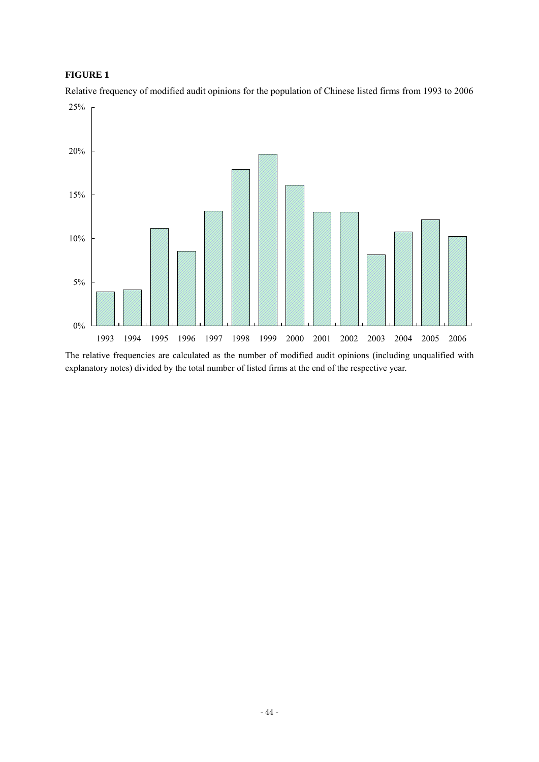**FIGURE 1**

Relative frequency of modified audit opinions for the population of Chinese listed firms from 1993 to 2006

25%
20%
15%
10%
5%
0%

1993 1994 1995 1996 1997 1998 1999 2000 2001 2002 2003 2004 2005 2006

The relative frequencies are calculated as the number of modified audit opinions (including unqualified with explanatory notes) divided by the total number of listed firms at the end of the respective year.